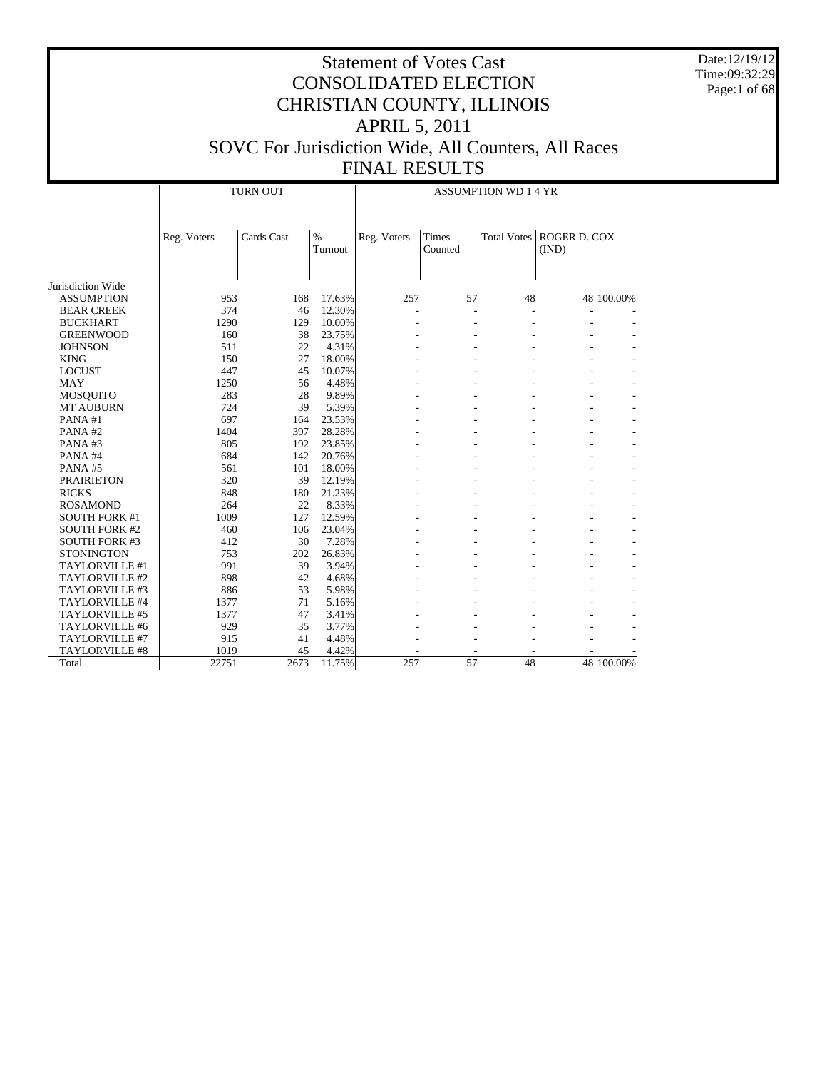# Statement of Votes Cast
# CONSOLIDATED ELECTION
# CHRISTIAN COUNTY, ILLINOIS
# APRIL 5, 2011
# SOVC For Jurisdiction Wide, All Counters, All Races
# FINAL RESULTS

Date:12/19/12
Time:09:32:29

| | TURN OUT | | | ASSUMPTION WD 1 4 YR | | | | |
|---|---|---|---|---|---|---|---|---|
| | Reg. Voters | Cards Cast | % Turnout | Reg. Voters | Times Counted | Total Votes | ROGER D. COX (IND) | |
| Jurisdiction Wide | | | | | | | | |
| ASSUMPTION | 953 | 168 | 17.63% | 257 | 57 | 48 | 48 | 100.00% |
| BEAR CREEK | 374 | 46 | 12.30% | - | - | - | - | - |
| BUCKHART | 1290 | 129 | 10.00% | - | - | - | - | - |
| GREENWOOD | 160 | 38 | 23.75% | - | - | - | - | - |
| JOHNSON | 511 | 22 | 4.31% | - | - | - | - | - |
| KING | 150 | 27 | 18.00% | - | - | - | - | - |
| LOCUST | 447 | 45 | 10.07% | - | - | - | - | - |
| MAY | 1250 | 56 | 4.48% | - | - | - | - | - |
| MOSQUITO | 283 | 28 | 9.89% | - | - | - | - | - |
| MT AUBURN | 724 | 39 | 5.39% | - | - | - | - | - |
| PANA #1 | 697 | 164 | 23.53% | - | - | - | - | - |
| PANA #2 | 1404 | 397 | 28.28% | - | - | - | - | - |
| PANA #3 | 805 | 192 | 23.85% | - | - | - | - | - |
| PANA #4 | 684 | 142 | 20.76% | - | - | - | - | - |
| PANA #5 | 561 | 101 | 18.00% | - | - | - | - | - |
| PRAIRIETON | 320 | 39 | 12.19% | - | - | - | - | - |
| RICKS | 848 | 180 | 21.23% | - | - | - | - | - |
| ROSAMOND | 264 | 22 | 8.33% | - | - | - | - | - |
| SOUTH FORK #1 | 1009 | 127 | 12.59% | - | - | - | - | - |
| SOUTH FORK #2 | 460 | 106 | 23.04% | - | - | - | - | - |
| SOUTH FORK #3 | 412 | 30 | 7.28% | - | - | - | - | - |
| STONINGTON | 753 | 202 | 26.83% | - | - | - | - | - |
| TAYLORVILLE #1 | 991 | 39 | 3.94% | - | - | - | - | - |
| TAYLORVILLE #2 | 898 | 42 | 4.68% | - | - | - | - | - |
| TAYLORVILLE #3 | 886 | 53 | 5.98% | - | - | - | - | - |
| TAYLORVILLE #4 | 1377 | 71 | 5.16% | - | - | - | - | - |
| TAYLORVILLE #5 | 1377 | 47 | 3.41% | - | - | - | - | - |
| TAYLORVILLE #6 | 929 | 35 | 3.77% | - | - | - | - | - |
| TAYLORVILLE #7 | 915 | 41 | 4.48% | - | - | - | - | - |
| TAYLORVILLE #8 | 1019 | 45 | 4.42% | - | - | - | - | - |
| Total | 22751 | 2673 | 11.75% | 257 | 57 | 48 | 48 | 100.00% |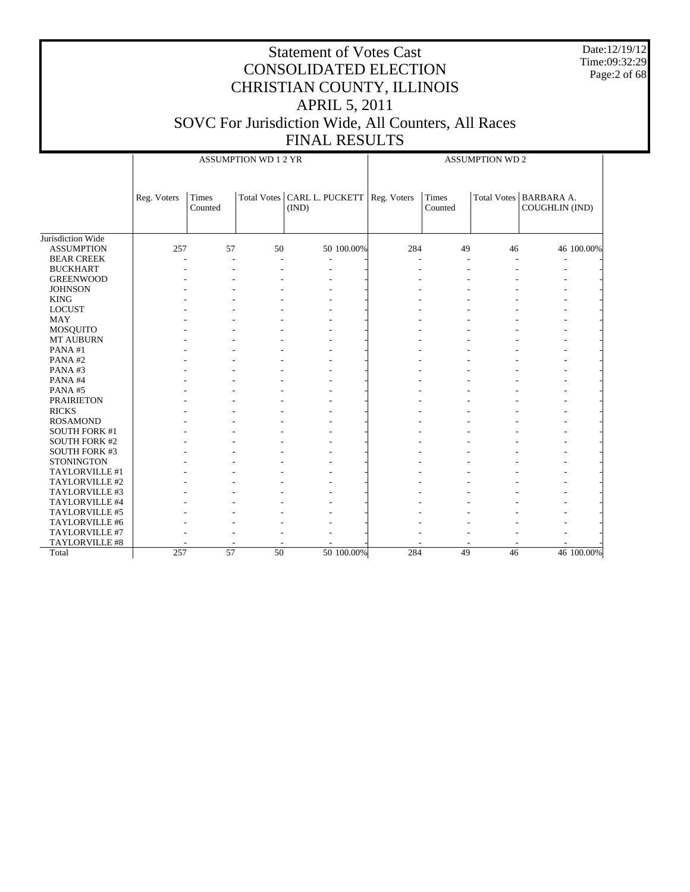# Statement of Votes Cast
# CONSOLIDATED ELECTION
# CHRISTIAN COUNTY, ILLINOIS
# APRIL 5, 2011
# SOVC For Jurisdiction Wide, All Counters, All Races
# FINAL RESULTS

Date:12/19/12
Time:09:32:29

| | ASSUMPTION WD 1 2 YR | | | | | ASSUMPTION WD 2 | | | | |
|---|---|---|---|---|---|---|---|---|---|---|
| | Reg. Voters | Times Counted | Total Votes | CARL L. PUCKETT (IND) | | Reg. Voters | Times Counted | Total Votes | BARBARA A. COUGHLIN (IND) | |
| Jurisdiction Wide | | | | | | | | | | |
| ASSUMPTION | 257 | 57 | 50 | 50 | 100.00% | 284 | 49 | 46 | 46 | 100.00% |
| BEAR CREEK | - | - | - | - | - | - | - | - | - | - |
| BUCKHART | - | - | - | - | - | - | - | - | - | - |
| GREENWOOD | - | - | - | - | - | - | - | - | - | - |
| JOHNSON | - | - | - | - | - | - | - | - | - | - |
| KING | - | - | - | - | - | - | - | - | - | - |
| LOCUST | - | - | - | - | - | - | - | - | - | - |
| MAY | - | - | - | - | - | - | - | - | - | - |
| MOSQUITO | - | - | - | - | - | - | - | - | - | - |
| MT AUBURN | - | - | - | - | - | - | - | - | - | - |
| PANA #1 | - | - | - | - | - | - | - | - | - | - |
| PANA #2 | - | - | - | - | - | - | - | - | - | - |
| PANA #3 | - | - | - | - | - | - | - | - | - | - |
| PANA #4 | - | - | - | - | - | - | - | - | - | - |
| PANA #5 | - | - | - | - | - | - | - | - | - | - |
| PRAIRIETON | - | - | - | - | - | - | - | - | - | - |
| RICKS | - | - | - | - | - | - | - | - | - | - |
| ROSAMOND | - | - | - | - | - | - | - | - | - | - |
| SOUTH FORK #1 | - | - | - | - | - | - | - | - | - | - |
| SOUTH FORK #2 | - | - | - | - | - | - | - | - | - | - |
| SOUTH FORK #3 | - | - | - | - | - | - | - | - | - | - |
| STONINGTON | - | - | - | - | - | - | - | - | - | - |
| TAYLORVILLE #1 | - | - | - | - | - | - | - | - | - | - |
| TAYLORVILLE #2 | - | - | - | - | - | - | - | - | - | - |
| TAYLORVILLE #3 | - | - | - | - | - | - | - | - | - | - |
| TAYLORVILLE #4 | - | - | - | - | - | - | - | - | - | - |
| TAYLORVILLE #5 | - | - | - | - | - | - | - | - | - | - |
| TAYLORVILLE #6 | - | - | - | - | - | - | - | - | - | - |
| TAYLORVILLE #7 | - | - | - | - | - | - | - | - | - | - |
| TAYLORVILLE #8 | - | - | - | - | - | - | - | - | - | - |
| Total | 257 | 57 | 50 | 50 | 100.00% | 284 | 49 | 46 | 46 | 100.00% |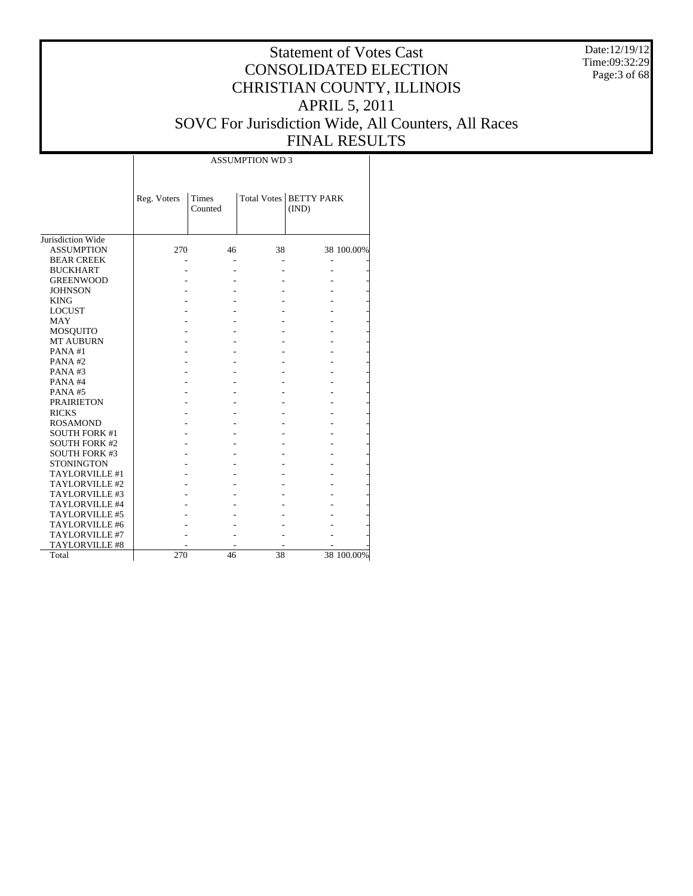# Statement of Votes Cast
# CONSOLIDATED ELECTION
# CHRISTIAN COUNTY, ILLINOIS
# APRIL 5, 2011
# SOVC For Jurisdiction Wide, All Counters, All Races
# FINAL RESULTS

Date:12/19/12
Time:09:32:29

| | ASSUMPTION WD 3 | | | | |
|---|---|---|---|---|---|
| | Reg. Voters | Times Counted | Total Votes | BETTY PARK (IND) | |
| Jurisdiction Wide | | | | | |
| ASSUMPTION | 270 | 46 | 38 | 38 | 100.00% |
| BEAR CREEK | - | - | - | - | - |
| BUCKHART | - | - | - | - | - |
| GREENWOOD | - | - | - | - | - |
| JOHNSON | - | - | - | - | - |
| KING | - | - | - | - | - |
| LOCUST | - | - | - | - | - |
| MAY | - | - | - | - | - |
| MOSQUITO | - | - | - | - | - |
| MT AUBURN | - | - | - | - | - |
| PANA #1 | - | - | - | - | - |
| PANA #2 | - | - | - | - | - |
| PANA #3 | - | - | - | - | - |
| PANA #4 | - | - | - | - | - |
| PANA #5 | - | - | - | - | - |
| PRAIRIETON | - | - | - | - | - |
| RICKS | - | - | - | - | - |
| ROSAMOND | - | - | - | - | - |
| SOUTH FORK #1 | - | - | - | - | - |
| SOUTH FORK #2 | - | - | - | - | - |
| SOUTH FORK #3 | - | - | - | - | - |
| STONINGTON | - | - | - | - | - |
| TAYLORVILLE #1 | - | - | - | - | - |
| TAYLORVILLE #2 | - | - | - | - | - |
| TAYLORVILLE #3 | - | - | - | - | - |
| TAYLORVILLE #4 | - | - | - | - | - |
| TAYLORVILLE #5 | - | - | - | - | - |
| TAYLORVILLE #6 | - | - | - | - | - |
| TAYLORVILLE #7 | - | - | - | - | - |
| TAYLORVILLE #8 | - | - | - | - | - |
| Total | 270 | 46 | 38 | 38 | 100.00% |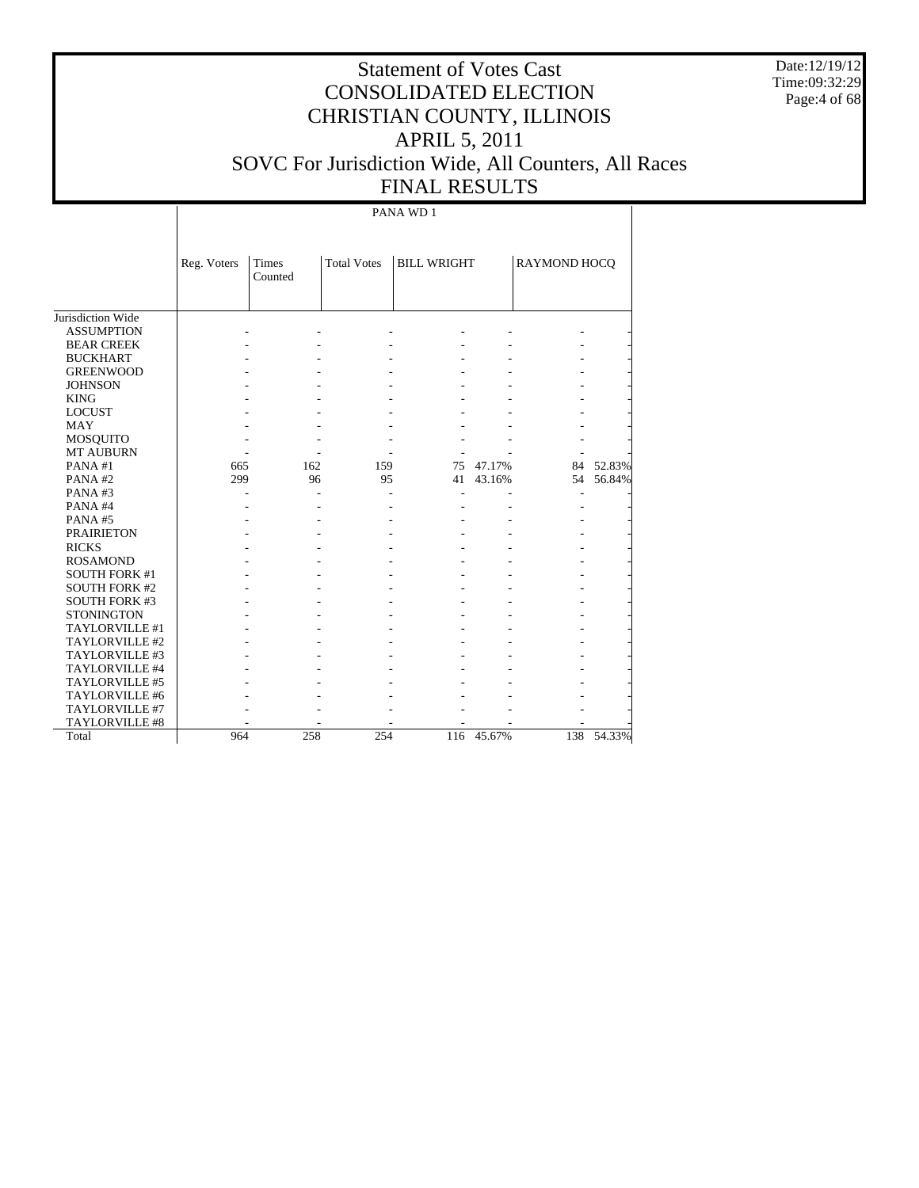# Statement of Votes Cast
# CONSOLIDATED ELECTION
# CHRISTIAN COUNTY, ILLINOIS
# APRIL 5, 2011
# SOVC For Jurisdiction Wide, All Counters, All Races
# FINAL RESULTS

Date:12/19/12
Time:09:32:29

| | PANA WD 1 | | | | | | |
|---|---|---|---|---|---|---|---|
| | Reg. Voters | Times Counted | Total Votes | BILL WRIGHT | | RAYMOND HOCQ | |
| Jurisdiction Wide | | | | | | | |
| ASSUMPTION | - | - | - | - | - | - | - |
| BEAR CREEK | - | - | - | - | - | - | - |
| BUCKHART | - | - | - | - | - | - | - |
| GREENWOOD | - | - | - | - | - | - | - |
| JOHNSON | - | - | - | - | - | - | - |
| KING | - | - | - | - | - | - | - |
| LOCUST | - | - | - | - | - | - | - |
| MAY | - | - | - | - | - | - | - |
| MOSQUITO | - | - | - | - | - | - | - |
| MT AUBURN | - | - | - | - | - | - | - |
| PANA #1 | 665 | 162 | 159 | 75 | 47.17% | 84 | 52.83% |
| PANA #2 | 299 | 96 | 95 | 41 | 43.16% | 54 | 56.84% |
| PANA #3 | - | - | - | - | - | - | - |
| PANA #4 | - | - | - | - | - | - | - |
| PANA #5 | - | - | - | - | - | - | - |
| PRAIRIETON | - | - | - | - | - | - | - |
| RICKS | - | - | - | - | - | - | - |
| ROSAMOND | - | - | - | - | - | - | - |
| SOUTH FORK #1 | - | - | - | - | - | - | - |
| SOUTH FORK #2 | - | - | - | - | - | - | - |
| SOUTH FORK #3 | - | - | - | - | - | - | - |
| STONINGTON | - | - | - | - | - | - | - |
| TAYLORVILLE #1 | - | - | - | - | - | - | - |
| TAYLORVILLE #2 | - | - | - | - | - | - | - |
| TAYLORVILLE #3 | - | - | - | - | - | - | - |
| TAYLORVILLE #4 | - | - | - | - | - | - | - |
| TAYLORVILLE #5 | - | - | - | - | - | - | - |
| TAYLORVILLE #6 | - | - | - | - | - | - | - |
| TAYLORVILLE #7 | - | - | - | - | - | - | - |
| TAYLORVILLE #8 | - | - | - | - | - | - | - |
| Total | 964 | 258 | 254 | 116 | 45.67% | 138 | 54.33% |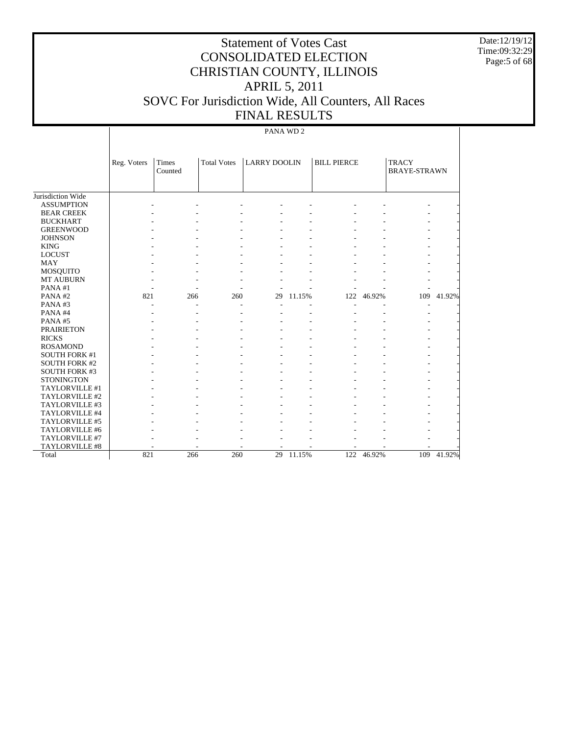# Statement of Votes Cast
# CONSOLIDATED ELECTION
# CHRISTIAN COUNTY, ILLINOIS
# APRIL 5, 2011
# SOVC For Jurisdiction Wide, All Counters, All Races
# FINAL RESULTS

Date:12/19/12
Time:09:32:29

PANA WD 2

| | Reg. Voters | Times Counted | Total Votes | LARRY DOOLIN | | BILL PIERCE | | TRACY BRAYE-STRAWN | |
|---|---|---|---|---|---|---|---|---|---|
| Jurisdiction Wide | | | | | | | | | |
| ASSUMPTION | - | - | - | - | - | - | - | - | - |
| BEAR CREEK | - | - | - | - | - | - | - | - | - |
| BUCKHART | - | - | - | - | - | - | - | - | - |
| GREENWOOD | - | - | - | - | - | - | - | - | - |
| JOHNSON | - | - | - | - | - | - | - | - | - |
| KING | - | - | - | - | - | - | - | - | - |
| LOCUST | - | - | - | - | - | - | - | - | - |
| MAY | - | - | - | - | - | - | - | - | - |
| MOSQUITO | - | - | - | - | - | - | - | - | - |
| MT AUBURN | - | - | - | - | - | - | - | - | - |
| PANA #1 | - | - | - | - | - | - | - | - | - |
| PANA #2 | 821 | 266 | 260 | 29 | 11.15% | 122 | 46.92% | 109 | 41.92% |
| PANA #3 | - | - | - | - | - | - | - | - | - |
| PANA #4 | - | - | - | - | - | - | - | - | - |
| PANA #5 | - | - | - | - | - | - | - | - | - |
| PRAIRIETON | - | - | - | - | - | - | - | - | - |
| RICKS | - | - | - | - | - | - | - | - | - |
| ROSAMOND | - | - | - | - | - | - | - | - | - |
| SOUTH FORK #1 | - | - | - | - | - | - | - | - | - |
| SOUTH FORK #2 | - | - | - | - | - | - | - | - | - |
| SOUTH FORK #3 | - | - | - | - | - | - | - | - | - |
| STONINGTON | - | - | - | - | - | - | - | - | - |
| TAYLORVILLE #1 | - | - | - | - | - | - | - | - | - |
| TAYLORVILLE #2 | - | - | - | - | - | - | - | - | - |
| TAYLORVILLE #3 | - | - | - | - | - | - | - | - | - |
| TAYLORVILLE #4 | - | - | - | - | - | - | - | - | - |
| TAYLORVILLE #5 | - | - | - | - | - | - | - | - | - |
| TAYLORVILLE #6 | - | - | - | - | - | - | - | - | - |
| TAYLORVILLE #7 | - | - | - | - | - | - | - | - | - |
| TAYLORVILLE #8 | - | - | - | - | - | - | - | - | - |
| Total | 821 | 266 | 260 | 29 | 11.15% | 122 | 46.92% | 109 | 41.92% |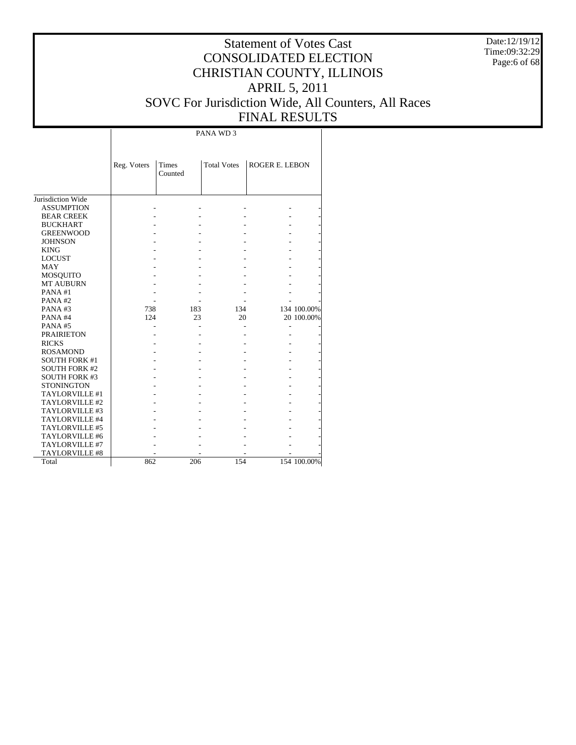# Statement of Votes Cast
# CONSOLIDATED ELECTION
# CHRISTIAN COUNTY, ILLINOIS
# APRIL 5, 2011
# SOVC For Jurisdiction Wide, All Counters, All Races
# FINAL RESULTS

Date:12/19/12
Time:09:32:29

| | PANA WD 3 | | | | |
|---|---|---|---|---|---|
| | Reg. Voters | Times Counted | Total Votes | ROGER E. LEBON | |
| Jurisdiction Wide | | | | | |
| ASSUMPTION | - | - | - | - | - |
| BEAR CREEK | - | - | - | - | - |
| BUCKHART | - | - | - | - | - |
| GREENWOOD | - | - | - | - | - |
| JOHNSON | - | - | - | - | - |
| KING | - | - | - | - | - |
| LOCUST | - | - | - | - | - |
| MAY | - | - | - | - | - |
| MOSQUITO | - | - | - | - | - |
| MT AUBURN | - | - | - | - | - |
| PANA #1 | - | - | - | - | - |
| PANA #2 | - | - | - | - | - |
| PANA #3 | 738 | 183 | 134 | 134 | 100.00% |
| PANA #4 | 124 | 23 | 20 | 20 | 100.00% |
| PANA #5 | - | - | - | - | - |
| PRAIRIETON | - | - | - | - | - |
| RICKS | - | - | - | - | - |
| ROSAMOND | - | - | - | - | - |
| SOUTH FORK #1 | - | - | - | - | - |
| SOUTH FORK #2 | - | - | - | - | - |
| SOUTH FORK #3 | - | - | - | - | - |
| STONINGTON | - | - | - | - | - |
| TAYLORVILLE #1 | - | - | - | - | - |
| TAYLORVILLE #2 | - | - | - | - | - |
| TAYLORVILLE #3 | - | - | - | - | - |
| TAYLORVILLE #4 | - | - | - | - | - |
| TAYLORVILLE #5 | - | - | - | - | - |
| TAYLORVILLE #6 | - | - | - | - | - |
| TAYLORVILLE #7 | - | - | - | - | - |
| TAYLORVILLE #8 | - | - | - | - | - |
| Total | 862 | 206 | 154 | 154 | 100.00% |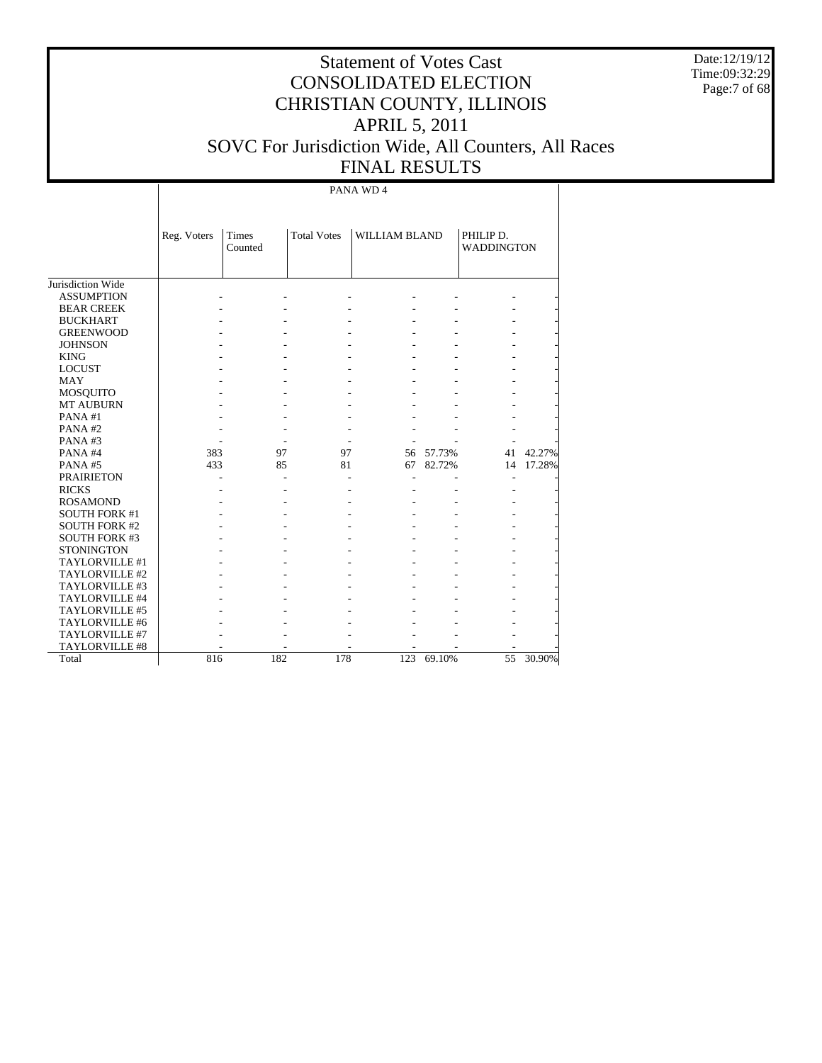# Statement of Votes Cast
# CONSOLIDATED ELECTION
# CHRISTIAN COUNTY, ILLINOIS
# APRIL 5, 2011
# SOVC For Jurisdiction Wide, All Counters, All Races
# FINAL RESULTS

Date:12/19/12
Time:09:32:29

| | PANA WD 4 | | | | | | |
|---|---|---|---|---|---|---|---|
| | Reg. Voters | Times Counted | Total Votes | WILLIAM BLAND | | PHILIP D. WADDINGTON | |
| Jurisdiction Wide | | | | | | | |
| ASSUMPTION | - | - | - | - | - | - | - |
| BEAR CREEK | - | - | - | - | - | - | - |
| BUCKHART | - | - | - | - | - | - | - |
| GREENWOOD | - | - | - | - | - | - | - |
| JOHNSON | - | - | - | - | - | - | - |
| KING | - | - | - | - | - | - | - |
| LOCUST | - | - | - | - | - | - | - |
| MAY | - | - | - | - | - | - | - |
| MOSQUITO | - | - | - | - | - | - | - |
| MT AUBURN | - | - | - | - | - | - | - |
| PANA #1 | - | - | - | - | - | - | - |
| PANA #2 | - | - | - | - | - | - | - |
| PANA #3 | - | - | - | - | - | - | - |
| PANA #4 | 383 | 97 | 97 | 56 | 57.73% | 41 | 42.27% |
| PANA #5 | 433 | 85 | 81 | 67 | 82.72% | 14 | 17.28% |
| PRAIRIETON | - | - | - | - | - | - | - |
| RICKS | - | - | - | - | - | - | - |
| ROSAMOND | - | - | - | - | - | - | - |
| SOUTH FORK #1 | - | - | - | - | - | - | - |
| SOUTH FORK #2 | - | - | - | - | - | - | - |
| SOUTH FORK #3 | - | - | - | - | - | - | - |
| STONINGTON | - | - | - | - | - | - | - |
| TAYLORVILLE #1 | - | - | - | - | - | - | - |
| TAYLORVILLE #2 | - | - | - | - | - | - | - |
| TAYLORVILLE #3 | - | - | - | - | - | - | - |
| TAYLORVILLE #4 | - | - | - | - | - | - | - |
| TAYLORVILLE #5 | - | - | - | - | - | - | - |
| TAYLORVILLE #6 | - | - | - | - | - | - | - |
| TAYLORVILLE #7 | - | - | - | - | - | - | - |
| TAYLORVILLE #8 | - | - | - | - | - | - | - |
| Total | 816 | 182 | 178 | 123 | 69.10% | 55 | 30.90% |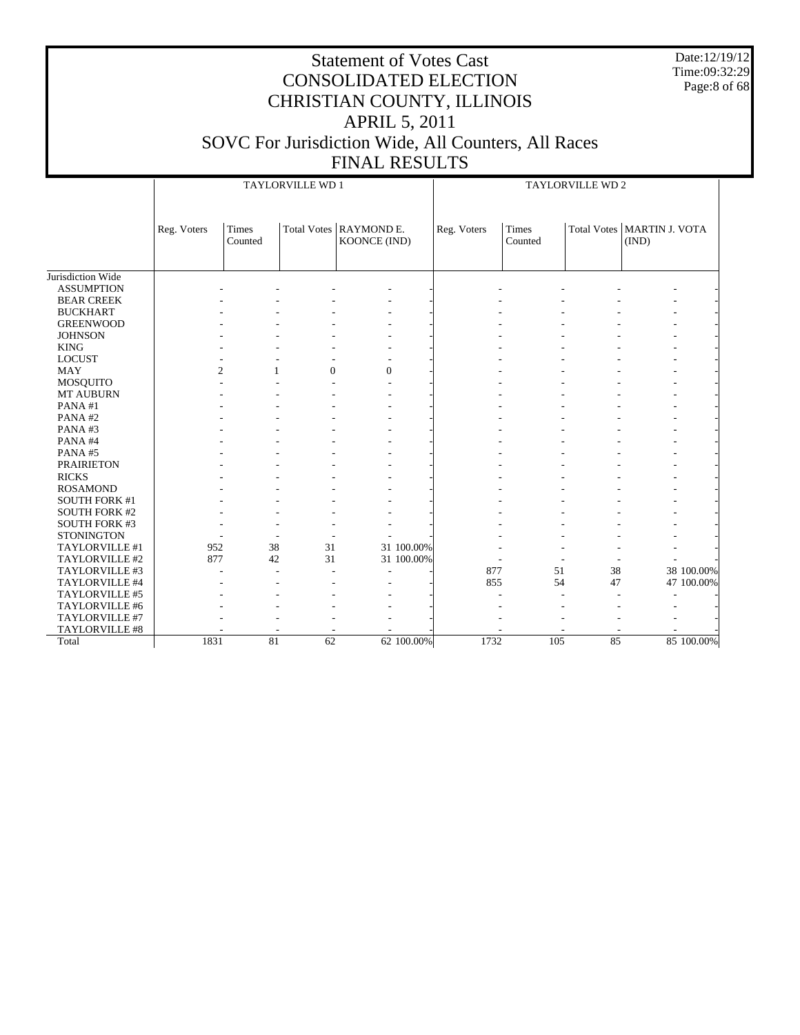# Statement of Votes Cast
# CONSOLIDATED ELECTION
# CHRISTIAN COUNTY, ILLINOIS
# APRIL 5, 2011
# SOVC For Jurisdiction Wide, All Counters, All Races
# FINAL RESULTS

Date:12/19/12
Time:09:32:29

| | TAYLORVILLE WD 1 | | | | | TAYLORVILLE WD 2 | | | | |
|---|---|---|---|---|---|---|---|---|---|---|
| | Reg. Voters | Times Counted | Total Votes | RAYMOND E. KOONCE (IND) | | Reg. Voters | Times Counted | Total Votes | MARTIN J. VOTA (IND) | |
| Jurisdiction Wide | | | | | | | | | | |
| ASSUMPTION | - | - | - | - | - | - | - | - | - | - |
| BEAR CREEK | - | - | - | - | - | - | - | - | - | - |
| BUCKHART | - | - | - | - | - | - | - | - | - | - |
| GREENWOOD | - | - | - | - | - | - | - | - | - | - |
| JOHNSON | - | - | - | - | - | - | - | - | - | - |
| KING | - | - | - | - | - | - | - | - | - | - |
| LOCUST | - | - | - | - | - | - | - | - | - | - |
| MAY | 2 | 1 | 0 | 0 | - | - | - | - | - | - |
| MOSQUITO | - | - | - | - | - | - | - | - | - | - |
| MT AUBURN | - | - | - | - | - | - | - | - | - | - |
| PANA #1 | - | - | - | - | - | - | - | - | - | - |
| PANA #2 | - | - | - | - | - | - | - | - | - | - |
| PANA #3 | - | - | - | - | - | - | - | - | - | - |
| PANA #4 | - | - | - | - | - | - | - | - | - | - |
| PANA #5 | - | - | - | - | - | - | - | - | - | - |
| PRAIRIETON | - | - | - | - | - | - | - | - | - | - |
| RICKS | - | - | - | - | - | - | - | - | - | - |
| ROSAMOND | - | - | - | - | - | - | - | - | - | - |
| SOUTH FORK #1 | - | - | - | - | - | - | - | - | - | - |
| SOUTH FORK #2 | - | - | - | - | - | - | - | - | - | - |
| SOUTH FORK #3 | - | - | - | - | - | - | - | - | - | - |
| STONINGTON | - | - | - | - | - | - | - | - | - | - |
| TAYLORVILLE #1 | 952 | 38 | 31 | 31 | 100.00% | - | - | - | - | - |
| TAYLORVILLE #2 | 877 | 42 | 31 | 31 | 100.00% | - | - | - | - | - |
| TAYLORVILLE #3 | - | - | - | - | - | 877 | 51 | 38 | 38 | 100.00% |
| TAYLORVILLE #4 | - | - | - | - | - | 855 | 54 | 47 | 47 | 100.00% |
| TAYLORVILLE #5 | - | - | - | - | - | - | - | - | - | - |
| TAYLORVILLE #6 | - | - | - | - | - | - | - | - | - | - |
| TAYLORVILLE #7 | - | - | - | - | - | - | - | - | - | - |
| TAYLORVILLE #8 | - | - | - | - | - | - | - | - | - | - |
| Total | 1831 | 81 | 62 | 62 | 100.00% | 1732 | 105 | 85 | 85 | 100.00% |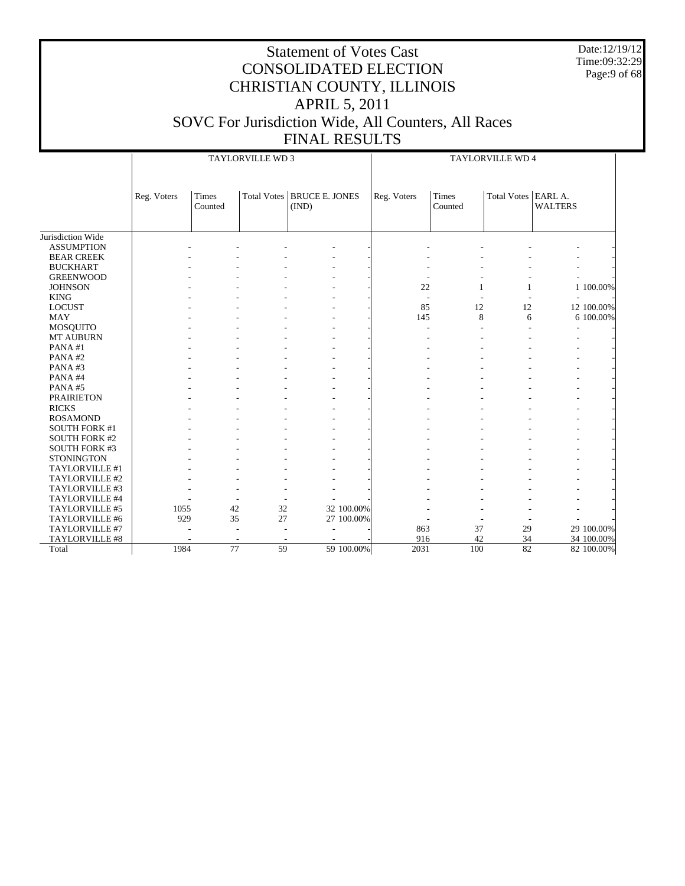# Statement of Votes Cast
# CONSOLIDATED ELECTION
# CHRISTIAN COUNTY, ILLINOIS
# APRIL 5, 2011
# SOVC For Jurisdiction Wide, All Counters, All Races
# FINAL RESULTS

Date:12/19/12
Time:09:32:29

| | TAYLORVILLE WD 3 | | | | | TAYLORVILLE WD 4 | | | | |
|---|---|---|---|---|---|---|---|---|---|---|
| | Reg. Voters | Times Counted | Total Votes | BRUCE E. JONES (IND) | | Reg. Voters | Times Counted | Total Votes | EARL A. WALTERS | |
| Jurisdiction Wide | | | | | | | | | | |
| ASSUMPTION | - | - | - | - | - | - | - | - | - | - |
| BEAR CREEK | - | - | - | - | - | - | - | - | - | - |
| BUCKHART | - | - | - | - | - | - | - | - | - | - |
| GREENWOOD | - | - | - | - | - | - | - | - | - | - |
| JOHNSON | - | - | - | - | - | 22 | 1 | 1 | 1 | 100.00% |
| KING | - | - | - | - | - | - | - | - | - | - |
| LOCUST | - | - | - | - | - | 85 | 12 | 12 | 12 | 100.00% |
| MAY | - | - | - | - | - | 145 | 8 | 6 | 6 | 100.00% |
| MOSQUITO | - | - | - | - | - | - | - | - | - | - |
| MT AUBURN | - | - | - | - | - | - | - | - | - | - |
| PANA #1 | - | - | - | - | - | - | - | - | - | - |
| PANA #2 | - | - | - | - | - | - | - | - | - | - |
| PANA #3 | - | - | - | - | - | - | - | - | - | - |
| PANA #4 | - | - | - | - | - | - | - | - | - | - |
| PANA #5 | - | - | - | - | - | - | - | - | - | - |
| PRAIRIETON | - | - | - | - | - | - | - | - | - | - |
| RICKS | - | - | - | - | - | - | - | - | - | - |
| ROSAMOND | - | - | - | - | - | - | - | - | - | - |
| SOUTH FORK #1 | - | - | - | - | - | - | - | - | - | - |
| SOUTH FORK #2 | - | - | - | - | - | - | - | - | - | - |
| SOUTH FORK #3 | - | - | - | - | - | - | - | - | - | - |
| STONINGTON | - | - | - | - | - | - | - | - | - | - |
| TAYLORVILLE #1 | - | - | - | - | - | - | - | - | - | - |
| TAYLORVILLE #2 | - | - | - | - | - | - | - | - | - | - |
| TAYLORVILLE #3 | - | - | - | - | - | - | - | - | - | - |
| TAYLORVILLE #4 | - | - | - | - | - | - | - | - | - | - |
| TAYLORVILLE #5 | 1055 | 42 | 32 | 32 | 100.00% | - | - | - | - | - |
| TAYLORVILLE #6 | 929 | 35 | 27 | 27 | 100.00% | - | - | - | - | - |
| TAYLORVILLE #7 | - | - | - | - | - | 863 | 37 | 29 | 29 | 100.00% |
| TAYLORVILLE #8 | - | - | - | - | - | 916 | 42 | 34 | 34 | 100.00% |
| Total | 1984 | 77 | 59 | 59 | 100.00% | 2031 | 100 | 82 | 82 | 100.00% |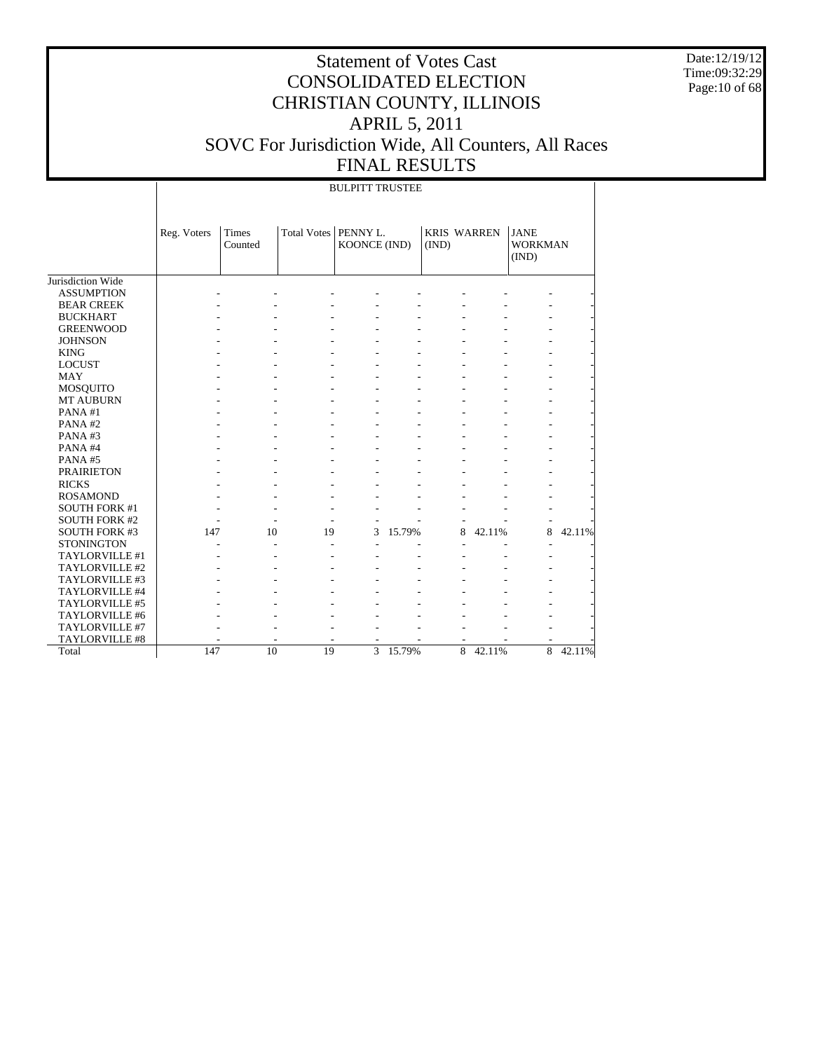# Statement of Votes Cast
# CONSOLIDATED ELECTION
# CHRISTIAN COUNTY, ILLINOIS
# APRIL 5, 2011
# SOVC For Jurisdiction Wide, All Counters, All Races
# FINAL RESULTS

Date:12/19/12
Time:09:32:29

| | BULPITT TRUSTEE | | | | | | | | |
|---|---|---|---|---|---|---|---|---|---|
| | Reg. Voters | Times Counted | Total Votes | PENNY L. KOONCE (IND) | | KRIS WARREN (IND) | | JANE WORKMAN (IND) | |
| Jurisdiction Wide | | | | | | | | | |
| ASSUMPTION | - | - | - | - | - | - | - | - | - |
| BEAR CREEK | - | - | - | - | - | - | - | - | - |
| BUCKHART | - | - | - | - | - | - | - | - | - |
| GREENWOOD | - | - | - | - | - | - | - | - | - |
| JOHNSON | - | - | - | - | - | - | - | - | - |
| KING | - | - | - | - | - | - | - | - | - |
| LOCUST | - | - | - | - | - | - | - | - | - |
| MAY | - | - | - | - | - | - | - | - | - |
| MOSQUITO | - | - | - | - | - | - | - | - | - |
| MT AUBURN | - | - | - | - | - | - | - | - | - |
| PANA #1 | - | - | - | - | - | - | - | - | - |
| PANA #2 | - | - | - | - | - | - | - | - | - |
| PANA #3 | - | - | - | - | - | - | - | - | - |
| PANA #4 | - | - | - | - | - | - | - | - | - |
| PANA #5 | - | - | - | - | - | - | - | - | - |
| PRAIRIETON | - | - | - | - | - | - | - | - | - |
| RICKS | - | - | - | - | - | - | - | - | - |
| ROSAMOND | - | - | - | - | - | - | - | - | - |
| SOUTH FORK #1 | - | - | - | - | - | - | - | - | - |
| SOUTH FORK #2 | - | - | - | - | - | - | - | - | - |
| SOUTH FORK #3 | 147 | 10 | 19 | 3 | 15.79% | 8 | 42.11% | 8 | 42.11% |
| STONINGTON | - | - | - | - | - | - | - | - | - |
| TAYLORVILLE #1 | - | - | - | - | - | - | - | - | - |
| TAYLORVILLE #2 | - | - | - | - | - | - | - | - | - |
| TAYLORVILLE #3 | - | - | - | - | - | - | - | - | - |
| TAYLORVILLE #4 | - | - | - | - | - | - | - | - | - |
| TAYLORVILLE #5 | - | - | - | - | - | - | - | - | - |
| TAYLORVILLE #6 | - | - | - | - | - | - | - | - | - |
| TAYLORVILLE #7 | - | - | - | - | - | - | - | - | - |
| TAYLORVILLE #8 | - | - | - | - | - | - | - | - | - |
| Total | 147 | 10 | 19 | 3 | 15.79% | 8 | 42.11% | 8 | 42.11% |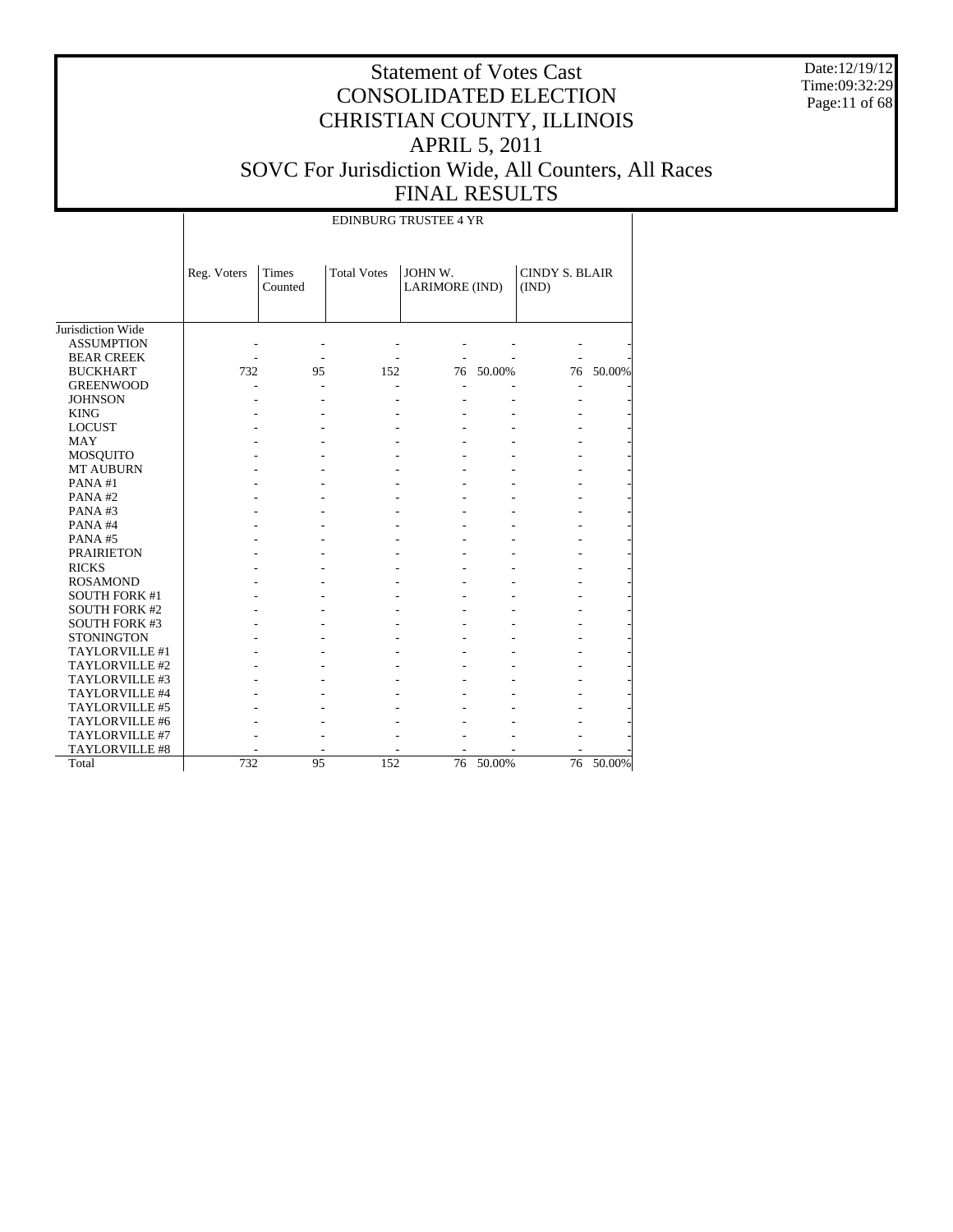# Statement of Votes Cast
# CONSOLIDATED ELECTION
# CHRISTIAN COUNTY, ILLINOIS
# APRIL 5, 2011
# SOVC For Jurisdiction Wide, All Counters, All Races
# FINAL RESULTS

Date:12/19/12
Time:09:32:29

| | EDINBURG TRUSTEE 4 YR | | | | | | |
|---|---|---|---|---|---|---|---|
| | Reg. Voters | Times Counted | Total Votes | JOHN W. LARIMORE (IND) | | CINDY S. BLAIR (IND) | |
| Jurisdiction Wide | | | | | | | |
| ASSUMPTION | - | - | - | - | - | - | - |
| BEAR CREEK | - | - | - | - | - | - | - |
| BUCKHART | 732 | 95 | 152 | 76 | 50.00% | 76 | 50.00% |
| GREENWOOD | - | - | - | - | - | - | - |
| JOHNSON | - | - | - | - | - | - | - |
| KING | - | - | - | - | - | - | - |
| LOCUST | - | - | - | - | - | - | - |
| MAY | - | - | - | - | - | - | - |
| MOSQUITO | - | - | - | - | - | - | - |
| MT AUBURN | - | - | - | - | - | - | - |
| PANA #1 | - | - | - | - | - | - | - |
| PANA #2 | - | - | - | - | - | - | - |
| PANA #3 | - | - | - | - | - | - | - |
| PANA #4 | - | - | - | - | - | - | - |
| PANA #5 | - | - | - | - | - | - | - |
| PRAIRIETON | - | - | - | - | - | - | - |
| RICKS | - | - | - | - | - | - | - |
| ROSAMOND | - | - | - | - | - | - | - |
| SOUTH FORK #1 | - | - | - | - | - | - | - |
| SOUTH FORK #2 | - | - | - | - | - | - | - |
| SOUTH FORK #3 | - | - | - | - | - | - | - |
| STONINGTON | - | - | - | - | - | - | - |
| TAYLORVILLE #1 | - | - | - | - | - | - | - |
| TAYLORVILLE #2 | - | - | - | - | - | - | - |
| TAYLORVILLE #3 | - | - | - | - | - | - | - |
| TAYLORVILLE #4 | - | - | - | - | - | - | - |
| TAYLORVILLE #5 | - | - | - | - | - | - | - |
| TAYLORVILLE #6 | - | - | - | - | - | - | - |
| TAYLORVILLE #7 | - | - | - | - | - | - | - |
| TAYLORVILLE #8 | - | - | - | - | - | - | - |
| Total | 732 | 95 | 152 | 76 | 50.00% | 76 | 50.00% |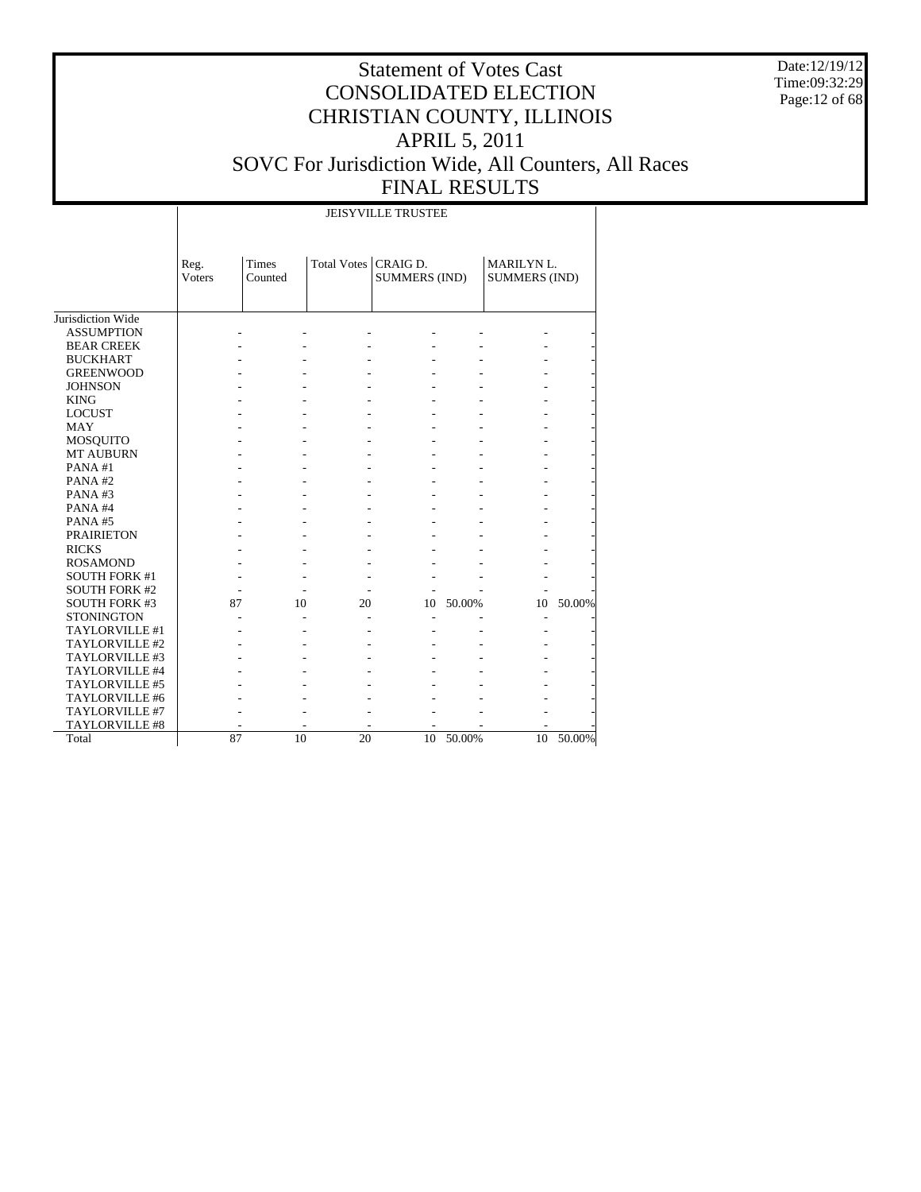# Statement of Votes Cast
# CONSOLIDATED ELECTION
# CHRISTIAN COUNTY, ILLINOIS
# APRIL 5, 2011
# SOVC For Jurisdiction Wide, All Counters, All Races
# FINAL RESULTS

Date:12/19/12
Time:09:32:29

| | JEISYVILLE TRUSTEE | | | | | | |
|---|---|---|---|---|---|---|---|
| | Reg. Voters | Times Counted | Total Votes | CRAIG D. SUMMERS (IND) | | MARILYN L. SUMMERS (IND) | |
| Jurisdiction Wide | | | | | | | |
| ASSUMPTION | - | - | - | - | - | - | - |
| BEAR CREEK | - | - | - | - | - | - | - |
| BUCKHART | - | - | - | - | - | - | - |
| GREENWOOD | - | - | - | - | - | - | - |
| JOHNSON | - | - | - | - | - | - | - |
| KING | - | - | - | - | - | - | - |
| LOCUST | - | - | - | - | - | - | - |
| MAY | - | - | - | - | - | - | - |
| MOSQUITO | - | - | - | - | - | - | - |
| MT AUBURN | - | - | - | - | - | - | - |
| PANA #1 | - | - | - | - | - | - | - |
| PANA #2 | - | - | - | - | - | - | - |
| PANA #3 | - | - | - | - | - | - | - |
| PANA #4 | - | - | - | - | - | - | - |
| PANA #5 | - | - | - | - | - | - | - |
| PRAIRIETON | - | - | - | - | - | - | - |
| RICKS | - | - | - | - | - | - | - |
| ROSAMOND | - | - | - | - | - | - | - |
| SOUTH FORK #1 | - | - | - | - | - | - | - |
| SOUTH FORK #2 | - | - | - | - | - | - | - |
| SOUTH FORK #3 | 87 | 10 | 20 | 10 | 50.00% | 10 | 50.00% |
| STONINGTON | - | - | - | - | - | - | - |
| TAYLORVILLE #1 | - | - | - | - | - | - | - |
| TAYLORVILLE #2 | - | - | - | - | - | - | - |
| TAYLORVILLE #3 | - | - | - | - | - | - | - |
| TAYLORVILLE #4 | - | - | - | - | - | - | - |
| TAYLORVILLE #5 | - | - | - | - | - | - | - |
| TAYLORVILLE #6 | - | - | - | - | - | - | - |
| TAYLORVILLE #7 | - | - | - | - | - | - | - |
| TAYLORVILLE #8 | - | - | - | - | - | - | - |
| Total | 87 | 10 | 20 | 10 | 50.00% | 10 | 50.00% |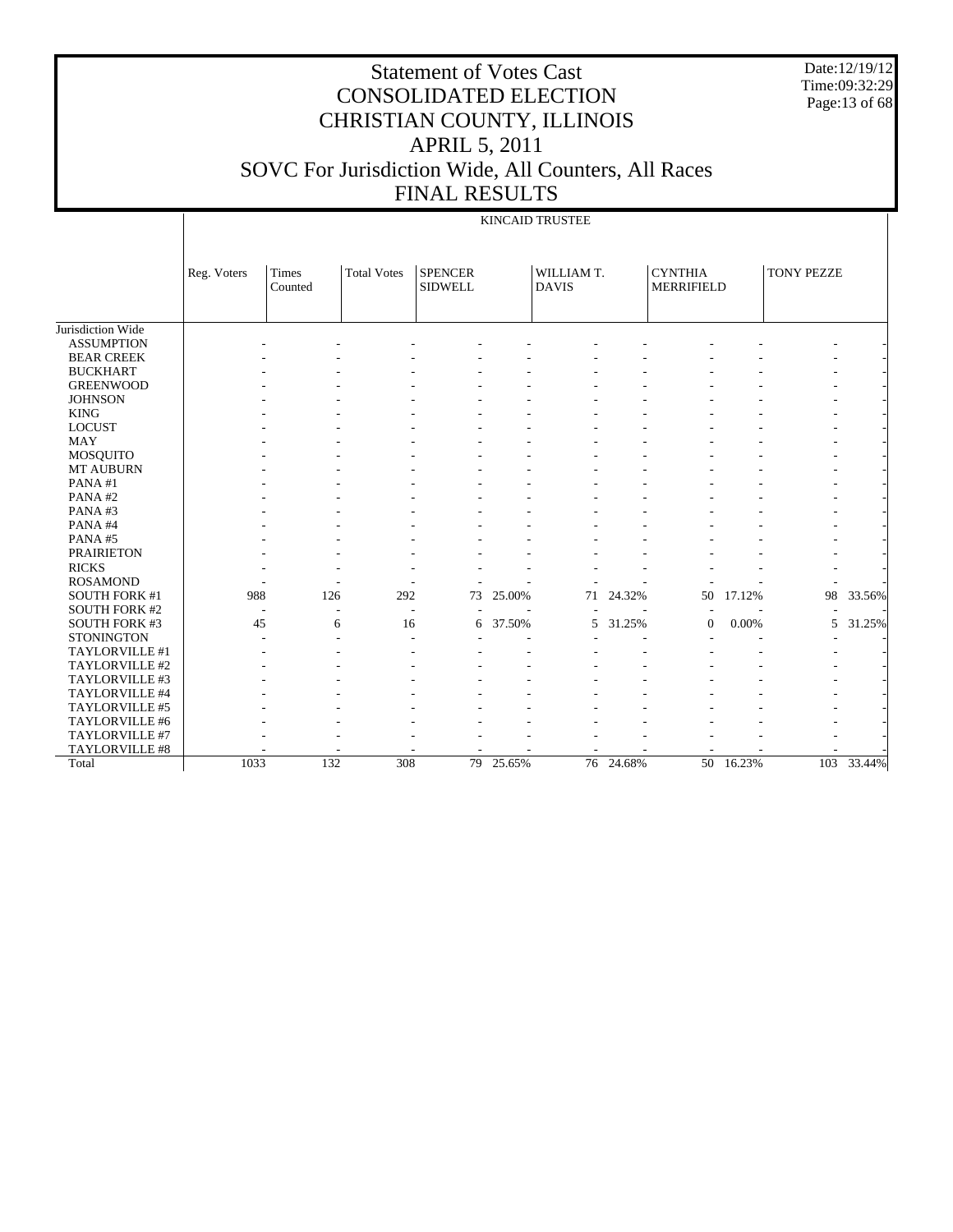# Statement of Votes Cast
# CONSOLIDATED ELECTION
# CHRISTIAN COUNTY, ILLINOIS
# APRIL 5, 2011
# SOVC For Jurisdiction Wide, All Counters, All Races
# FINAL RESULTS

Date:12/19/12
Time:09:32:29

KINCAID TRUSTEE

| | Reg. Voters | Times Counted | Total Votes | SPENCER SIDWELL | | WILLIAM T. DAVIS | | CYNTHIA MERRIFIELD | | TONY PEZZE | |
|---|---|---|---|---|---|---|---|---|---|---|---|
| Jurisdiction Wide | | | | | | | | | | | |
| ASSUMPTION | - | - | - | - | - | - | - | - | - | - | - |
| BEAR CREEK | - | - | - | - | - | - | - | - | - | - | - |
| BUCKHART | - | - | - | - | - | - | - | - | - | - | - |
| GREENWOOD | - | - | - | - | - | - | - | - | - | - | - |
| JOHNSON | - | - | - | - | - | - | - | - | - | - | - |
| KING | - | - | - | - | - | - | - | - | - | - | - |
| LOCUST | - | - | - | - | - | - | - | - | - | - | - |
| MAY | - | - | - | - | - | - | - | - | - | - | - |
| MOSQUITO | - | - | - | - | - | - | - | - | - | - | - |
| MT AUBURN | - | - | - | - | - | - | - | - | - | - | - |
| PANA #1 | - | - | - | - | - | - | - | - | - | - | - |
| PANA #2 | - | - | - | - | - | - | - | - | - | - | - |
| PANA #3 | - | - | - | - | - | - | - | - | - | - | - |
| PANA #4 | - | - | - | - | - | - | - | - | - | - | - |
| PANA #5 | - | - | - | - | - | - | - | - | - | - | - |
| PRAIRIETON | - | - | - | - | - | - | - | - | - | - | - |
| RICKS | - | - | - | - | - | - | - | - | - | - | - |
| ROSAMOND | - | - | - | - | - | - | - | - | - | - | - |
| SOUTH FORK #1 | 988 | 126 | 292 | 73 | 25.00% | 71 | 24.32% | 50 | 17.12% | 98 | 33.56% |
| SOUTH FORK #2 | - | - | - | - | - | - | - | - | - | - | - |
| SOUTH FORK #3 | 45 | 6 | 16 | 6 | 37.50% | 5 | 31.25% | 0 | 0.00% | 5 | 31.25% |
| STONINGTON | - | - | - | - | - | - | - | - | - | - | - |
| TAYLORVILLE #1 | - | - | - | - | - | - | - | - | - | - | - |
| TAYLORVILLE #2 | - | - | - | - | - | - | - | - | - | - | - |
| TAYLORVILLE #3 | - | - | - | - | - | - | - | - | - | - | - |
| TAYLORVILLE #4 | - | - | - | - | - | - | - | - | - | - | - |
| TAYLORVILLE #5 | - | - | - | - | - | - | - | - | - | - | - |
| TAYLORVILLE #6 | - | - | - | - | - | - | - | - | - | - | - |
| TAYLORVILLE #7 | - | - | - | - | - | - | - | - | - | - | - |
| TAYLORVILLE #8 | - | - | - | - | - | - | - | - | - | - | - |
| Total | 1033 | 132 | 308 | 79 | 25.65% | 76 | 24.68% | 50 | 16.23% | 103 | 33.44% |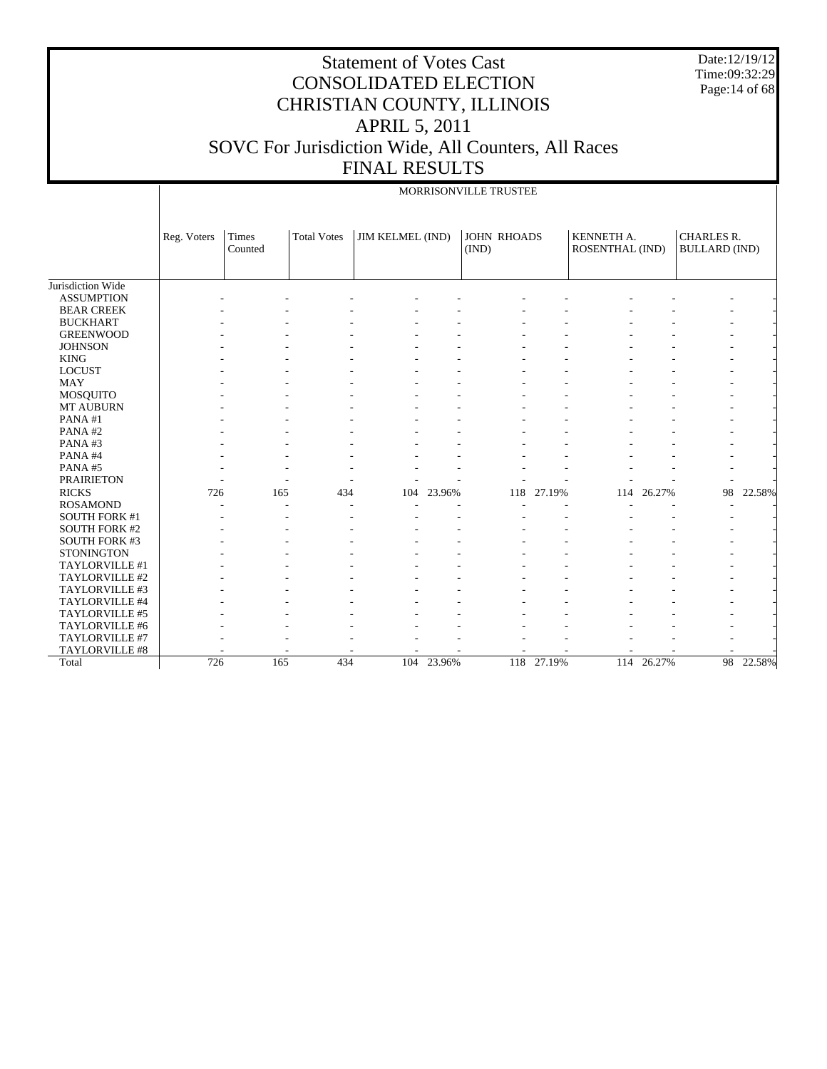# Statement of Votes Cast
# CONSOLIDATED ELECTION
# CHRISTIAN COUNTY, ILLINOIS
# APRIL 5, 2011
# SOVC For Jurisdiction Wide, All Counters, All Races
# FINAL RESULTS

Date:12/19/12
Time:09:32:29

MORRISONVILLE TRUSTEE

| | Reg. Voters | Times Counted | Total Votes | JIM KELMEL (IND) | | JOHN RHOADS (IND) | | KENNETH A. ROSENTHAL (IND) | | CHARLES R. BULLARD (IND) | |
|---|---|---|---|---|---|---|---|---|---|---|---|
| Jurisdiction Wide | | | | | | | | | | | |
| ASSUMPTION | - | - | - | - | - | - | - | - | - | - | - |
| BEAR CREEK | - | - | - | - | - | - | - | - | - | - | - |
| BUCKHART | - | - | - | - | - | - | - | - | - | - | - |
| GREENWOOD | - | - | - | - | - | - | - | - | - | - | - |
| JOHNSON | - | - | - | - | - | - | - | - | - | - | - |
| KING | - | - | - | - | - | - | - | - | - | - | - |
| LOCUST | - | - | - | - | - | - | - | - | - | - | - |
| MAY | - | - | - | - | - | - | - | - | - | - | - |
| MOSQUITO | - | - | - | - | - | - | - | - | - | - | - |
| MT AUBURN | - | - | - | - | - | - | - | - | - | - | - |
| PANA #1 | - | - | - | - | - | - | - | - | - | - | - |
| PANA #2 | - | - | - | - | - | - | - | - | - | - | - |
| PANA #3 | - | - | - | - | - | - | - | - | - | - | - |
| PANA #4 | - | - | - | - | - | - | - | - | - | - | - |
| PANA #5 | - | - | - | - | - | - | - | - | - | - | - |
| PRAIRIETON | - | - | - | - | - | - | - | - | - | - | - |
| RICKS | 726 | 165 | 434 | 104 | 23.96% | 118 | 27.19% | 114 | 26.27% | 98 | 22.58% |
| ROSAMOND | - | - | - | - | - | - | - | - | - | - | - |
| SOUTH FORK #1 | - | - | - | - | - | - | - | - | - | - | - |
| SOUTH FORK #2 | - | - | - | - | - | - | - | - | - | - | - |
| SOUTH FORK #3 | - | - | - | - | - | - | - | - | - | - | - |
| STONINGTON | - | - | - | - | - | - | - | - | - | - | - |
| TAYLORVILLE #1 | - | - | - | - | - | - | - | - | - | - | - |
| TAYLORVILLE #2 | - | - | - | - | - | - | - | - | - | - | - |
| TAYLORVILLE #3 | - | - | - | - | - | - | - | - | - | - | - |
| TAYLORVILLE #4 | - | - | - | - | - | - | - | - | - | - | - |
| TAYLORVILLE #5 | - | - | - | - | - | - | - | - | - | - | - |
| TAYLORVILLE #6 | - | - | - | - | - | - | - | - | - | - | - |
| TAYLORVILLE #7 | - | - | - | - | - | - | - | - | - | - | - |
| TAYLORVILLE #8 | - | - | - | - | - | - | - | - | - | - | - |
| Total | 726 | 165 | 434 | 104 | 23.96% | 118 | 27.19% | 114 | 26.27% | 98 | 22.58% |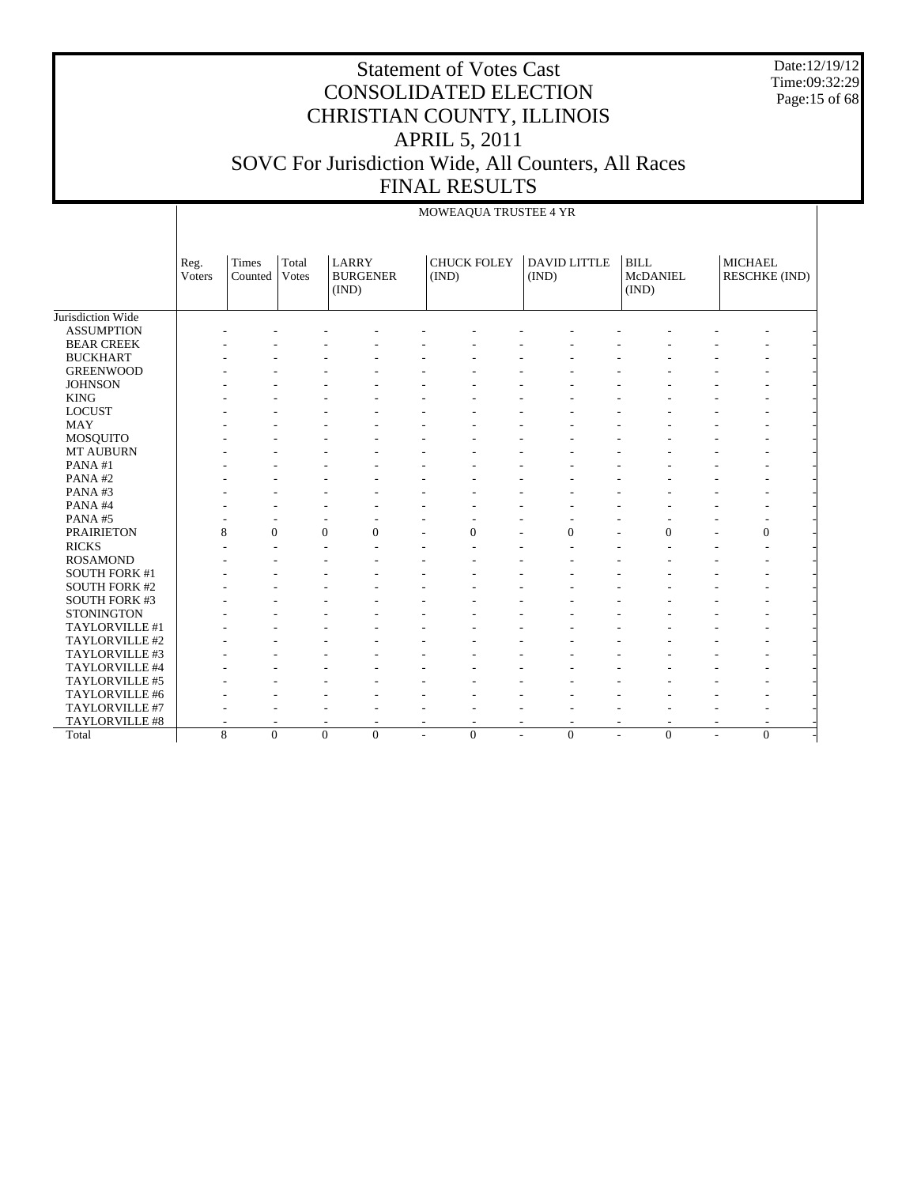# Statement of Votes Cast
# CONSOLIDATED ELECTION
# CHRISTIAN COUNTY, ILLINOIS
# APRIL 5, 2011
# SOVC For Jurisdiction Wide, All Counters, All Races
# FINAL RESULTS

| | MOWEAQUA TRUSTEE 4 YR | | | | | | | | | | | | |
|---|---|---|---|---|---|---|---|---|---|---|---|---|---|
| | Reg. Voters | Times Counted | Total Votes | LARRY BURGENER (IND) | | CHUCK FOLEY (IND) | | DAVID LITTLE (IND) | | BILL McDANIEL (IND) | | MICHAEL RESCHKE (IND) | |
| Jurisdiction Wide | | | | | | | | | | | | | |
| ASSUMPTION | - | - | - | - | - | - | - | - | - | - | - | - | - |
| BEAR CREEK | - | - | - | - | - | - | - | - | - | - | - | - | - |
| BUCKHART | - | - | - | - | - | - | - | - | - | - | - | - | - |
| GREENWOOD | - | - | - | - | - | - | - | - | - | - | - | - | - |
| JOHNSON | - | - | - | - | - | - | - | - | - | - | - | - | - |
| KING | - | - | - | - | - | - | - | - | - | - | - | - | - |
| LOCUST | - | - | - | - | - | - | - | - | - | - | - | - | - |
| MAY | - | - | - | - | - | - | - | - | - | - | - | - | - |
| MOSQUITO | - | - | - | - | - | - | - | - | - | - | - | - | - |
| MT AUBURN | - | - | - | - | - | - | - | - | - | - | - | - | - |
| PANA #1 | - | - | - | - | - | - | - | - | - | - | - | - | - |
| PANA #2 | - | - | - | - | - | - | - | - | - | - | - | - | - |
| PANA #3 | - | - | - | - | - | - | - | - | - | - | - | - | - |
| PANA #4 | - | - | - | - | - | - | - | - | - | - | - | - | - |
| PANA #5 | - | - | - | - | - | - | - | - | - | - | - | - | - |
| PRAIRIETON | 8 | 0 | 0 | 0 | - | 0 | - | 0 | - | 0 | - | 0 | - |
| RICKS | - | - | - | - | - | - | - | - | - | - | - | - | - |
| ROSAMOND | - | - | - | - | - | - | - | - | - | - | - | - | - |
| SOUTH FORK #1 | - | - | - | - | - | - | - | - | - | - | - | - | - |
| SOUTH FORK #2 | - | - | - | - | - | - | - | - | - | - | - | - | - |
| SOUTH FORK #3 | - | - | - | - | - | - | - | - | - | - | - | - | - |
| STONINGTON | - | - | - | - | - | - | - | - | - | - | - | - | - |
| TAYLORVILLE #1 | - | - | - | - | - | - | - | - | - | - | - | - | - |
| TAYLORVILLE #2 | - | - | - | - | - | - | - | - | - | - | - | - | - |
| TAYLORVILLE #3 | - | - | - | - | - | - | - | - | - | - | - | - | - |
| TAYLORVILLE #4 | - | - | - | - | - | - | - | - | - | - | - | - | - |
| TAYLORVILLE #5 | - | - | - | - | - | - | - | - | - | - | - | - | - |
| TAYLORVILLE #6 | - | - | - | - | - | - | - | - | - | - | - | - | - |
| TAYLORVILLE #7 | - | - | - | - | - | - | - | - | - | - | - | - | - |
| TAYLORVILLE #8 | - | - | - | - | - | - | - | - | - | - | - | - | - |
| Total | 8 | 0 | 0 | 0 | - | 0 | - | 0 | - | 0 | - | 0 | - |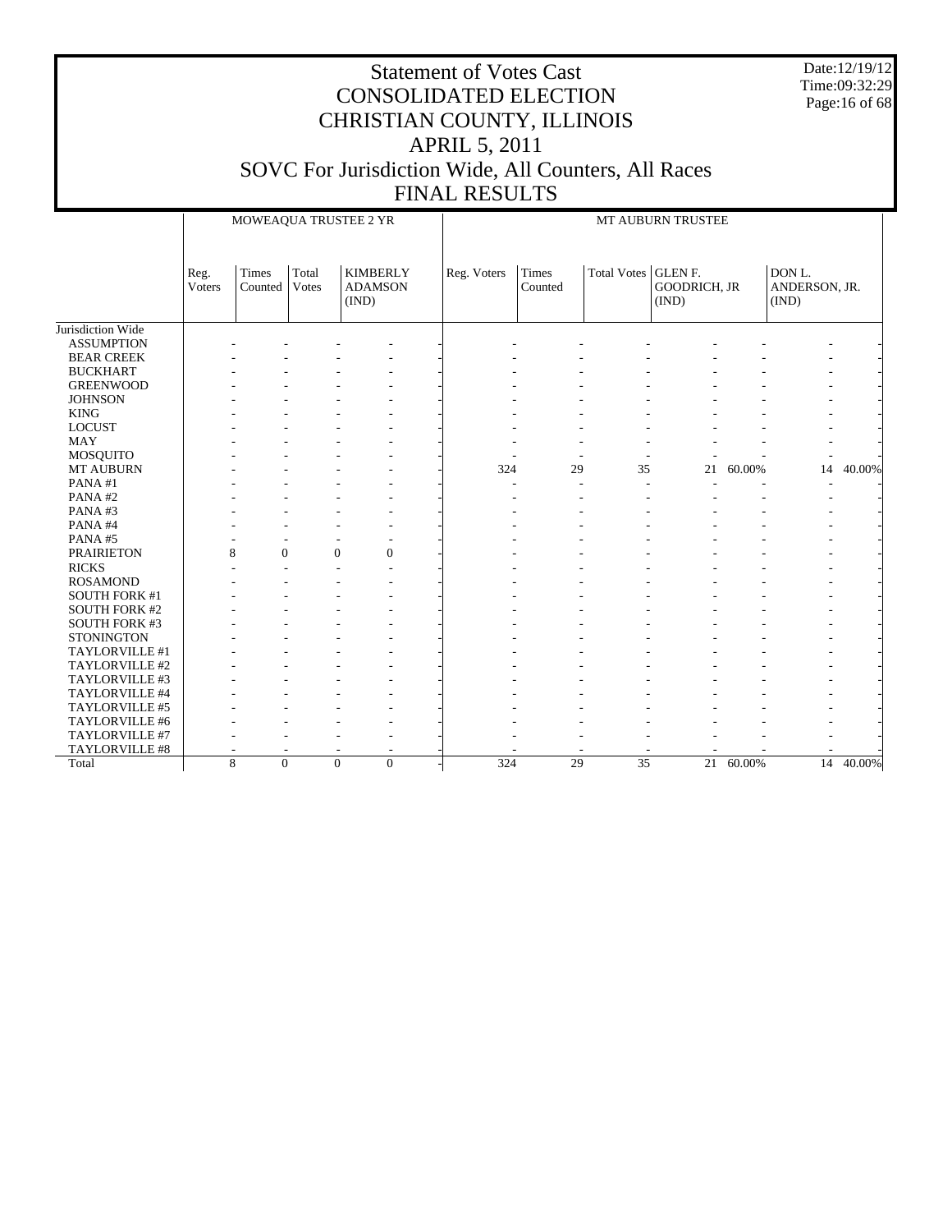# Statement of Votes Cast
# CONSOLIDATED ELECTION
# CHRISTIAN COUNTY, ILLINOIS
# APRIL 5, 2011
# SOVC For Jurisdiction Wide, All Counters, All Races
# FINAL RESULTS

Date:12/19/12
Time:09:32:29

| | MOWEAQUA TRUSTEE 2 YR | | | | | MT AUBURN TRUSTEE | | | | | | |
|---|---|---|---|---|---|---|---|---|---|---|---|---|
| | Reg. Voters | Times Counted | Total Votes | KIMBERLY ADAMSON (IND) | | Reg. Voters | Times Counted | Total Votes | GLEN F. GOODRICH, JR (IND) | | DON L. ANDERSON, JR. (IND) | |
| Jurisdiction Wide | | | | | | | | | | | | |
| ASSUMPTION | - | - | - | - | - | - | - | - | - | - | - | - |
| BEAR CREEK | - | - | - | - | - | - | - | - | - | - | - | - |
| BUCKHART | - | - | - | - | - | - | - | - | - | - | - | - |
| GREENWOOD | - | - | - | - | - | - | - | - | - | - | - | - |
| JOHNSON | - | - | - | - | - | - | - | - | - | - | - | - |
| KING | - | - | - | - | - | - | - | - | - | - | - | - |
| LOCUST | - | - | - | - | - | - | - | - | - | - | - | - |
| MAY | - | - | - | - | - | - | - | - | - | - | - | - |
| MOSQUITO | - | - | - | - | - | - | - | - | - | - | - | - |
| MT AUBURN | - | - | - | - | - | 324 | 29 | 35 | 21 | 60.00% | 14 | 40.00% |
| PANA #1 | - | - | - | - | - | - | - | - | - | - | - | - |
| PANA #2 | - | - | - | - | - | - | - | - | - | - | - | - |
| PANA #3 | - | - | - | - | - | - | - | - | - | - | - | - |
| PANA #4 | - | - | - | - | - | - | - | - | - | - | - | - |
| PANA #5 | - | - | - | - | - | - | - | - | - | - | - | - |
| PRAIRIETON | 8 | 0 | 0 | 0 | - | - | - | - | - | - | - | - |
| RICKS | - | - | - | - | - | - | - | - | - | - | - | - |
| ROSAMOND | - | - | - | - | - | - | - | - | - | - | - | - |
| SOUTH FORK #1 | - | - | - | - | - | - | - | - | - | - | - | - |
| SOUTH FORK #2 | - | - | - | - | - | - | - | - | - | - | - | - |
| SOUTH FORK #3 | - | - | - | - | - | - | - | - | - | - | - | - |
| STONINGTON | - | - | - | - | - | - | - | - | - | - | - | - |
| TAYLORVILLE #1 | - | - | - | - | - | - | - | - | - | - | - | - |
| TAYLORVILLE #2 | - | - | - | - | - | - | - | - | - | - | - | - |
| TAYLORVILLE #3 | - | - | - | - | - | - | - | - | - | - | - | - |
| TAYLORVILLE #4 | - | - | - | - | - | - | - | - | - | - | - | - |
| TAYLORVILLE #5 | - | - | - | - | - | - | - | - | - | - | - | - |
| TAYLORVILLE #6 | - | - | - | - | - | - | - | - | - | - | - | - |
| TAYLORVILLE #7 | - | - | - | - | - | - | - | - | - | - | - | - |
| TAYLORVILLE #8 | - | - | - | - | - | - | - | - | - | - | - | - |
| Total | 8 | 0 | 0 | 0 | - | 324 | 29 | 35 | 21 | 60.00% | 14 | 40.00% |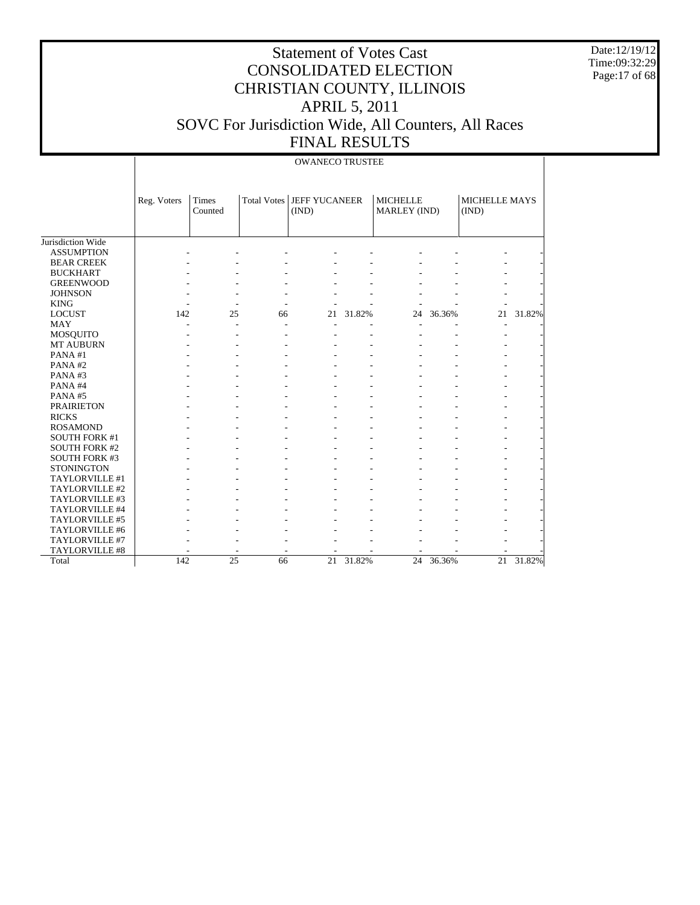# Statement of Votes Cast
# CONSOLIDATED ELECTION
# CHRISTIAN COUNTY, ILLINOIS
# APRIL 5, 2011
# SOVC For Jurisdiction Wide, All Counters, All Races
# FINAL RESULTS

Date:12/19/12
Time:09:32:29

| | OWANECO TRUSTEE | | | | | | | | |
|---|---|---|---|---|---|---|---|---|---|
| | Reg. Voters | Times Counted | Total Votes | JEFF YUCANEER (IND) | | MICHELLE MARLEY (IND) | | MICHELLE MAYS (IND) | |
| Jurisdiction Wide | | | | | | | | | |
| ASSUMPTION | - | - | - | - | - | - | - | - | - |
| BEAR CREEK | - | - | - | - | - | - | - | - | - |
| BUCKHART | - | - | - | - | - | - | - | - | - |
| GREENWOOD | - | - | - | - | - | - | - | - | - |
| JOHNSON | - | - | - | - | - | - | - | - | - |
| KING | - | - | - | - | - | - | - | - | - |
| LOCUST | 142 | 25 | 66 | 21 | 31.82% | 24 | 36.36% | 21 | 31.82% |
| MAY | - | - | - | - | - | - | - | - | - |
| MOSQUITO | - | - | - | - | - | - | - | - | - |
| MT AUBURN | - | - | - | - | - | - | - | - | - |
| PANA #1 | - | - | - | - | - | - | - | - | - |
| PANA #2 | - | - | - | - | - | - | - | - | - |
| PANA #3 | - | - | - | - | - | - | - | - | - |
| PANA #4 | - | - | - | - | - | - | - | - | - |
| PANA #5 | - | - | - | - | - | - | - | - | - |
| PRAIRIETON | - | - | - | - | - | - | - | - | - |
| RICKS | - | - | - | - | - | - | - | - | - |
| ROSAMOND | - | - | - | - | - | - | - | - | - |
| SOUTH FORK #1 | - | - | - | - | - | - | - | - | - |
| SOUTH FORK #2 | - | - | - | - | - | - | - | - | - |
| SOUTH FORK #3 | - | - | - | - | - | - | - | - | - |
| STONINGTON | - | - | - | - | - | - | - | - | - |
| TAYLORVILLE #1 | - | - | - | - | - | - | - | - | - |
| TAYLORVILLE #2 | - | - | - | - | - | - | - | - | - |
| TAYLORVILLE #3 | - | - | - | - | - | - | - | - | - |
| TAYLORVILLE #4 | - | - | - | - | - | - | - | - | - |
| TAYLORVILLE #5 | - | - | - | - | - | - | - | - | - |
| TAYLORVILLE #6 | - | - | - | - | - | - | - | - | - |
| TAYLORVILLE #7 | - | - | - | - | - | - | - | - | - |
| TAYLORVILLE #8 | - | - | - | - | - | - | - | - | - |
| Total | 142 | 25 | 66 | 21 | 31.82% | 24 | 36.36% | 21 | 31.82% |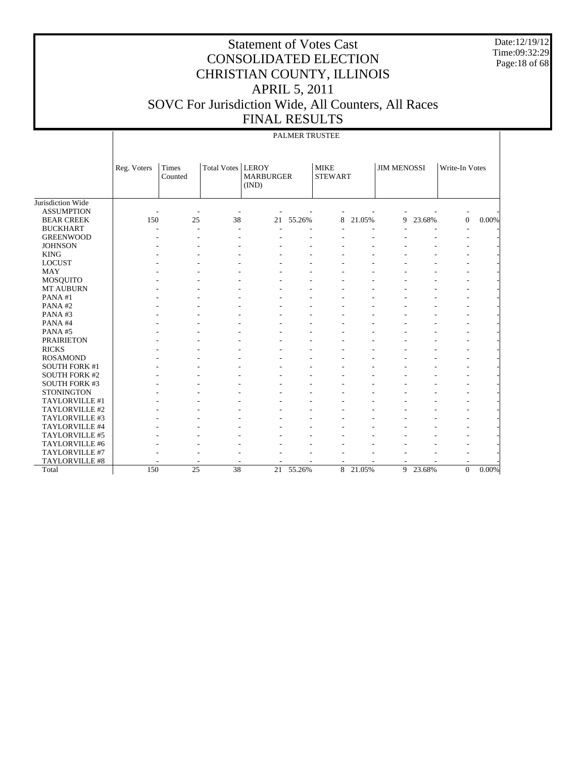# Statement of Votes Cast
# CONSOLIDATED ELECTION
# CHRISTIAN COUNTY, ILLINOIS
# APRIL 5, 2011
# SOVC For Jurisdiction Wide, All Counters, All Races
# FINAL RESULTS

Date:12/19/12
Time:09:32:29

| | PALMER TRUSTEE | | | | | | | | | | |
|---|---|---|---|---|---|---|---|---|---|---|---|
| | Reg. Voters | Times Counted | Total Votes | LEROY MARBURGER (IND) | | MIKE STEWART | | JIM MENOSSI | | Write-In Votes | |
| Jurisdiction Wide | | | | | | | | | | | |
| ASSUMPTION | - | - | - | - | - | - | - | - | - | - | - |
| BEAR CREEK | 150 | 25 | 38 | 21 | 55.26% | 8 | 21.05% | 9 | 23.68% | 0 | 0.00% |
| BUCKHART | - | - | - | - | - | - | - | - | - | - | - |
| GREENWOOD | - | - | - | - | - | - | - | - | - | - | - |
| JOHNSON | - | - | - | - | - | - | - | - | - | - | - |
| KING | - | - | - | - | - | - | - | - | - | - | - |
| LOCUST | - | - | - | - | - | - | - | - | - | - | - |
| MAY | - | - | - | - | - | - | - | - | - | - | - |
| MOSQUITO | - | - | - | - | - | - | - | - | - | - | - |
| MT AUBURN | - | - | - | - | - | - | - | - | - | - | - |
| PANA #1 | - | - | - | - | - | - | - | - | - | - | - |
| PANA #2 | - | - | - | - | - | - | - | - | - | - | - |
| PANA #3 | - | - | - | - | - | - | - | - | - | - | - |
| PANA #4 | - | - | - | - | - | - | - | - | - | - | - |
| PANA #5 | - | - | - | - | - | - | - | - | - | - | - |
| PRAIRIETON | - | - | - | - | - | - | - | - | - | - | - |
| RICKS | - | - | - | - | - | - | - | - | - | - | - |
| ROSAMOND | - | - | - | - | - | - | - | - | - | - | - |
| SOUTH FORK #1 | - | - | - | - | - | - | - | - | - | - | - |
| SOUTH FORK #2 | - | - | - | - | - | - | - | - | - | - | - |
| SOUTH FORK #3 | - | - | - | - | - | - | - | - | - | - | - |
| STONINGTON | - | - | - | - | - | - | - | - | - | - | - |
| TAYLORVILLE #1 | - | - | - | - | - | - | - | - | - | - | - |
| TAYLORVILLE #2 | - | - | - | - | - | - | - | - | - | - | - |
| TAYLORVILLE #3 | - | - | - | - | - | - | - | - | - | - | - |
| TAYLORVILLE #4 | - | - | - | - | - | - | - | - | - | - | - |
| TAYLORVILLE #5 | - | - | - | - | - | - | - | - | - | - | - |
| TAYLORVILLE #6 | - | - | - | - | - | - | - | - | - | - | - |
| TAYLORVILLE #7 | - | - | - | - | - | - | - | - | - | - | - |
| TAYLORVILLE #8 | - | - | - | - | - | - | - | - | - | - | - |
| Total | 150 | 25 | 38 | 21 | 55.26% | 8 | 21.05% | 9 | 23.68% | 0 | 0.00% |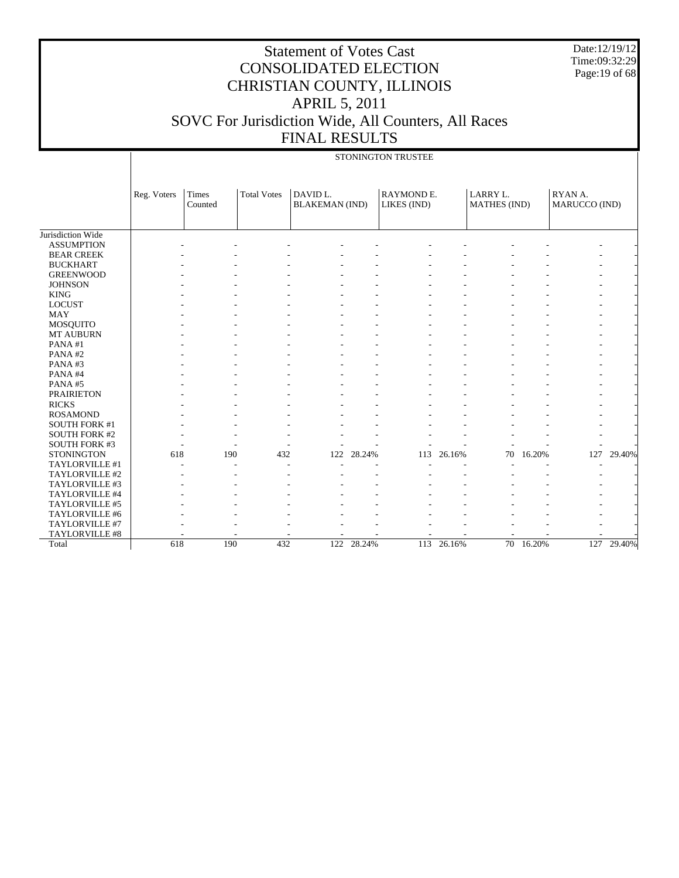# Statement of Votes Cast
# CONSOLIDATED ELECTION
# CHRISTIAN COUNTY, ILLINOIS
# APRIL 5, 2011
# SOVC For Jurisdiction Wide, All Counters, All Races
# FINAL RESULTS

Date:12/19/12
Time:09:32:29

| | STONINGTON TRUSTEE | | | | | | | | | | |
|---|---|---|---|---|---|---|---|---|---|---|---|
| | Reg. Voters | Times Counted | Total Votes | DAVID L. BLAKEMAN (IND) | | RAYMOND E. LIKES (IND) | | LARRY L. MATHES (IND) | | RYAN A. MARUCCO (IND) | |
| Jurisdiction Wide | | | | | | | | | | | |
| ASSUMPTION | - | - | - | - | - | - | - | - | - | - | - |
| BEAR CREEK | - | - | - | - | - | - | - | - | - | - | - |
| BUCKHART | - | - | - | - | - | - | - | - | - | - | - |
| GREENWOOD | - | - | - | - | - | - | - | - | - | - | - |
| JOHNSON | - | - | - | - | - | - | - | - | - | - | - |
| KING | - | - | - | - | - | - | - | - | - | - | - |
| LOCUST | - | - | - | - | - | - | - | - | - | - | - |
| MAY | - | - | - | - | - | - | - | - | - | - | - |
| MOSQUITO | - | - | - | - | - | - | - | - | - | - | - |
| MT AUBURN | - | - | - | - | - | - | - | - | - | - | - |
| PANA #1 | - | - | - | - | - | - | - | - | - | - | - |
| PANA #2 | - | - | - | - | - | - | - | - | - | - | - |
| PANA #3 | - | - | - | - | - | - | - | - | - | - | - |
| PANA #4 | - | - | - | - | - | - | - | - | - | - | - |
| PANA #5 | - | - | - | - | - | - | - | - | - | - | - |
| PRAIRIETON | - | - | - | - | - | - | - | - | - | - | - |
| RICKS | - | - | - | - | - | - | - | - | - | - | - |
| ROSAMOND | - | - | - | - | - | - | - | - | - | - | - |
| SOUTH FORK #1 | - | - | - | - | - | - | - | - | - | - | - |
| SOUTH FORK #2 | - | - | - | - | - | - | - | - | - | - | - |
| SOUTH FORK #3 | - | - | - | - | - | - | - | - | - | - | - |
| STONINGTON | 618 | 190 | 432 | 122 | 28.24% | 113 | 26.16% | 70 | 16.20% | 127 | 29.40% |
| TAYLORVILLE #1 | - | - | - | - | - | - | - | - | - | - | - |
| TAYLORVILLE #2 | - | - | - | - | - | - | - | - | - | - | - |
| TAYLORVILLE #3 | - | - | - | - | - | - | - | - | - | - | - |
| TAYLORVILLE #4 | - | - | - | - | - | - | - | - | - | - | - |
| TAYLORVILLE #5 | - | - | - | - | - | - | - | - | - | - | - |
| TAYLORVILLE #6 | - | - | - | - | - | - | - | - | - | - | - |
| TAYLORVILLE #7 | - | - | - | - | - | - | - | - | - | - | - |
| TAYLORVILLE #8 | - | - | - | - | - | - | - | - | - | - | - |
| Total | 618 | 190 | 432 | 122 | 28.24% | 113 | 26.16% | 70 | 16.20% | 127 | 29.40% |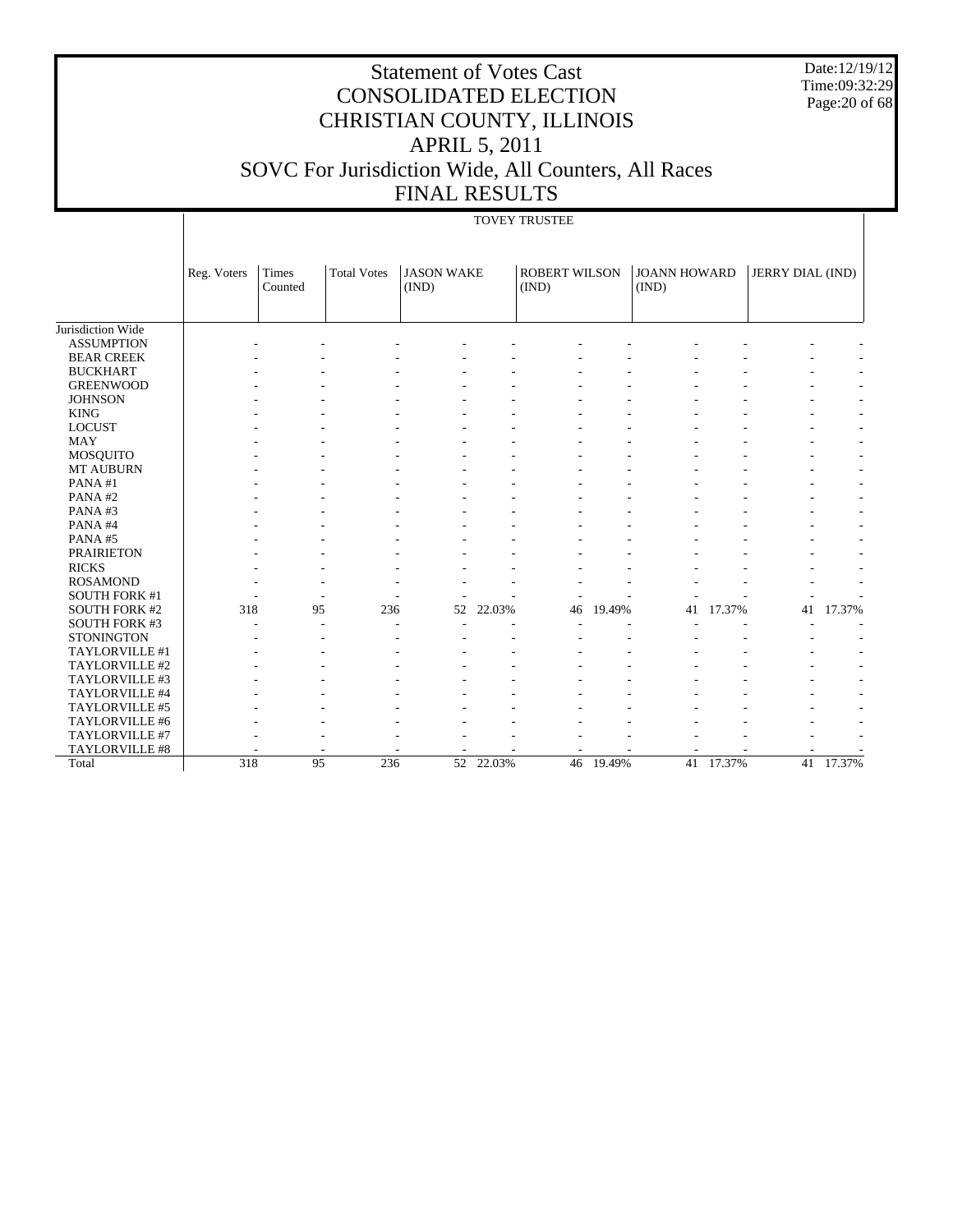# Statement of Votes Cast
# CONSOLIDATED ELECTION
# CHRISTIAN COUNTY, ILLINOIS
# APRIL 5, 2011
# SOVC For Jurisdiction Wide, All Counters, All Races
# FINAL RESULTS

Date:12/19/12
Time:09:32:29

| | TOVEY TRUSTEE | | | | | | | | | | |
|---|---|---|---|---|---|---|---|---|---|---|---|
| | Reg. Voters | Times Counted | Total Votes | JASON WAKE (IND) | | ROBERT WILSON (IND) | | JOANN HOWARD (IND) | | JERRY DIAL (IND) | |
| Jurisdiction Wide | | | | | | | | | | | |
| ASSUMPTION | - | - | - | - | - | - | - | - | - | - | - |
| BEAR CREEK | - | - | - | - | - | - | - | - | - | - | - |
| BUCKHART | - | - | - | - | - | - | - | - | - | - | - |
| GREENWOOD | - | - | - | - | - | - | - | - | - | - | - |
| JOHNSON | - | - | - | - | - | - | - | - | - | - | - |
| KING | - | - | - | - | - | - | - | - | - | - | - |
| LOCUST | - | - | - | - | - | - | - | - | - | - | - |
| MAY | - | - | - | - | - | - | - | - | - | - | - |
| MOSQUITO | - | - | - | - | - | - | - | - | - | - | - |
| MT AUBURN | - | - | - | - | - | - | - | - | - | - | - |
| PANA #1 | - | - | - | - | - | - | - | - | - | - | - |
| PANA #2 | - | - | - | - | - | - | - | - | - | - | - |
| PANA #3 | - | - | - | - | - | - | - | - | - | - | - |
| PANA #4 | - | - | - | - | - | - | - | - | - | - | - |
| PANA #5 | - | - | - | - | - | - | - | - | - | - | - |
| PRAIRIETON | - | - | - | - | - | - | - | - | - | - | - |
| RICKS | - | - | - | - | - | - | - | - | - | - | - |
| ROSAMOND | - | - | - | - | - | - | - | - | - | - | - |
| SOUTH FORK #1 | - | - | - | - | - | - | - | - | - | - | - |
| SOUTH FORK #2 | 318 | 95 | 236 | 52 | 22.03% | 46 | 19.49% | 41 | 17.37% | 41 | 17.37% |
| SOUTH FORK #3 | - | - | - | - | - | - | - | - | - | - | - |
| STONINGTON | - | - | - | - | - | - | - | - | - | - | - |
| TAYLORVILLE #1 | - | - | - | - | - | - | - | - | - | - | - |
| TAYLORVILLE #2 | - | - | - | - | - | - | - | - | - | - | - |
| TAYLORVILLE #3 | - | - | - | - | - | - | - | - | - | - | - |
| TAYLORVILLE #4 | - | - | - | - | - | - | - | - | - | - | - |
| TAYLORVILLE #5 | - | - | - | - | - | - | - | - | - | - | - |
| TAYLORVILLE #6 | - | - | - | - | - | - | - | - | - | - | - |
| TAYLORVILLE #7 | - | - | - | - | - | - | - | - | - | - | - |
| TAYLORVILLE #8 | - | - | - | - | - | - | - | - | - | - | - |
| Total | 318 | 95 | 236 | 52 | 22.03% | 46 | 19.49% | 41 | 17.37% | 41 | 17.37% |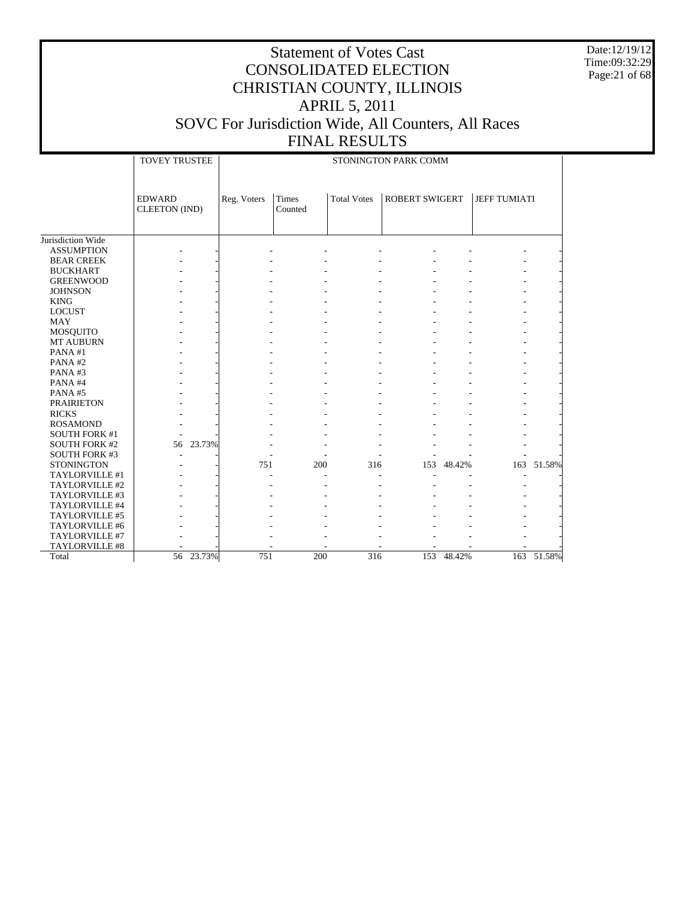# Statement of Votes Cast
# CONSOLIDATED ELECTION
# CHRISTIAN COUNTY, ILLINOIS
# APRIL 5, 2011
# SOVC For Jurisdiction Wide, All Counters, All Races
# FINAL RESULTS

Date:12/19/12
Time:09:32:29

| | TOVEY TRUSTEE | | STONINGTON PARK COMM | | | | | | |
|---|---|---|---|---|---|---|---|---|---|
| | EDWARD CLEETON (IND) | | Reg. Voters | Times Counted | Total Votes | ROBERT SWIGERT | | JEFF TUMIATI | |
| Jurisdiction Wide | | | | | | | | | |
| ASSUMPTION | - | - | - | - | - | - | - | - | - |
| BEAR CREEK | - | - | - | - | - | - | - | - | - |
| BUCKHART | - | - | - | - | - | - | - | - | - |
| GREENWOOD | - | - | - | - | - | - | - | - | - |
| JOHNSON | - | - | - | - | - | - | - | - | - |
| KING | - | - | - | - | - | - | - | - | - |
| LOCUST | - | - | - | - | - | - | - | - | - |
| MAY | - | - | - | - | - | - | - | - | - |
| MOSQUITO | - | - | - | - | - | - | - | - | - |
| MT AUBURN | - | - | - | - | - | - | - | - | - |
| PANA #1 | - | - | - | - | - | - | - | - | - |
| PANA #2 | - | - | - | - | - | - | - | - | - |
| PANA #3 | - | - | - | - | - | - | - | - | - |
| PANA #4 | - | - | - | - | - | - | - | - | - |
| PANA #5 | - | - | - | - | - | - | - | - | - |
| PRAIRIETON | - | - | - | - | - | - | - | - | - |
| RICKS | - | - | - | - | - | - | - | - | - |
| ROSAMOND | - | - | - | - | - | - | - | - | - |
| SOUTH FORK #1 | - | - | - | - | - | - | - | - | - |
| SOUTH FORK #2 | 56 | 23.73% | - | - | - | - | - | - | - |
| SOUTH FORK #3 | - | - | - | - | - | - | - | - | - |
| STONINGTON | - | - | 751 | 200 | 316 | 153 | 48.42% | 163 | 51.58% |
| TAYLORVILLE #1 | - | - | - | - | - | - | - | - | - |
| TAYLORVILLE #2 | - | - | - | - | - | - | - | - | - |
| TAYLORVILLE #3 | - | - | - | - | - | - | - | - | - |
| TAYLORVILLE #4 | - | - | - | - | - | - | - | - | - |
| TAYLORVILLE #5 | - | - | - | - | - | - | - | - | - |
| TAYLORVILLE #6 | - | - | - | - | - | - | - | - | - |
| TAYLORVILLE #7 | - | - | - | - | - | - | - | - | - |
| TAYLORVILLE #8 | - | - | - | - | - | - | - | - | - |
| Total | 56 | 23.73% | 751 | 200 | 316 | 153 | 48.42% | 163 | 51.58% |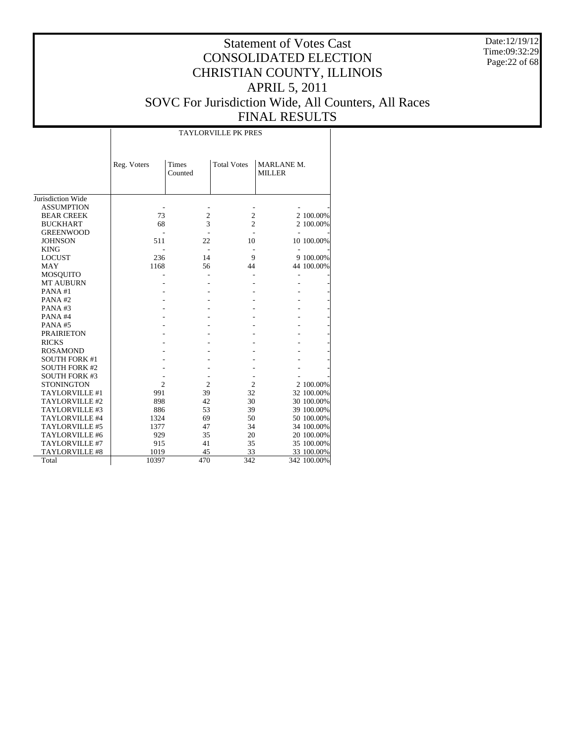# Statement of Votes Cast
# CONSOLIDATED ELECTION
# CHRISTIAN COUNTY, ILLINOIS
# APRIL 5, 2011
# SOVC For Jurisdiction Wide, All Counters, All Races
# FINAL RESULTS

Date:12/19/12
Time:09:32:29

| | TAYLORVILLE PK PRES | | | | |
|---|---|---|---|---|---|
| | Reg. Voters | Times Counted | Total Votes | MARLANE M. MILLER | |
| Jurisdiction Wide | | | | | |
| ASSUMPTION | - | - | - | - | - |
| BEAR CREEK | 73 | 2 | 2 | 2 | 100.00% |
| BUCKHART | 68 | 3 | 2 | 2 | 100.00% |
| GREENWOOD | - | - | - | - | - |
| JOHNSON | 511 | 22 | 10 | 10 | 100.00% |
| KING | - | - | - | - | - |
| LOCUST | 236 | 14 | 9 | 9 | 100.00% |
| MAY | 1168 | 56 | 44 | 44 | 100.00% |
| MOSQUITO | - | - | - | - | - |
| MT AUBURN | - | - | - | - | - |
| PANA #1 | - | - | - | - | - |
| PANA #2 | - | - | - | - | - |
| PANA #3 | - | - | - | - | - |
| PANA #4 | - | - | - | - | - |
| PANA #5 | - | - | - | - | - |
| PRAIRIETON | - | - | - | - | - |
| RICKS | - | - | - | - | - |
| ROSAMOND | - | - | - | - | - |
| SOUTH FORK #1 | - | - | - | - | - |
| SOUTH FORK #2 | - | - | - | - | - |
| SOUTH FORK #3 | - | - | - | - | - |
| STONINGTON | 2 | 2 | 2 | 2 | 100.00% |
| TAYLORVILLE #1 | 991 | 39 | 32 | 32 | 100.00% |
| TAYLORVILLE #2 | 898 | 42 | 30 | 30 | 100.00% |
| TAYLORVILLE #3 | 886 | 53 | 39 | 39 | 100.00% |
| TAYLORVILLE #4 | 1324 | 69 | 50 | 50 | 100.00% |
| TAYLORVILLE #5 | 1377 | 47 | 34 | 34 | 100.00% |
| TAYLORVILLE #6 | 929 | 35 | 20 | 20 | 100.00% |
| TAYLORVILLE #7 | 915 | 41 | 35 | 35 | 100.00% |
| TAYLORVILLE #8 | 1019 | 45 | 33 | 33 | 100.00% |
| Total | 10397 | 470 | 342 | 342 | 100.00% |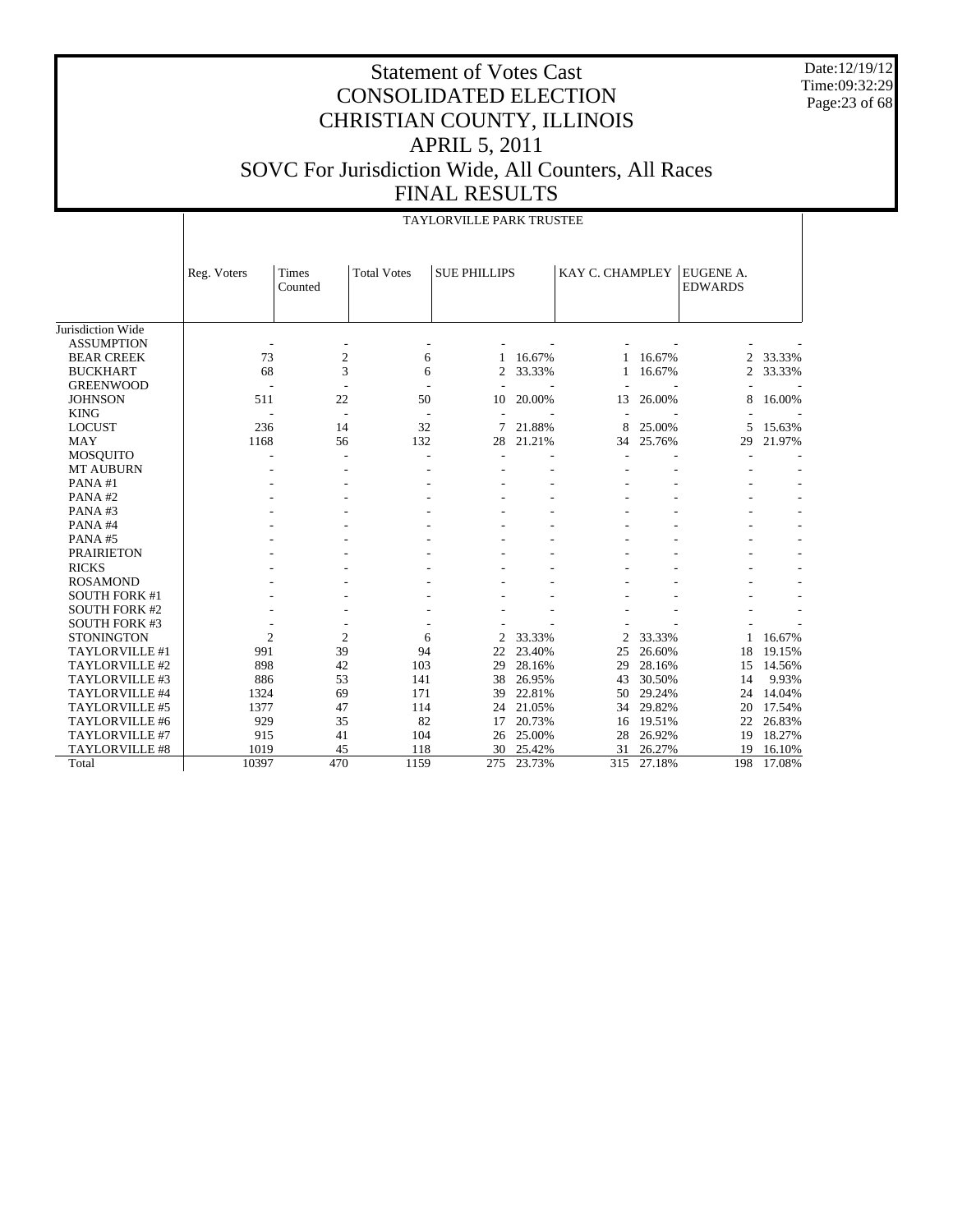# Statement of Votes Cast
# CONSOLIDATED ELECTION
# CHRISTIAN COUNTY, ILLINOIS
# APRIL 5, 2011
# SOVC For Jurisdiction Wide, All Counters, All Races
# FINAL RESULTS

Date:12/19/12
Time:09:32:29

## TAYLORVILLE PARK TRUSTEE

| | Reg. Voters | Times Counted | Total Votes | SUE PHILLIPS | | KAY C. CHAMPLEY | | EUGENE A. EDWARDS | |
|---|---|---|---|---|---|---|---|---|---|
| Jurisdiction Wide | | | | | | | | | |
| ASSUMPTION | - | - | - | - | - | - | - | - | - |
| BEAR CREEK | 73 | 2 | 6 | 1 | 16.67% | 1 | 16.67% | 2 | 33.33% |
| BUCKHART | 68 | 3 | 6 | 2 | 33.33% | 1 | 16.67% | 2 | 33.33% |
| GREENWOOD | - | - | - | - | - | - | - | - | - |
| JOHNSON | 511 | 22 | 50 | 10 | 20.00% | 13 | 26.00% | 8 | 16.00% |
| KING | - | - | - | - | - | - | - | - | - |
| LOCUST | 236 | 14 | 32 | 7 | 21.88% | 8 | 25.00% | 5 | 15.63% |
| MAY | 1168 | 56 | 132 | 28 | 21.21% | 34 | 25.76% | 29 | 21.97% |
| MOSQUITO | - | - | - | - | - | - | - | - | - |
| MT AUBURN | - | - | - | - | - | - | - | - | - |
| PANA #1 | - | - | - | - | - | - | - | - | - |
| PANA #2 | - | - | - | - | - | - | - | - | - |
| PANA #3 | - | - | - | - | - | - | - | - | - |
| PANA #4 | - | - | - | - | - | - | - | - | - |
| PANA #5 | - | - | - | - | - | - | - | - | - |
| PRAIRIETON | - | - | - | - | - | - | - | - | - |
| RICKS | - | - | - | - | - | - | - | - | - |
| ROSAMOND | - | - | - | - | - | - | - | - | - |
| SOUTH FORK #1 | - | - | - | - | - | - | - | - | - |
| SOUTH FORK #2 | - | - | - | - | - | - | - | - | - |
| SOUTH FORK #3 | - | - | - | - | - | - | - | - | - |
| STONINGTON | 2 | 2 | 6 | 2 | 33.33% | 2 | 33.33% | 1 | 16.67% |
| TAYLORVILLE #1 | 991 | 39 | 94 | 22 | 23.40% | 25 | 26.60% | 18 | 19.15% |
| TAYLORVILLE #2 | 898 | 42 | 103 | 29 | 28.16% | 29 | 28.16% | 15 | 14.56% |
| TAYLORVILLE #3 | 886 | 53 | 141 | 38 | 26.95% | 43 | 30.50% | 14 | 9.93% |
| TAYLORVILLE #4 | 1324 | 69 | 171 | 39 | 22.81% | 50 | 29.24% | 24 | 14.04% |
| TAYLORVILLE #5 | 1377 | 47 | 114 | 24 | 21.05% | 34 | 29.82% | 20 | 17.54% |
| TAYLORVILLE #6 | 929 | 35 | 82 | 17 | 20.73% | 16 | 19.51% | 22 | 26.83% |
| TAYLORVILLE #7 | 915 | 41 | 104 | 26 | 25.00% | 28 | 26.92% | 19 | 18.27% |
| TAYLORVILLE #8 | 1019 | 45 | 118 | 30 | 25.42% | 31 | 26.27% | 19 | 16.10% |
| Total | 10397 | 470 | 1159 | 275 | 23.73% | 315 | 27.18% | 198 | 17.08% |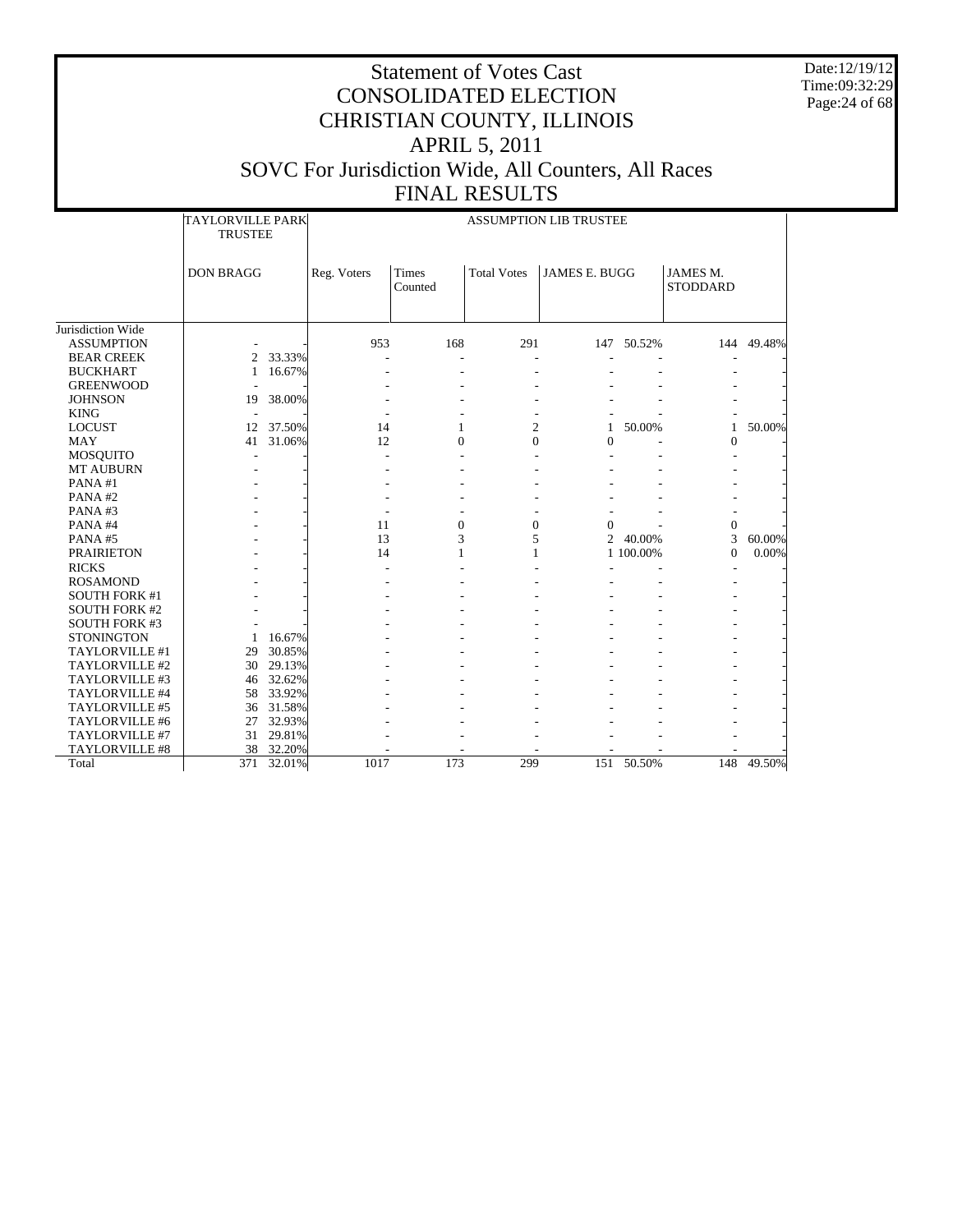# Statement of Votes Cast
# CONSOLIDATED ELECTION
# CHRISTIAN COUNTY, ILLINOIS
# APRIL 5, 2011
# SOVC For Jurisdiction Wide, All Counters, All Races
# FINAL RESULTS

Date:12/19/12
Time:09:32:29

| | TAYLORVILLE PARK TRUSTEE | | ASSUMPTION LIB TRUSTEE | | | | | | |
|---|---|---|---|---|---|---|---|---|---|
| | DON BRAGG | | Reg. Voters | Times Counted | Total Votes | JAMES E. BUGG | | JAMES M. STODDARD | |
| Jurisdiction Wide | | | | | | | | | |
| ASSUMPTION | - | - | 953 | 168 | 291 | 147 | 50.52% | 144 | 49.48% |
| BEAR CREEK | 2 | 33.33% | - | - | - | - | - | - | - |
| BUCKHART | 1 | 16.67% | - | - | - | - | - | - | - |
| GREENWOOD | - | - | - | - | - | - | - | - | - |
| JOHNSON | 19 | 38.00% | - | - | - | - | - | - | - |
| KING | - | - | - | - | - | - | - | - | - |
| LOCUST | 12 | 37.50% | 14 | 1 | 2 | 1 | 50.00% | 1 | 50.00% |
| MAY | 41 | 31.06% | 12 | 0 | 0 | 0 | - | 0 | - |
| MOSQUITO | - | - | - | - | - | - | - | - | - |
| MT AUBURN | - | - | - | - | - | - | - | - | - |
| PANA #1 | - | - | - | - | - | - | - | - | - |
| PANA #2 | - | - | - | - | - | - | - | - | - |
| PANA #3 | - | - | - | - | - | - | - | - | - |
| PANA #4 | - | - | 11 | 0 | 0 | 0 | - | 0 | - |
| PANA #5 | - | - | 13 | 3 | 5 | 2 | 40.00% | 3 | 60.00% |
| PRAIRIETON | - | - | 14 | 1 | 1 | 1 | 100.00% | 0 | 0.00% |
| RICKS | - | - | - | - | - | - | - | - | - |
| ROSAMOND | - | - | - | - | - | - | - | - | - |
| SOUTH FORK #1 | - | - | - | - | - | - | - | - | - |
| SOUTH FORK #2 | - | - | - | - | - | - | - | - | - |
| SOUTH FORK #3 | - | - | - | - | - | - | - | - | - |
| STONINGTON | 1 | 16.67% | - | - | - | - | - | - | - |
| TAYLORVILLE #1 | 29 | 30.85% | - | - | - | - | - | - | - |
| TAYLORVILLE #2 | 30 | 29.13% | - | - | - | - | - | - | - |
| TAYLORVILLE #3 | 46 | 32.62% | - | - | - | - | - | - | - |
| TAYLORVILLE #4 | 58 | 33.92% | - | - | - | - | - | - | - |
| TAYLORVILLE #5 | 36 | 31.58% | - | - | - | - | - | - | - |
| TAYLORVILLE #6 | 27 | 32.93% | - | - | - | - | - | - | - |
| TAYLORVILLE #7 | 31 | 29.81% | - | - | - | - | - | - | - |
| TAYLORVILLE #8 | 38 | 32.20% | - | - | - | - | - | - | - |
| Total | 371 | 32.01% | 1017 | 173 | 299 | 151 | 50.50% | 148 | 49.50% |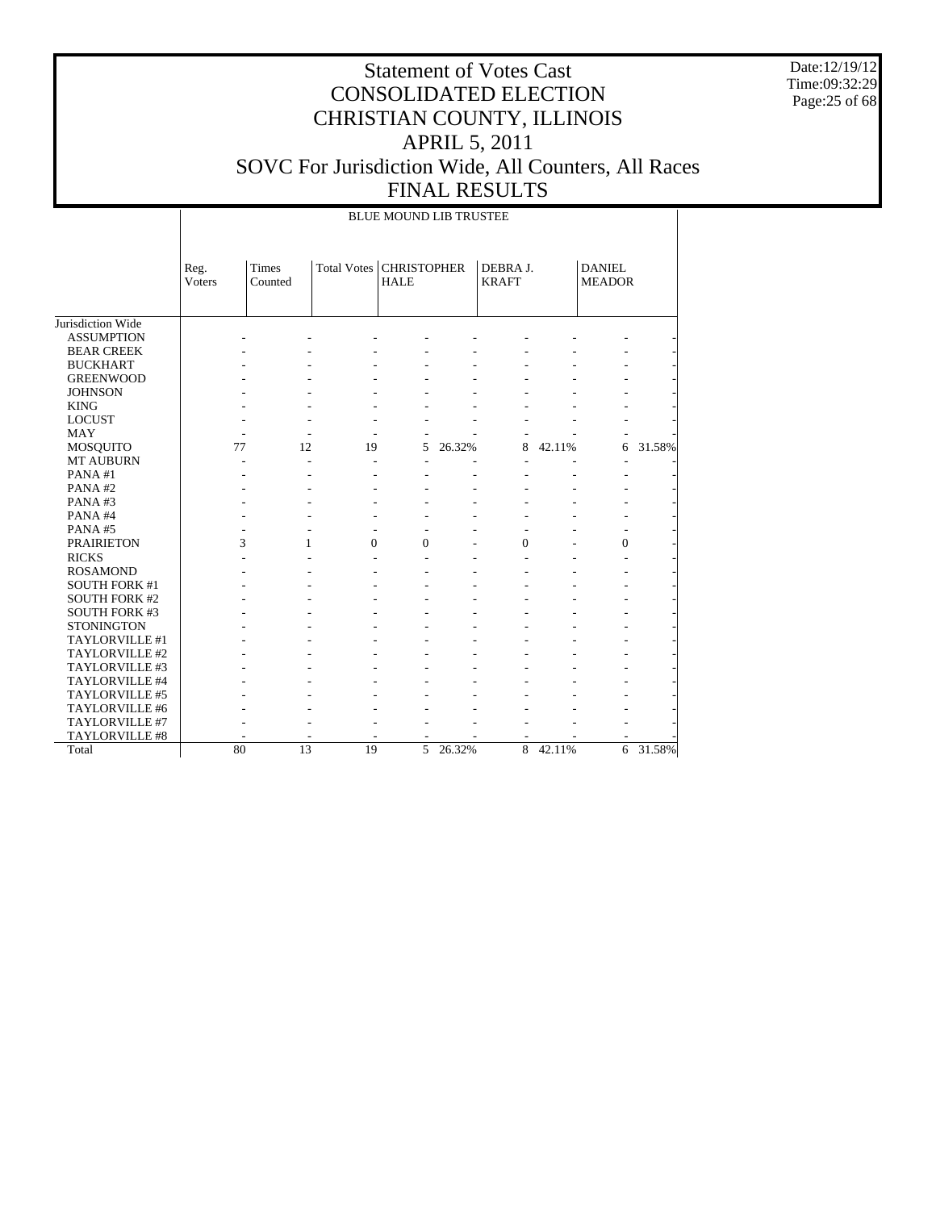# Statement of Votes Cast
# CONSOLIDATED ELECTION
# CHRISTIAN COUNTY, ILLINOIS
# APRIL 5, 2011
# SOVC For Jurisdiction Wide, All Counters, All Races
# FINAL RESULTS

Date:12/19/12
Time:09:32:29

| | BLUE MOUND LIB TRUSTEE | | | | | | | | |
|---|---|---|---|---|---|---|---|---|---|
| | Reg. Voters | Times Counted | Total Votes | CHRISTOPHER HALE | | DEBRA J. KRAFT | | DANIEL MEADOR | |
| Jurisdiction Wide | | | | | | | | | |
| ASSUMPTION | - | - | - | - | - | - | - | - | - |
| BEAR CREEK | - | - | - | - | - | - | - | - | - |
| BUCKHART | - | - | - | - | - | - | - | - | - |
| GREENWOOD | - | - | - | - | - | - | - | - | - |
| JOHNSON | - | - | - | - | - | - | - | - | - |
| KING | - | - | - | - | - | - | - | - | - |
| LOCUST | - | - | - | - | - | - | - | - | - |
| MAY | - | - | - | - | - | - | - | - | - |
| MOSQUITO | 77 | 12 | 19 | 5 | 26.32% | 8 | 42.11% | 6 | 31.58% |
| MT AUBURN | - | - | - | - | - | - | - | - | - |
| PANA #1 | - | - | - | - | - | - | - | - | - |
| PANA #2 | - | - | - | - | - | - | - | - | - |
| PANA #3 | - | - | - | - | - | - | - | - | - |
| PANA #4 | - | - | - | - | - | - | - | - | - |
| PANA #5 | - | - | - | - | - | - | - | - | - |
| PRAIRIETON | 3 | 1 | 0 | 0 | - | 0 | - | 0 | - |
| RICKS | - | - | - | - | - | - | - | - | - |
| ROSAMOND | - | - | - | - | - | - | - | - | - |
| SOUTH FORK #1 | - | - | - | - | - | - | - | - | - |
| SOUTH FORK #2 | - | - | - | - | - | - | - | - | - |
| SOUTH FORK #3 | - | - | - | - | - | - | - | - | - |
| STONINGTON | - | - | - | - | - | - | - | - | - |
| TAYLORVILLE #1 | - | - | - | - | - | - | - | - | - |
| TAYLORVILLE #2 | - | - | - | - | - | - | - | - | - |
| TAYLORVILLE #3 | - | - | - | - | - | - | - | - | - |
| TAYLORVILLE #4 | - | - | - | - | - | - | - | - | - |
| TAYLORVILLE #5 | - | - | - | - | - | - | - | - | - |
| TAYLORVILLE #6 | - | - | - | - | - | - | - | - | - |
| TAYLORVILLE #7 | - | - | - | - | - | - | - | - | - |
| TAYLORVILLE #8 | - | - | - | - | - | - | - | - | - |
| Total | 80 | 13 | 19 | 5 | 26.32% | 8 | 42.11% | 6 | 31.58% |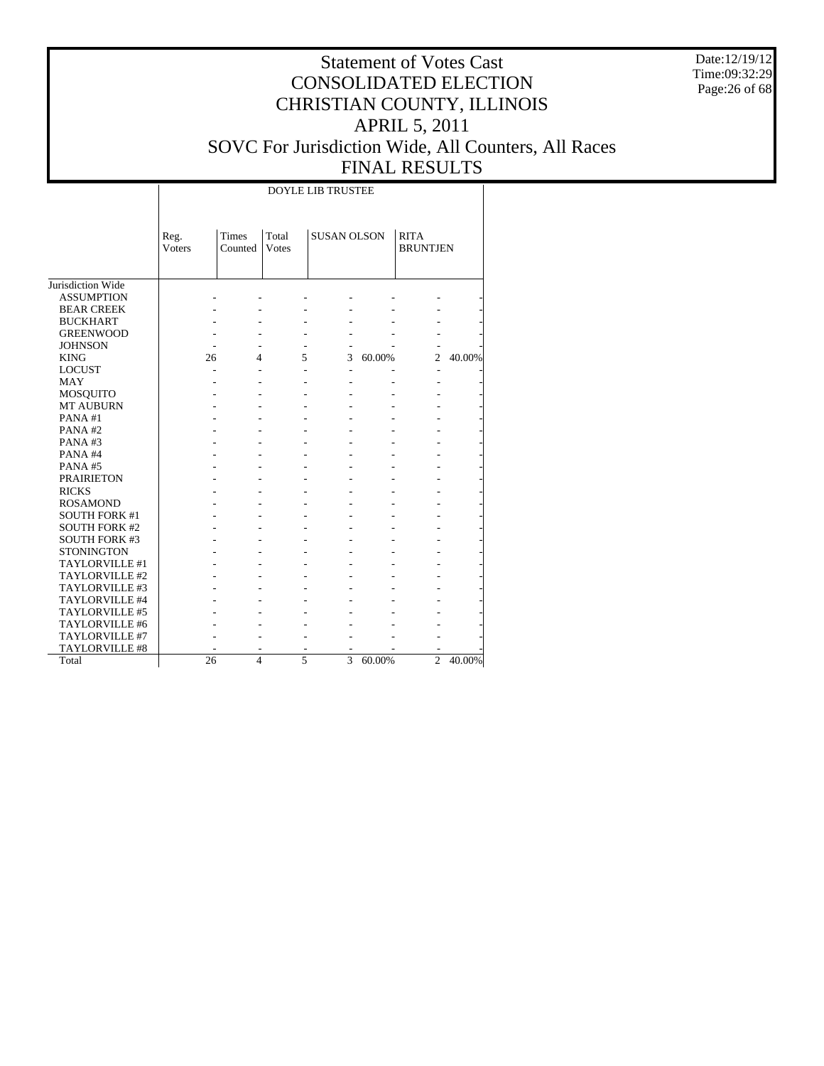# Statement of Votes Cast
# CONSOLIDATED ELECTION
# CHRISTIAN COUNTY, ILLINOIS
# APRIL 5, 2011
# SOVC For Jurisdiction Wide, All Counters, All Races
# FINAL RESULTS

Date:12/19/12
Time:09:32:29

| | DOYLE LIB TRUSTEE | | | | | | |
|---|---|---|---|---|---|---|---|
| | Reg. Voters | Times Counted | Total Votes | SUSAN OLSON | | RITA BRUNTJEN | |
| Jurisdiction Wide | | | | | | | |
| ASSUMPTION | - | - | - | - | - | - | - |
| BEAR CREEK | - | - | - | - | - | - | - |
| BUCKHART | - | - | - | - | - | - | - |
| GREENWOOD | - | - | - | - | - | - | - |
| JOHNSON | - | - | - | - | - | - | - |
| KING | 26 | 4 | 5 | 3 | 60.00% | 2 | 40.00% |
| LOCUST | - | - | - | - | - | - | - |
| MAY | - | - | - | - | - | - | - |
| MOSQUITO | - | - | - | - | - | - | - |
| MT AUBURN | - | - | - | - | - | - | - |
| PANA #1 | - | - | - | - | - | - | - |
| PANA #2 | - | - | - | - | - | - | - |
| PANA #3 | - | - | - | - | - | - | - |
| PANA #4 | - | - | - | - | - | - | - |
| PANA #5 | - | - | - | - | - | - | - |
| PRAIRIETON | - | - | - | - | - | - | - |
| RICKS | - | - | - | - | - | - | - |
| ROSAMOND | - | - | - | - | - | - | - |
| SOUTH FORK #1 | - | - | - | - | - | - | - |
| SOUTH FORK #2 | - | - | - | - | - | - | - |
| SOUTH FORK #3 | - | - | - | - | - | - | - |
| STONINGTON | - | - | - | - | - | - | - |
| TAYLORVILLE #1 | - | - | - | - | - | - | - |
| TAYLORVILLE #2 | - | - | - | - | - | - | - |
| TAYLORVILLE #3 | - | - | - | - | - | - | - |
| TAYLORVILLE #4 | - | - | - | - | - | - | - |
| TAYLORVILLE #5 | - | - | - | - | - | - | - |
| TAYLORVILLE #6 | - | - | - | - | - | - | - |
| TAYLORVILLE #7 | - | - | - | - | - | - | - |
| TAYLORVILLE #8 | - | - | - | - | - | - | - |
| Total | 26 | 4 | 5 | 3 | 60.00% | 2 | 40.00% |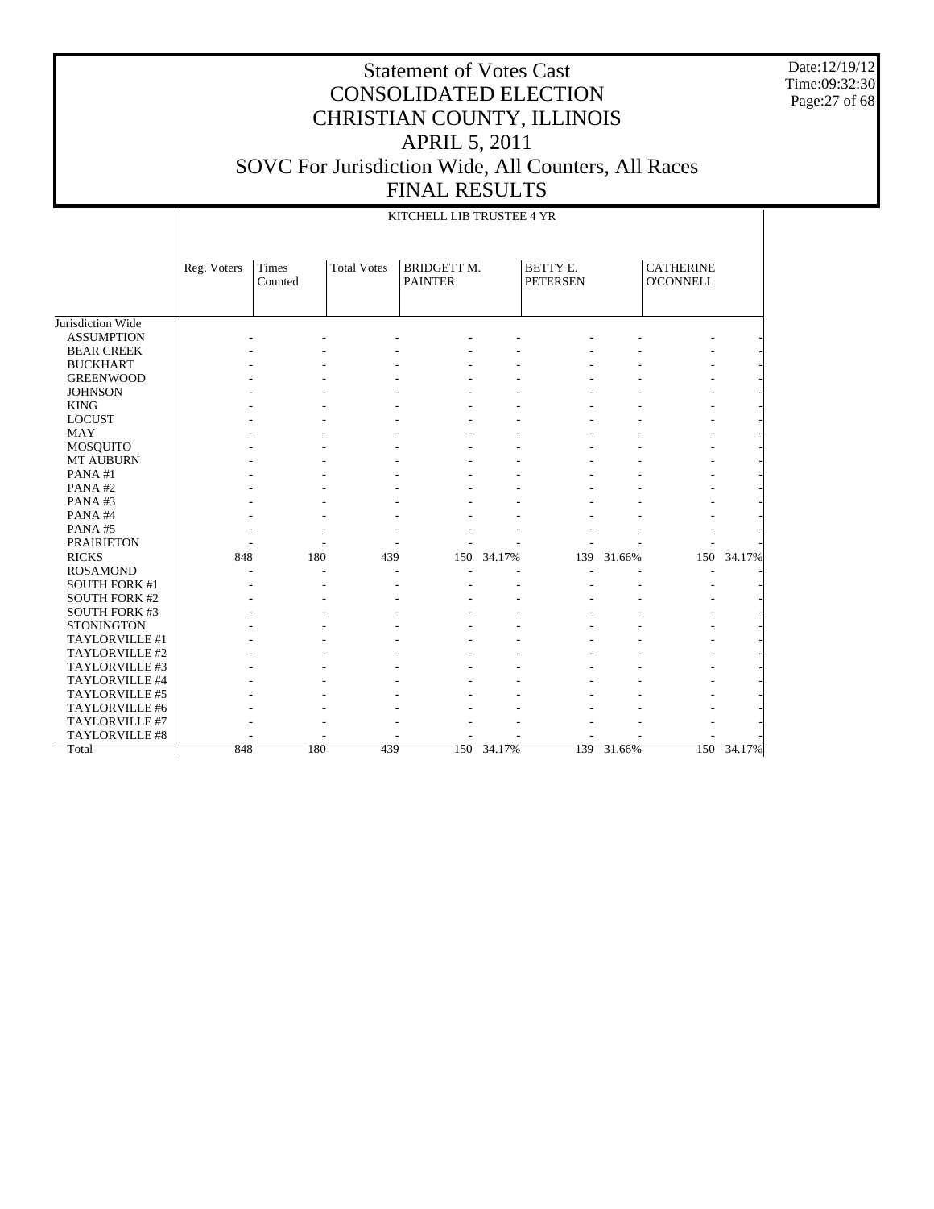# Statement of Votes Cast
# CONSOLIDATED ELECTION
# CHRISTIAN COUNTY, ILLINOIS
# APRIL 5, 2011
# SOVC For Jurisdiction Wide, All Counters, All Races
# FINAL RESULTS

Date:12/19/12
Time:09:32:30

KITCHELL LIB TRUSTEE 4 YR

| | Reg. Voters | Times Counted | Total Votes | BRIDGETT M. PAINTER | | BETTY E. PETERSEN | | CATHERINE O'CONNELL | |
|---|---|---|---|---|---|---|---|---|---|
| Jurisdiction Wide | | | | | | | | | |
| ASSUMPTION | - | - | - | - | - | - | - | - | - |
| BEAR CREEK | - | - | - | - | - | - | - | - | - |
| BUCKHART | - | - | - | - | - | - | - | - | - |
| GREENWOOD | - | - | - | - | - | - | - | - | - |
| JOHNSON | - | - | - | - | - | - | - | - | - |
| KING | - | - | - | - | - | - | - | - | - |
| LOCUST | - | - | - | - | - | - | - | - | - |
| MAY | - | - | - | - | - | - | - | - | - |
| MOSQUITO | - | - | - | - | - | - | - | - | - |
| MT AUBURN | - | - | - | - | - | - | - | - | - |
| PANA #1 | - | - | - | - | - | - | - | - | - |
| PANA #2 | - | - | - | - | - | - | - | - | - |
| PANA #3 | - | - | - | - | - | - | - | - | - |
| PANA #4 | - | - | - | - | - | - | - | - | - |
| PANA #5 | - | - | - | - | - | - | - | - | - |
| PRAIRIETON | - | - | - | - | - | - | - | - | - |
| RICKS | 848 | 180 | 439 | 150 | 34.17% | 139 | 31.66% | 150 | 34.17% |
| ROSAMOND | - | - | - | - | - | - | - | - | - |
| SOUTH FORK #1 | - | - | - | - | - | - | - | - | - |
| SOUTH FORK #2 | - | - | - | - | - | - | - | - | - |
| SOUTH FORK #3 | - | - | - | - | - | - | - | - | - |
| STONINGTON | - | - | - | - | - | - | - | - | - |
| TAYLORVILLE #1 | - | - | - | - | - | - | - | - | - |
| TAYLORVILLE #2 | - | - | - | - | - | - | - | - | - |
| TAYLORVILLE #3 | - | - | - | - | - | - | - | - | - |
| TAYLORVILLE #4 | - | - | - | - | - | - | - | - | - |
| TAYLORVILLE #5 | - | - | - | - | - | - | - | - | - |
| TAYLORVILLE #6 | - | - | - | - | - | - | - | - | - |
| TAYLORVILLE #7 | - | - | - | - | - | - | - | - | - |
| TAYLORVILLE #8 | - | - | - | - | - | - | - | - | - |
| Total | 848 | 180 | 439 | 150 | 34.17% | 139 | 31.66% | 150 | 34.17% |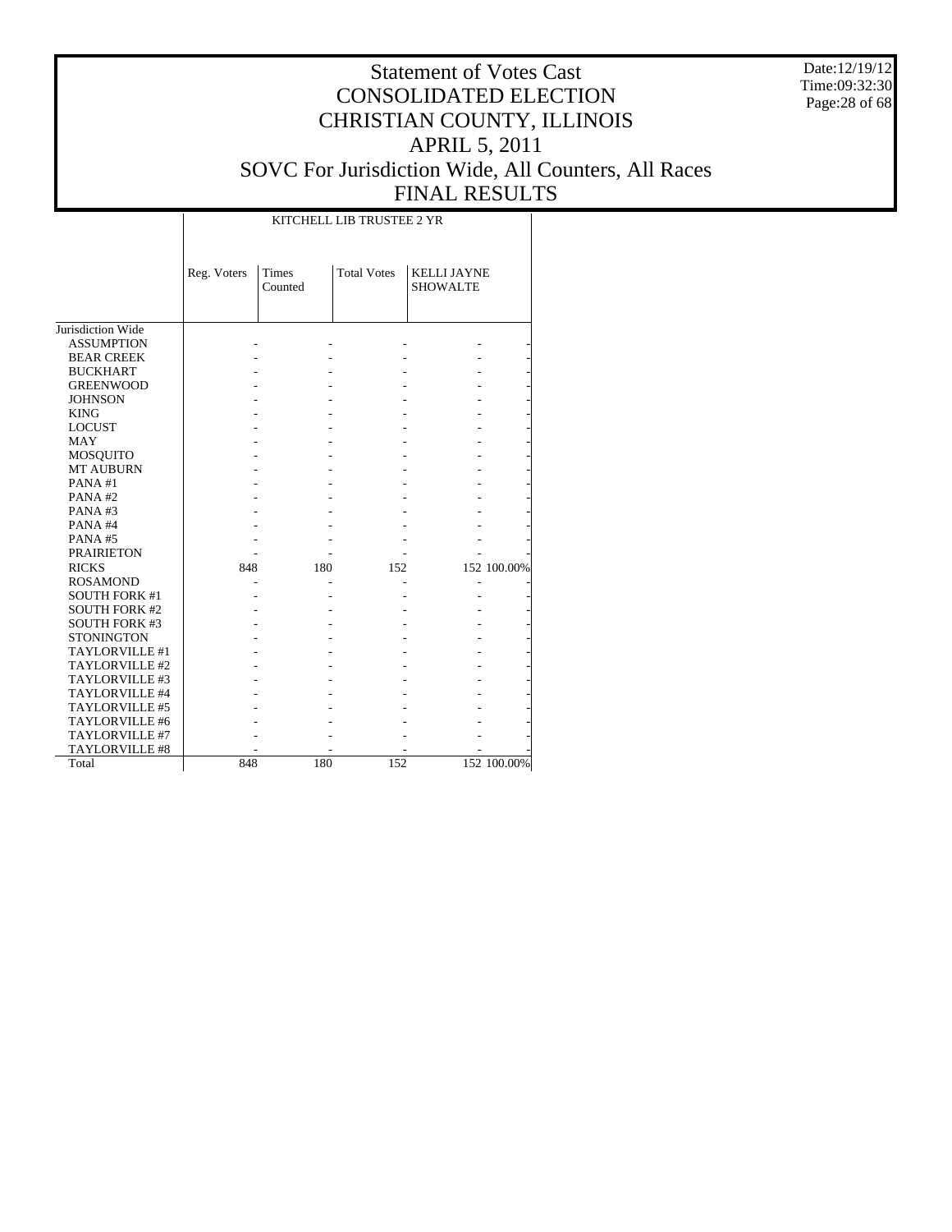# Statement of Votes Cast
# CONSOLIDATED ELECTION
# CHRISTIAN COUNTY, ILLINOIS
# APRIL 5, 2011
# SOVC For Jurisdiction Wide, All Counters, All Races
# FINAL RESULTS

Date:12/19/12
Time:09:32:30

| | KITCHELL LIB TRUSTEE 2 YR | | | | |
|---|---|---|---|---|---|
| | Reg. Voters | Times Counted | Total Votes | KELLI JAYNE SHOWALTE | |
| Jurisdiction Wide | | | | | |
| ASSUMPTION | - | - | - | - | - |
| BEAR CREEK | - | - | - | - | - |
| BUCKHART | - | - | - | - | - |
| GREENWOOD | - | - | - | - | - |
| JOHNSON | - | - | - | - | - |
| KING | - | - | - | - | - |
| LOCUST | - | - | - | - | - |
| MAY | - | - | - | - | - |
| MOSQUITO | - | - | - | - | - |
| MT AUBURN | - | - | - | - | - |
| PANA #1 | - | - | - | - | - |
| PANA #2 | - | - | - | - | - |
| PANA #3 | - | - | - | - | - |
| PANA #4 | - | - | - | - | - |
| PANA #5 | - | - | - | - | - |
| PRAIRIETON | - | - | - | - | - |
| RICKS | 848 | 180 | 152 | 152 | 100.00% |
| ROSAMOND | - | - | - | - | - |
| SOUTH FORK #1 | - | - | - | - | - |
| SOUTH FORK #2 | - | - | - | - | - |
| SOUTH FORK #3 | - | - | - | - | - |
| STONINGTON | - | - | - | - | - |
| TAYLORVILLE #1 | - | - | - | - | - |
| TAYLORVILLE #2 | - | - | - | - | - |
| TAYLORVILLE #3 | - | - | - | - | - |
| TAYLORVILLE #4 | - | - | - | - | - |
| TAYLORVILLE #5 | - | - | - | - | - |
| TAYLORVILLE #6 | - | - | - | - | - |
| TAYLORVILLE #7 | - | - | - | - | - |
| TAYLORVILLE #8 | - | - | - | - | - |
| Total | 848 | 180 | 152 | 152 | 100.00% |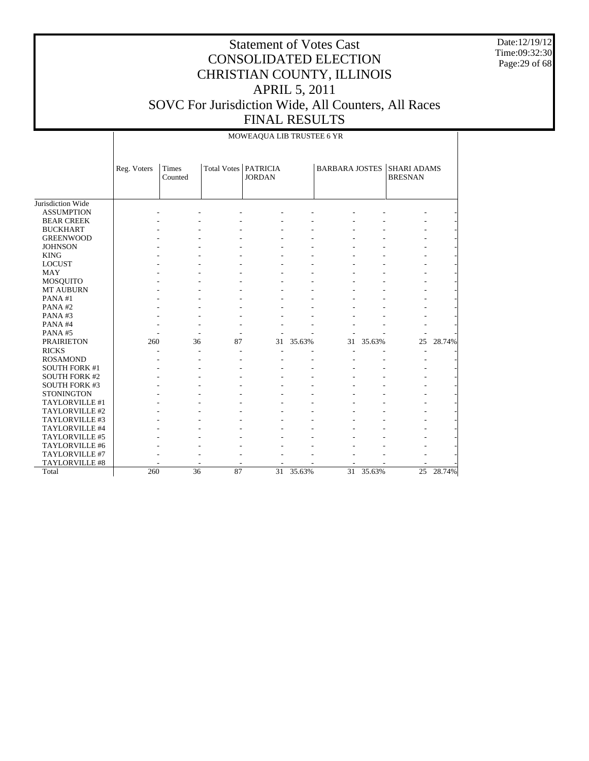# Statement of Votes Cast
# CONSOLIDATED ELECTION
# CHRISTIAN COUNTY, ILLINOIS
# APRIL 5, 2011
# SOVC For Jurisdiction Wide, All Counters, All Races
# FINAL RESULTS

Date:12/19/12
Time:09:32:30

MOWEAQUA LIB TRUSTEE 6 YR

| | Reg. Voters | Times Counted | Total Votes | PATRICIA JORDAN | | BARBARA JOSTES | | SHARI ADAMS BRESNAN | |
|---|---|---|---|---|---|---|---|---|---|
| Jurisdiction Wide | | | | | | | | | |
| ASSUMPTION | - | - | - | - | - | - | - | - | - |
| BEAR CREEK | - | - | - | - | - | - | - | - | - |
| BUCKHART | - | - | - | - | - | - | - | - | - |
| GREENWOOD | - | - | - | - | - | - | - | - | - |
| JOHNSON | - | - | - | - | - | - | - | - | - |
| KING | - | - | - | - | - | - | - | - | - |
| LOCUST | - | - | - | - | - | - | - | - | - |
| MAY | - | - | - | - | - | - | - | - | - |
| MOSQUITO | - | - | - | - | - | - | - | - | - |
| MT AUBURN | - | - | - | - | - | - | - | - | - |
| PANA #1 | - | - | - | - | - | - | - | - | - |
| PANA #2 | - | - | - | - | - | - | - | - | - |
| PANA #3 | - | - | - | - | - | - | - | - | - |
| PANA #4 | - | - | - | - | - | - | - | - | - |
| PANA #5 | - | - | - | - | - | - | - | - | - |
| PRAIRIETON | 260 | 36 | 87 | 31 | 35.63% | 31 | 35.63% | 25 | 28.74% |
| RICKS | - | - | - | - | - | - | - | - | - |
| ROSAMOND | - | - | - | - | - | - | - | - | - |
| SOUTH FORK #1 | - | - | - | - | - | - | - | - | - |
| SOUTH FORK #2 | - | - | - | - | - | - | - | - | - |
| SOUTH FORK #3 | - | - | - | - | - | - | - | - | - |
| STONINGTON | - | - | - | - | - | - | - | - | - |
| TAYLORVILLE #1 | - | - | - | - | - | - | - | - | - |
| TAYLORVILLE #2 | - | - | - | - | - | - | - | - | - |
| TAYLORVILLE #3 | - | - | - | - | - | - | - | - | - |
| TAYLORVILLE #4 | - | - | - | - | - | - | - | - | - |
| TAYLORVILLE #5 | - | - | - | - | - | - | - | - | - |
| TAYLORVILLE #6 | - | - | - | - | - | - | - | - | - |
| TAYLORVILLE #7 | - | - | - | - | - | - | - | - | - |
| TAYLORVILLE #8 | - | - | - | - | - | - | - | - | - |
| Total | 260 | 36 | 87 | 31 | 35.63% | 31 | 35.63% | 25 | 28.74% |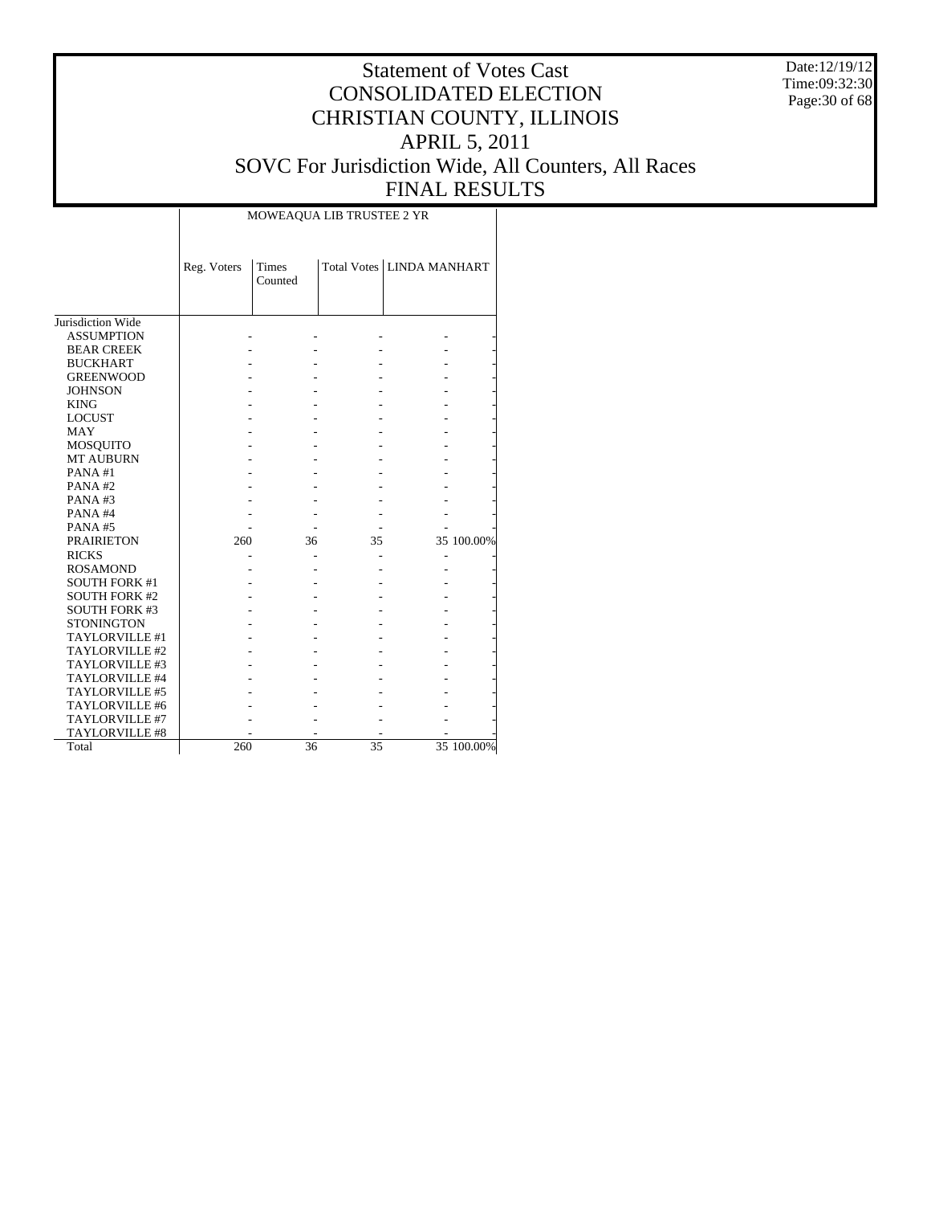# Statement of Votes Cast
# CONSOLIDATED ELECTION
# CHRISTIAN COUNTY, ILLINOIS
# APRIL 5, 2011
# SOVC For Jurisdiction Wide, All Counters, All Races
# FINAL RESULTS

Date:12/19/12
Time:09:32:30

| | MOWEAQUA LIB TRUSTEE 2 YR | | | | |
|---|---|---|---|---|---|
| | Reg. Voters | Times Counted | Total Votes | LINDA MANHART | |
| Jurisdiction Wide | | | | | |
| ASSUMPTION | - | - | - | - | - |
| BEAR CREEK | - | - | - | - | - |
| BUCKHART | - | - | - | - | - |
| GREENWOOD | - | - | - | - | - |
| JOHNSON | - | - | - | - | - |
| KING | - | - | - | - | - |
| LOCUST | - | - | - | - | - |
| MAY | - | - | - | - | - |
| MOSQUITO | - | - | - | - | - |
| MT AUBURN | - | - | - | - | - |
| PANA #1 | - | - | - | - | - |
| PANA #2 | - | - | - | - | - |
| PANA #3 | - | - | - | - | - |
| PANA #4 | - | - | - | - | - |
| PANA #5 | - | - | - | - | - |
| PRAIRIETON | 260 | 36 | 35 | 35 | 100.00% |
| RICKS | - | - | - | - | - |
| ROSAMOND | - | - | - | - | - |
| SOUTH FORK #1 | - | - | - | - | - |
| SOUTH FORK #2 | - | - | - | - | - |
| SOUTH FORK #3 | - | - | - | - | - |
| STONINGTON | - | - | - | - | - |
| TAYLORVILLE #1 | - | - | - | - | - |
| TAYLORVILLE #2 | - | - | - | - | - |
| TAYLORVILLE #3 | - | - | - | - | - |
| TAYLORVILLE #4 | - | - | - | - | - |
| TAYLORVILLE #5 | - | - | - | - | - |
| TAYLORVILLE #6 | - | - | - | - | - |
| TAYLORVILLE #7 | - | - | - | - | - |
| TAYLORVILLE #8 | - | - | - | - | - |
| Total | 260 | 36 | 35 | 35 | 100.00% |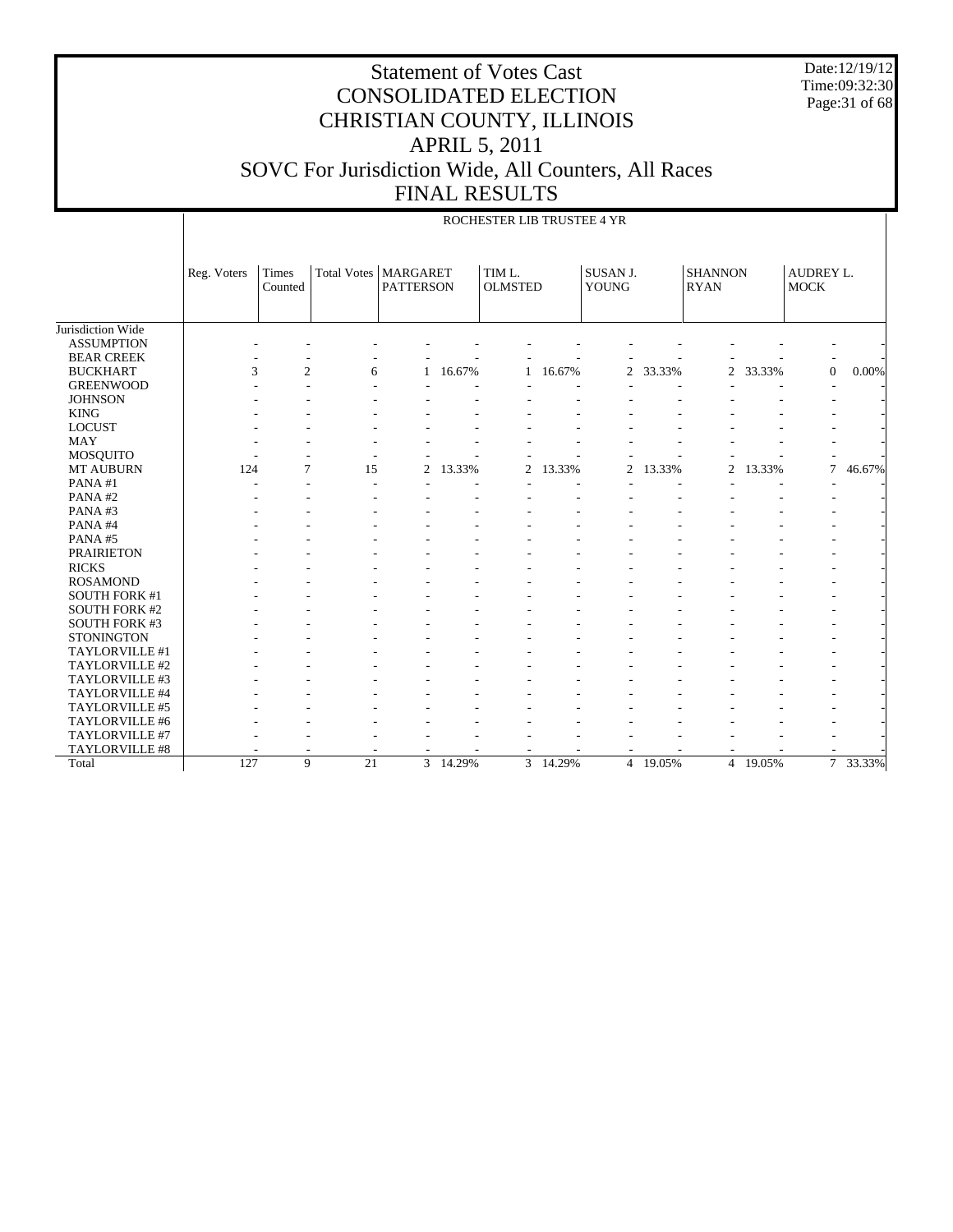# Statement of Votes Cast
## CONSOLIDATED ELECTION
## CHRISTIAN COUNTY, ILLINOIS
## APRIL 5, 2011
## SOVC For Jurisdiction Wide, All Counters, All Races
## FINAL RESULTS

Date:12/19/12
Time:09:32:30

ROCHESTER LIB TRUSTEE 4 YR

| | Reg. Voters | Times Counted | Total Votes | MARGARET PATTERSON | | TIM L. OLMSTED | | SUSAN J. YOUNG | | SHANNON RYAN | | AUDREY L. MOCK | |
|---|---|---|---|---|---|---|---|---|---|---|---|---|---|
| Jurisdiction Wide | | | | | | | | | | | | | |
| ASSUMPTION | - | - | - | - | - | - | - | - | - | - | - | - | - |
| BEAR CREEK | - | - | - | - | - | - | - | - | - | - | - | - | - |
| BUCKHART | 3 | 2 | 6 | 1 | 16.67% | 1 | 16.67% | 2 | 33.33% | 2 | 33.33% | 0 | 0.00% |
| GREENWOOD | - | - | - | - | - | - | - | - | - | - | - | - | - |
| JOHNSON | - | - | - | - | - | - | - | - | - | - | - | - | - |
| KING | - | - | - | - | - | - | - | - | - | - | - | - | - |
| LOCUST | - | - | - | - | - | - | - | - | - | - | - | - | - |
| MAY | - | - | - | - | - | - | - | - | - | - | - | - | - |
| MOSQUITO | - | - | - | - | - | - | - | - | - | - | - | - | - |
| MT AUBURN | 124 | 7 | 15 | 2 | 13.33% | 2 | 13.33% | 2 | 13.33% | 2 | 13.33% | 7 | 46.67% |
| PANA #1 | - | - | - | - | - | - | - | - | - | - | - | - | - |
| PANA #2 | - | - | - | - | - | - | - | - | - | - | - | - | - |
| PANA #3 | - | - | - | - | - | - | - | - | - | - | - | - | - |
| PANA #4 | - | - | - | - | - | - | - | - | - | - | - | - | - |
| PANA #5 | - | - | - | - | - | - | - | - | - | - | - | - | - |
| PRAIRIETON | - | - | - | - | - | - | - | - | - | - | - | - | - |
| RICKS | - | - | - | - | - | - | - | - | - | - | - | - | - |
| ROSAMOND | - | - | - | - | - | - | - | - | - | - | - | - | - |
| SOUTH FORK #1 | - | - | - | - | - | - | - | - | - | - | - | - | - |
| SOUTH FORK #2 | - | - | - | - | - | - | - | - | - | - | - | - | - |
| SOUTH FORK #3 | - | - | - | - | - | - | - | - | - | - | - | - | - |
| STONINGTON | - | - | - | - | - | - | - | - | - | - | - | - | - |
| TAYLORVILLE #1 | - | - | - | - | - | - | - | - | - | - | - | - | - |
| TAYLORVILLE #2 | - | - | - | - | - | - | - | - | - | - | - | - | - |
| TAYLORVILLE #3 | - | - | - | - | - | - | - | - | - | - | - | - | - |
| TAYLORVILLE #4 | - | - | - | - | - | - | - | - | - | - | - | - | - |
| TAYLORVILLE #5 | - | - | - | - | - | - | - | - | - | - | - | - | - |
| TAYLORVILLE #6 | - | - | - | - | - | - | - | - | - | - | - | - | - |
| TAYLORVILLE #7 | - | - | - | - | - | - | - | - | - | - | - | - | - |
| TAYLORVILLE #8 | - | - | - | - | - | - | - | - | - | - | - | - | - |
| Total | 127 | 9 | 21 | 3 | 14.29% | 3 | 14.29% | 4 | 19.05% | 4 | 19.05% | 7 | 33.33% |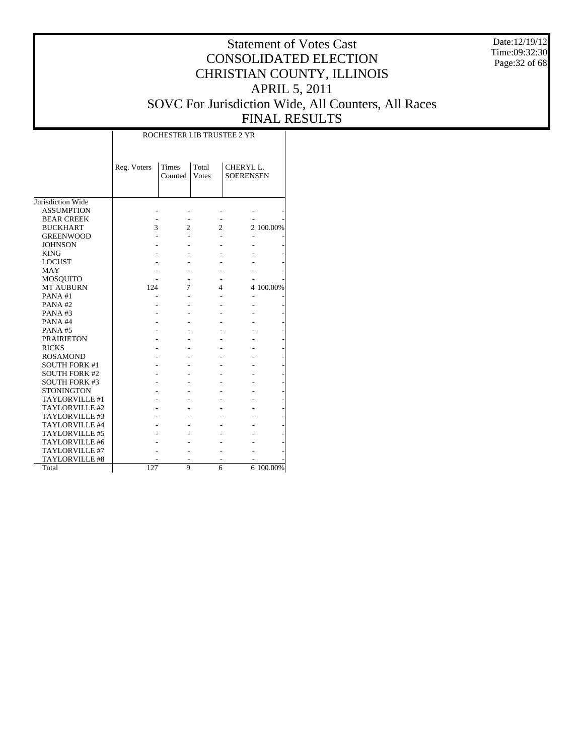# Statement of Votes Cast
# CONSOLIDATED ELECTION
# CHRISTIAN COUNTY, ILLINOIS
# APRIL 5, 2011
# SOVC For Jurisdiction Wide, All Counters, All Races
# FINAL RESULTS

Date:12/19/12
Time:09:32:30

| | ROCHESTER LIB TRUSTEE 2 YR | | | | |
|---|---|---|---|---|---|
| | Reg. Voters | Times Counted | Total Votes | CHERYL L. SOERENSEN | |
| Jurisdiction Wide | | | | | |
| ASSUMPTION | - | - | - | - | - |
| BEAR CREEK | - | - | - | - | - |
| BUCKHART | 3 | 2 | 2 | 2 | 100.00% |
| GREENWOOD | - | - | - | - | - |
| JOHNSON | - | - | - | - | - |
| KING | - | - | - | - | - |
| LOCUST | - | - | - | - | - |
| MAY | - | - | - | - | - |
| MOSQUITO | - | - | - | - | - |
| MT AUBURN | 124 | 7 | 4 | 4 | 100.00% |
| PANA #1 | - | - | - | - | - |
| PANA #2 | - | - | - | - | - |
| PANA #3 | - | - | - | - | - |
| PANA #4 | - | - | - | - | - |
| PANA #5 | - | - | - | - | - |
| PRAIRIETON | - | - | - | - | - |
| RICKS | - | - | - | - | - |
| ROSAMOND | - | - | - | - | - |
| SOUTH FORK #1 | - | - | - | - | - |
| SOUTH FORK #2 | - | - | - | - | - |
| SOUTH FORK #3 | - | - | - | - | - |
| STONINGTON | - | - | - | - | - |
| TAYLORVILLE #1 | - | - | - | - | - |
| TAYLORVILLE #2 | - | - | - | - | - |
| TAYLORVILLE #3 | - | - | - | - | - |
| TAYLORVILLE #4 | - | - | - | - | - |
| TAYLORVILLE #5 | - | - | - | - | - |
| TAYLORVILLE #6 | - | - | - | - | - |
| TAYLORVILLE #7 | - | - | - | - | - |
| TAYLORVILLE #8 | - | - | - | - | - |
| Total | 127 | 9 | 6 | 6 | 100.00% |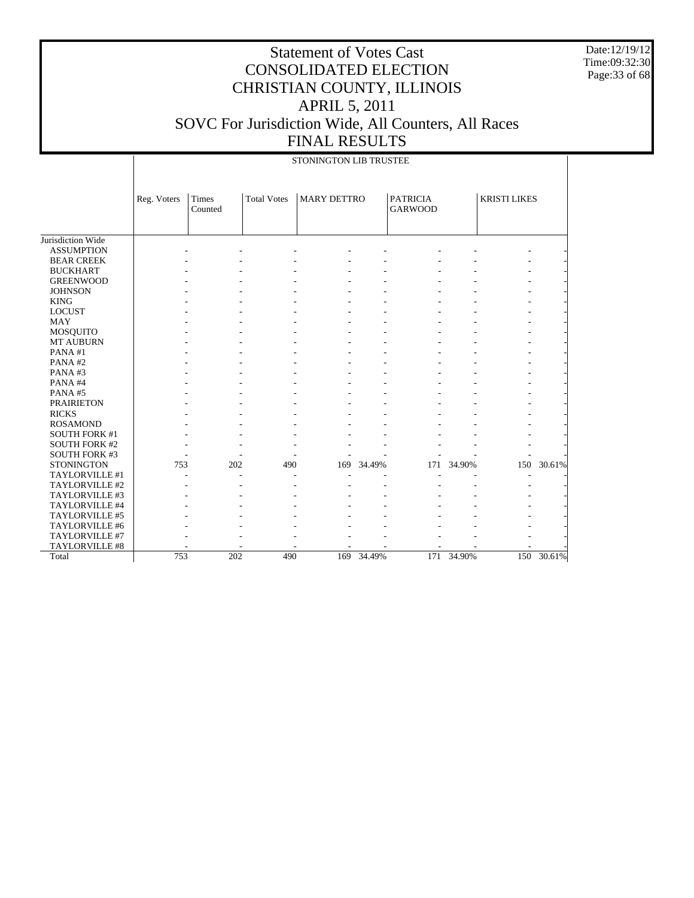# Statement of Votes Cast
# CONSOLIDATED ELECTION
# CHRISTIAN COUNTY, ILLINOIS
# APRIL 5, 2011
# SOVC For Jurisdiction Wide, All Counters, All Races
# FINAL RESULTS

Date:12/19/12
Time:09:32:30

STONINGTON LIB TRUSTEE

| | Reg. Voters | Times Counted | Total Votes | MARY DETTRO | | PATRICIA GARWOOD | | KRISTI LIKES | |
|---|---|---|---|---|---|---|---|---|---|
| Jurisdiction Wide | | | | | | | | | |
| ASSUMPTION | - | - | - | - | - | - | - | - | - |
| BEAR CREEK | - | - | - | - | - | - | - | - | - |
| BUCKHART | - | - | - | - | - | - | - | - | - |
| GREENWOOD | - | - | - | - | - | - | - | - | - |
| JOHNSON | - | - | - | - | - | - | - | - | - |
| KING | - | - | - | - | - | - | - | - | - |
| LOCUST | - | - | - | - | - | - | - | - | - |
| MAY | - | - | - | - | - | - | - | - | - |
| MOSQUITO | - | - | - | - | - | - | - | - | - |
| MT AUBURN | - | - | - | - | - | - | - | - | - |
| PANA #1 | - | - | - | - | - | - | - | - | - |
| PANA #2 | - | - | - | - | - | - | - | - | - |
| PANA #3 | - | - | - | - | - | - | - | - | - |
| PANA #4 | - | - | - | - | - | - | - | - | - |
| PANA #5 | - | - | - | - | - | - | - | - | - |
| PRAIRIETON | - | - | - | - | - | - | - | - | - |
| RICKS | - | - | - | - | - | - | - | - | - |
| ROSAMOND | - | - | - | - | - | - | - | - | - |
| SOUTH FORK #1 | - | - | - | - | - | - | - | - | - |
| SOUTH FORK #2 | - | - | - | - | - | - | - | - | - |
| SOUTH FORK #3 | - | - | - | - | - | - | - | - | - |
| STONINGTON | 753 | 202 | 490 | 169 | 34.49% | 171 | 34.90% | 150 | 30.61% |
| TAYLORVILLE #1 | - | - | - | - | - | - | - | - | - |
| TAYLORVILLE #2 | - | - | - | - | - | - | - | - | - |
| TAYLORVILLE #3 | - | - | - | - | - | - | - | - | - |
| TAYLORVILLE #4 | - | - | - | - | - | - | - | - | - |
| TAYLORVILLE #5 | - | - | - | - | - | - | - | - | - |
| TAYLORVILLE #6 | - | - | - | - | - | - | - | - | - |
| TAYLORVILLE #7 | - | - | - | - | - | - | - | - | - |
| TAYLORVILLE #8 | - | - | - | - | - | - | - | - | - |
| Total | 753 | 202 | 490 | 169 | 34.49% | 171 | 34.90% | 150 | 30.61% |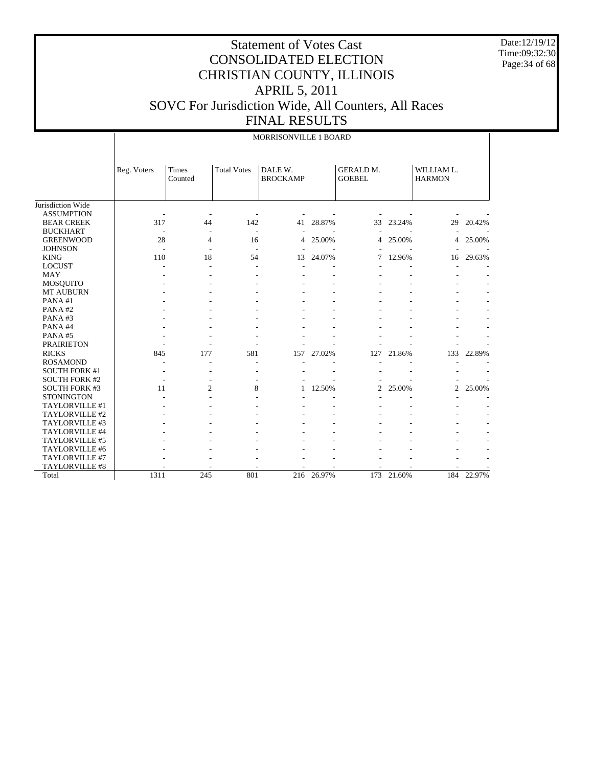# Statement of Votes Cast
# CONSOLIDATED ELECTION
# CHRISTIAN COUNTY, ILLINOIS
# APRIL 5, 2011
# SOVC For Jurisdiction Wide, All Counters, All Races
# FINAL RESULTS

Date:12/19/12
Time:09:32:30

MORRISONVILLE 1 BOARD

| | Reg. Voters | Times Counted | Total Votes | DALE W. BROCKAMP | | GERALD M. GOEBEL | | WILLIAM L. HARMON | |
|---|---|---|---|---|---|---|---|---|---|
| Jurisdiction Wide | | | | | | | | | |
| ASSUMPTION | - | - | - | - | - | - | - | - | - |
| BEAR CREEK | 317 | 44 | 142 | 41 | 28.87% | 33 | 23.24% | 29 | 20.42% |
| BUCKHART | - | - | - | - | - | - | - | - | - |
| GREENWOOD | 28 | 4 | 16 | 4 | 25.00% | 4 | 25.00% | 4 | 25.00% |
| JOHNSON | - | - | - | - | - | - | - | - | - |
| KING | 110 | 18 | 54 | 13 | 24.07% | 7 | 12.96% | 16 | 29.63% |
| LOCUST | - | - | - | - | - | - | - | - | - |
| MAY | - | - | - | - | - | - | - | - | - |
| MOSQUITO | - | - | - | - | - | - | - | - | - |
| MT AUBURN | - | - | - | - | - | - | - | - | - |
| PANA #1 | - | - | - | - | - | - | - | - | - |
| PANA #2 | - | - | - | - | - | - | - | - | - |
| PANA #3 | - | - | - | - | - | - | - | - | - |
| PANA #4 | - | - | - | - | - | - | - | - | - |
| PANA #5 | - | - | - | - | - | - | - | - | - |
| PRAIRIETON | - | - | - | - | - | - | - | - | - |
| RICKS | 845 | 177 | 581 | 157 | 27.02% | 127 | 21.86% | 133 | 22.89% |
| ROSAMOND | - | - | - | - | - | - | - | - | - |
| SOUTH FORK #1 | - | - | - | - | - | - | - | - | - |
| SOUTH FORK #2 | - | - | - | - | - | - | - | - | - |
| SOUTH FORK #3 | 11 | 2 | 8 | 1 | 12.50% | 2 | 25.00% | 2 | 25.00% |
| STONINGTON | - | - | - | - | - | - | - | - | - |
| TAYLORVILLE #1 | - | - | - | - | - | - | - | - | - |
| TAYLORVILLE #2 | - | - | - | - | - | - | - | - | - |
| TAYLORVILLE #3 | - | - | - | - | - | - | - | - | - |
| TAYLORVILLE #4 | - | - | - | - | - | - | - | - | - |
| TAYLORVILLE #5 | - | - | - | - | - | - | - | - | - |
| TAYLORVILLE #6 | - | - | - | - | - | - | - | - | - |
| TAYLORVILLE #7 | - | - | - | - | - | - | - | - | - |
| TAYLORVILLE #8 | - | - | - | - | - | - | - | - | - |
| Total | 1311 | 245 | 801 | 216 | 26.97% | 173 | 21.60% | 184 | 22.97% |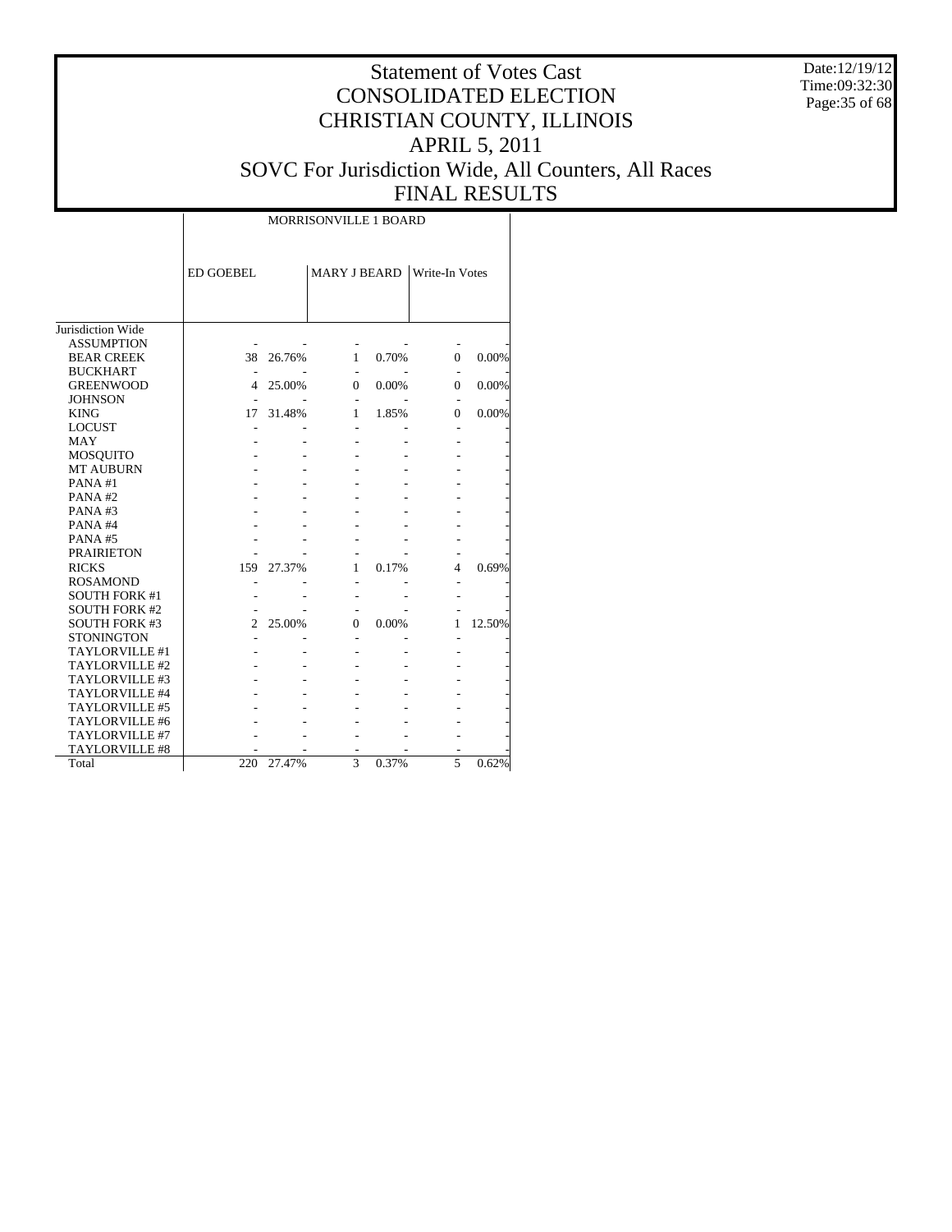# Statement of Votes Cast
# CONSOLIDATED ELECTION
# CHRISTIAN COUNTY, ILLINOIS
# APRIL 5, 2011
# SOVC For Jurisdiction Wide, All Counters, All Races
# FINAL RESULTS

Date:12/19/12
Time:09:32:30

| | MORRISONVILLE 1 BOARD | | | | | |
|---|---|---|---|---|---|---|
| | ED GOEBEL | | MARY J BEARD | | Write-In Votes | |
| Jurisdiction Wide | | | | | | |
| ASSUMPTION | - | - | - | - | - | - |
| BEAR CREEK | 38 | 26.76% | 1 | 0.70% | 0 | 0.00% |
| BUCKHART | - | - | - | - | - | - |
| GREENWOOD | 4 | 25.00% | 0 | 0.00% | 0 | 0.00% |
| JOHNSON | - | - | - | - | - | - |
| KING | 17 | 31.48% | 1 | 1.85% | 0 | 0.00% |
| LOCUST | - | - | - | - | - | - |
| MAY | - | - | - | - | - | - |
| MOSQUITO | - | - | - | - | - | - |
| MT AUBURN | - | - | - | - | - | - |
| PANA #1 | - | - | - | - | - | - |
| PANA #2 | - | - | - | - | - | - |
| PANA #3 | - | - | - | - | - | - |
| PANA #4 | - | - | - | - | - | - |
| PANA #5 | - | - | - | - | - | - |
| PRAIRIETON | - | - | - | - | - | - |
| RICKS | 159 | 27.37% | 1 | 0.17% | 4 | 0.69% |
| ROSAMOND | - | - | - | - | - | - |
| SOUTH FORK #1 | - | - | - | - | - | - |
| SOUTH FORK #2 | - | - | - | - | - | - |
| SOUTH FORK #3 | 2 | 25.00% | 0 | 0.00% | 1 | 12.50% |
| STONINGTON | - | - | - | - | - | - |
| TAYLORVILLE #1 | - | - | - | - | - | - |
| TAYLORVILLE #2 | - | - | - | - | - | - |
| TAYLORVILLE #3 | - | - | - | - | - | - |
| TAYLORVILLE #4 | - | - | - | - | - | - |
| TAYLORVILLE #5 | - | - | - | - | - | - |
| TAYLORVILLE #6 | - | - | - | - | - | - |
| TAYLORVILLE #7 | - | - | - | - | - | - |
| TAYLORVILLE #8 | - | - | - | - | - | - |
| Total | 220 | 27.47% | 3 | 0.37% | 5 | 0.62% |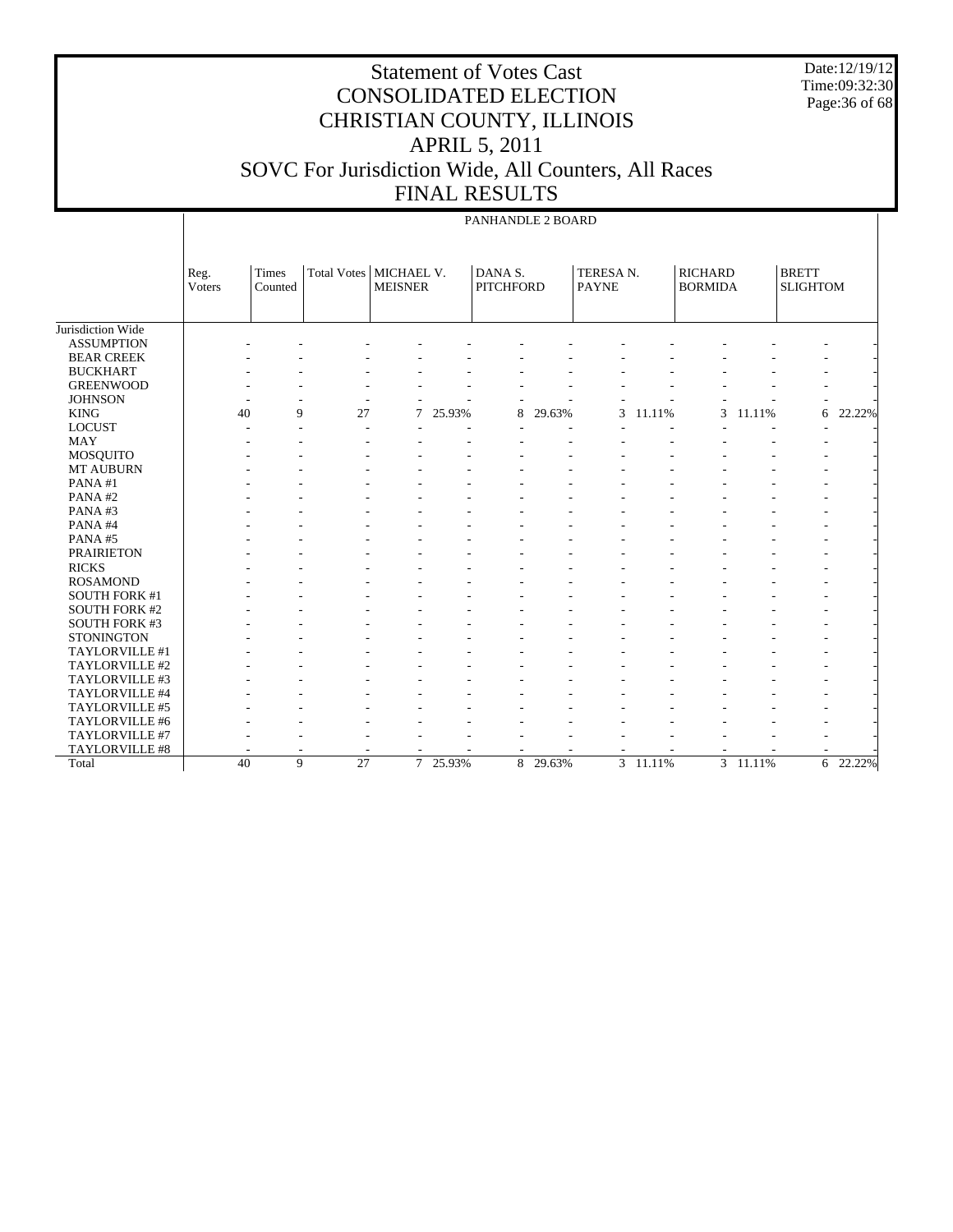# Statement of Votes Cast
# CONSOLIDATED ELECTION
# CHRISTIAN COUNTY, ILLINOIS
# APRIL 5, 2011
# SOVC For Jurisdiction Wide, All Counters, All Races
# FINAL RESULTS

Date:12/19/12
Time:09:32:30

PANHANDLE 2 BOARD

| | Reg. Voters | Times Counted | Total Votes | MICHAEL V. MEISNER | | DANA S. PITCHFORD | | TERESA N. PAYNE | | RICHARD BORMIDA | | BRETT SLIGHTOM | |
|---|---|---|---|---|---|---|---|---|---|---|---|---|---|
| Jurisdiction Wide | | | | | | | | | | | | | |
| ASSUMPTION | - | - | - | - | - | - | - | - | - | - | - | - | - |
| BEAR CREEK | - | - | - | - | - | - | - | - | - | - | - | - | - |
| BUCKHART | - | - | - | - | - | - | - | - | - | - | - | - | - |
| GREENWOOD | - | - | - | - | - | - | - | - | - | - | - | - | - |
| JOHNSON | - | - | - | - | - | - | - | - | - | - | - | - | - |
| KING | 40 | 9 | 27 | 7 | 25.93% | 8 | 29.63% | 3 | 11.11% | 3 | 11.11% | 6 | 22.22% |
| LOCUST | - | - | - | - | - | - | - | - | - | - | - | - | - |
| MAY | - | - | - | - | - | - | - | - | - | - | - | - | - |
| MOSQUITO | - | - | - | - | - | - | - | - | - | - | - | - | - |
| MT AUBURN | - | - | - | - | - | - | - | - | - | - | - | - | - |
| PANA #1 | - | - | - | - | - | - | - | - | - | - | - | - | - |
| PANA #2 | - | - | - | - | - | - | - | - | - | - | - | - | - |
| PANA #3 | - | - | - | - | - | - | - | - | - | - | - | - | - |
| PANA #4 | - | - | - | - | - | - | - | - | - | - | - | - | - |
| PANA #5 | - | - | - | - | - | - | - | - | - | - | - | - | - |
| PRAIRIETON | - | - | - | - | - | - | - | - | - | - | - | - | - |
| RICKS | - | - | - | - | - | - | - | - | - | - | - | - | - |
| ROSAMOND | - | - | - | - | - | - | - | - | - | - | - | - | - |
| SOUTH FORK #1 | - | - | - | - | - | - | - | - | - | - | - | - | - |
| SOUTH FORK #2 | - | - | - | - | - | - | - | - | - | - | - | - | - |
| SOUTH FORK #3 | - | - | - | - | - | - | - | - | - | - | - | - | - |
| STONINGTON | - | - | - | - | - | - | - | - | - | - | - | - | - |
| TAYLORVILLE #1 | - | - | - | - | - | - | - | - | - | - | - | - | - |
| TAYLORVILLE #2 | - | - | - | - | - | - | - | - | - | - | - | - | - |
| TAYLORVILLE #3 | - | - | - | - | - | - | - | - | - | - | - | - | - |
| TAYLORVILLE #4 | - | - | - | - | - | - | - | - | - | - | - | - | - |
| TAYLORVILLE #5 | - | - | - | - | - | - | - | - | - | - | - | - | - |
| TAYLORVILLE #6 | - | - | - | - | - | - | - | - | - | - | - | - | - |
| TAYLORVILLE #7 | - | - | - | - | - | - | - | - | - | - | - | - | - |
| TAYLORVILLE #8 | - | - | - | - | - | - | - | - | - | - | - | - | - |
| Total | 40 | 9 | 27 | 7 | 25.93% | 8 | 29.63% | 3 | 11.11% | 3 | 11.11% | 6 | 22.22% |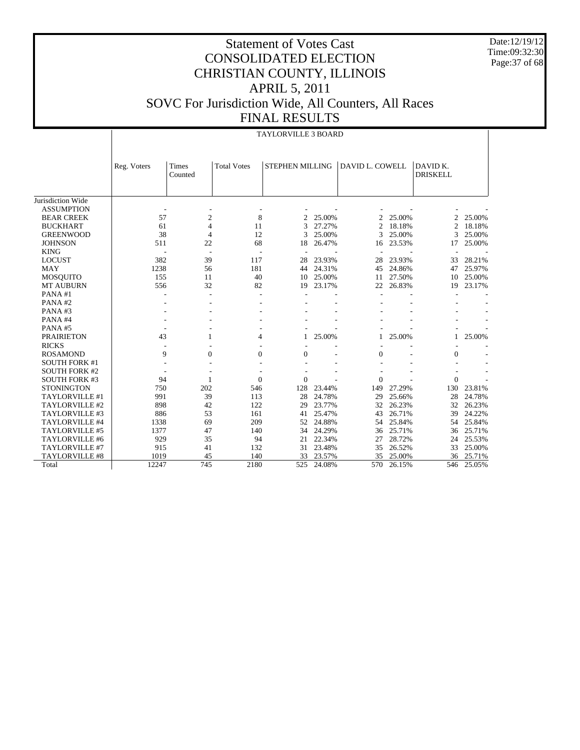# Statement of Votes Cast
# CONSOLIDATED ELECTION
# CHRISTIAN COUNTY, ILLINOIS
# APRIL 5, 2011
# SOVC For Jurisdiction Wide, All Counters, All Races
# FINAL RESULTS

Date:12/19/12
Time:09:32:30

## TAYLORVILLE 3 BOARD

| | Reg. Voters | Times Counted | Total Votes | STEPHEN MILLING | | DAVID L. COWELL | | DAVID K. DRISKELL | |
|---|---|---|---|---|---|---|---|---|---|
| Jurisdiction Wide | | | | | | | | | |
| ASSUMPTION | - | - | - | - | - | - | - | - | - |
| BEAR CREEK | 57 | 2 | 8 | 2 | 25.00% | 2 | 25.00% | 2 | 25.00% |
| BUCKHART | 61 | 4 | 11 | 3 | 27.27% | 2 | 18.18% | 2 | 18.18% |
| GREENWOOD | 38 | 4 | 12 | 3 | 25.00% | 3 | 25.00% | 3 | 25.00% |
| JOHNSON | 511 | 22 | 68 | 18 | 26.47% | 16 | 23.53% | 17 | 25.00% |
| KING | - | - | - | - | - | - | - | - | - |
| LOCUST | 382 | 39 | 117 | 28 | 23.93% | 28 | 23.93% | 33 | 28.21% |
| MAY | 1238 | 56 | 181 | 44 | 24.31% | 45 | 24.86% | 47 | 25.97% |
| MOSQUITO | 155 | 11 | 40 | 10 | 25.00% | 11 | 27.50% | 10 | 25.00% |
| MT AUBURN | 556 | 32 | 82 | 19 | 23.17% | 22 | 26.83% | 19 | 23.17% |
| PANA #1 | - | - | - | - | - | - | - | - | - |
| PANA #2 | - | - | - | - | - | - | - | - | - |
| PANA #3 | - | - | - | - | - | - | - | - | - |
| PANA #4 | - | - | - | - | - | - | - | - | - |
| PANA #5 | - | - | - | - | - | - | - | - | - |
| PRAIRIETON | 43 | 1 | 4 | 1 | 25.00% | 1 | 25.00% | 1 | 25.00% |
| RICKS | - | - | - | - | - | - | - | - | - |
| ROSAMOND | 9 | 0 | 0 | 0 | - | 0 | - | 0 | - |
| SOUTH FORK #1 | - | - | - | - | - | - | - | - | - |
| SOUTH FORK #2 | - | - | - | - | - | - | - | - | - |
| SOUTH FORK #3 | 94 | 1 | 0 | 0 | - | 0 | - | 0 | - |
| STONINGTON | 750 | 202 | 546 | 128 | 23.44% | 149 | 27.29% | 130 | 23.81% |
| TAYLORVILLE #1 | 991 | 39 | 113 | 28 | 24.78% | 29 | 25.66% | 28 | 24.78% |
| TAYLORVILLE #2 | 898 | 42 | 122 | 29 | 23.77% | 32 | 26.23% | 32 | 26.23% |
| TAYLORVILLE #3 | 886 | 53 | 161 | 41 | 25.47% | 43 | 26.71% | 39 | 24.22% |
| TAYLORVILLE #4 | 1338 | 69 | 209 | 52 | 24.88% | 54 | 25.84% | 54 | 25.84% |
| TAYLORVILLE #5 | 1377 | 47 | 140 | 34 | 24.29% | 36 | 25.71% | 36 | 25.71% |
| TAYLORVILLE #6 | 929 | 35 | 94 | 21 | 22.34% | 27 | 28.72% | 24 | 25.53% |
| TAYLORVILLE #7 | 915 | 41 | 132 | 31 | 23.48% | 35 | 26.52% | 33 | 25.00% |
| TAYLORVILLE #8 | 1019 | 45 | 140 | 33 | 23.57% | 35 | 25.00% | 36 | 25.71% |
| Total | 12247 | 745 | 2180 | 525 | 24.08% | 570 | 26.15% | 546 | 25.05% |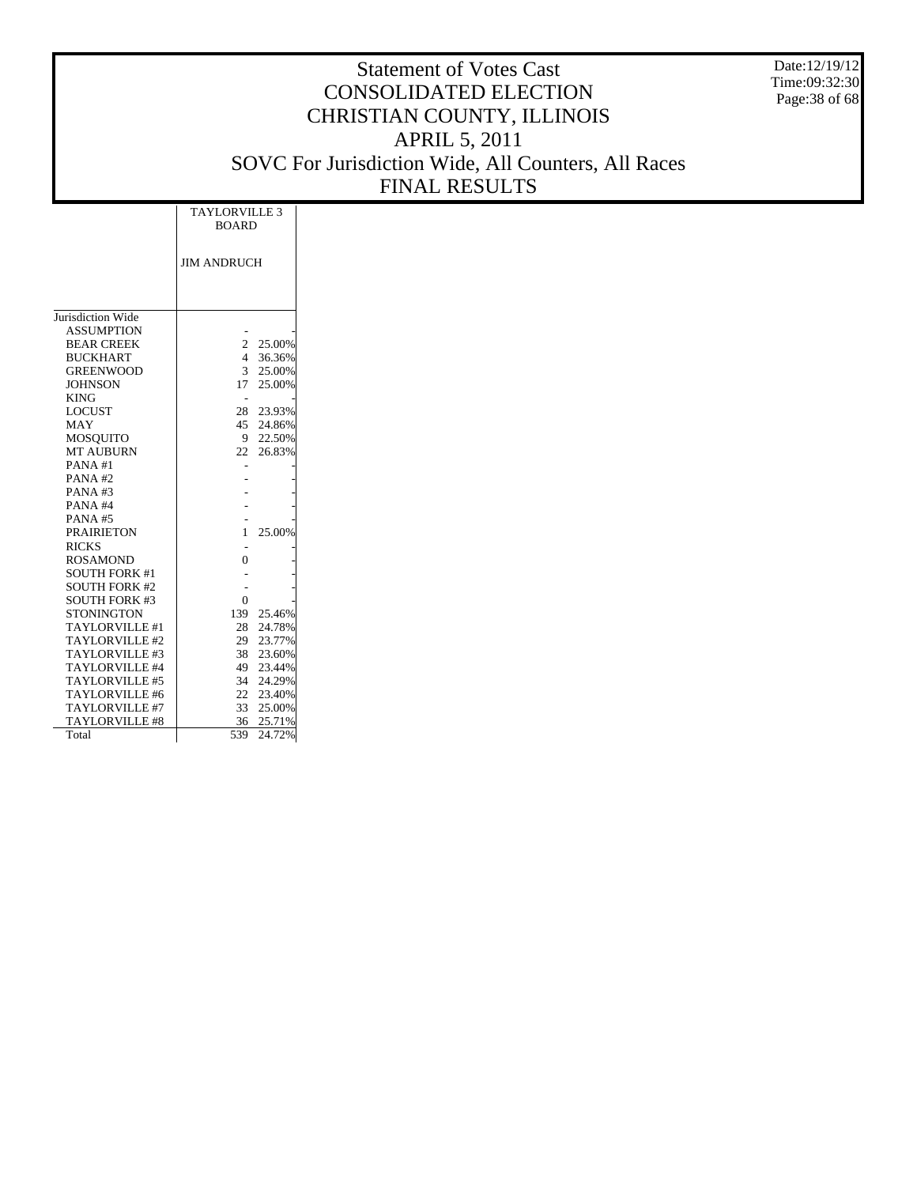# Statement of Votes Cast
# CONSOLIDATED ELECTION
# CHRISTIAN COUNTY, ILLINOIS
# APRIL 5, 2011
# SOVC For Jurisdiction Wide, All Counters, All Races
# FINAL RESULTS

Date:12/19/12
Time:09:32:30

| | TAYLORVILLE 3 BOARD | |
|---|---|---|
| | JIM ANDRUCH | |
| Jurisdiction Wide | | |
| ASSUMPTION | - | - |
| BEAR CREEK | 2 | 25.00% |
| BUCKHART | 4 | 36.36% |
| GREENWOOD | 3 | 25.00% |
| JOHNSON | 17 | 25.00% |
| KING | - | - |
| LOCUST | 28 | 23.93% |
| MAY | 45 | 24.86% |
| MOSQUITO | 9 | 22.50% |
| MT AUBURN | 22 | 26.83% |
| PANA #1 | - | - |
| PANA #2 | - | - |
| PANA #3 | - | - |
| PANA #4 | - | - |
| PANA #5 | - | - |
| PRAIRIETON | 1 | 25.00% |
| RICKS | - | - |
| ROSAMOND | 0 | - |
| SOUTH FORK #1 | - | - |
| SOUTH FORK #2 | - | - |
| SOUTH FORK #3 | 0 | - |
| STONINGTON | 139 | 25.46% |
| TAYLORVILLE #1 | 28 | 24.78% |
| TAYLORVILLE #2 | 29 | 23.77% |
| TAYLORVILLE #3 | 38 | 23.60% |
| TAYLORVILLE #4 | 49 | 23.44% |
| TAYLORVILLE #5 | 34 | 24.29% |
| TAYLORVILLE #6 | 22 | 23.40% |
| TAYLORVILLE #7 | 33 | 25.00% |
| TAYLORVILLE #8 | 36 | 25.71% |
| Total | 539 | 24.72% |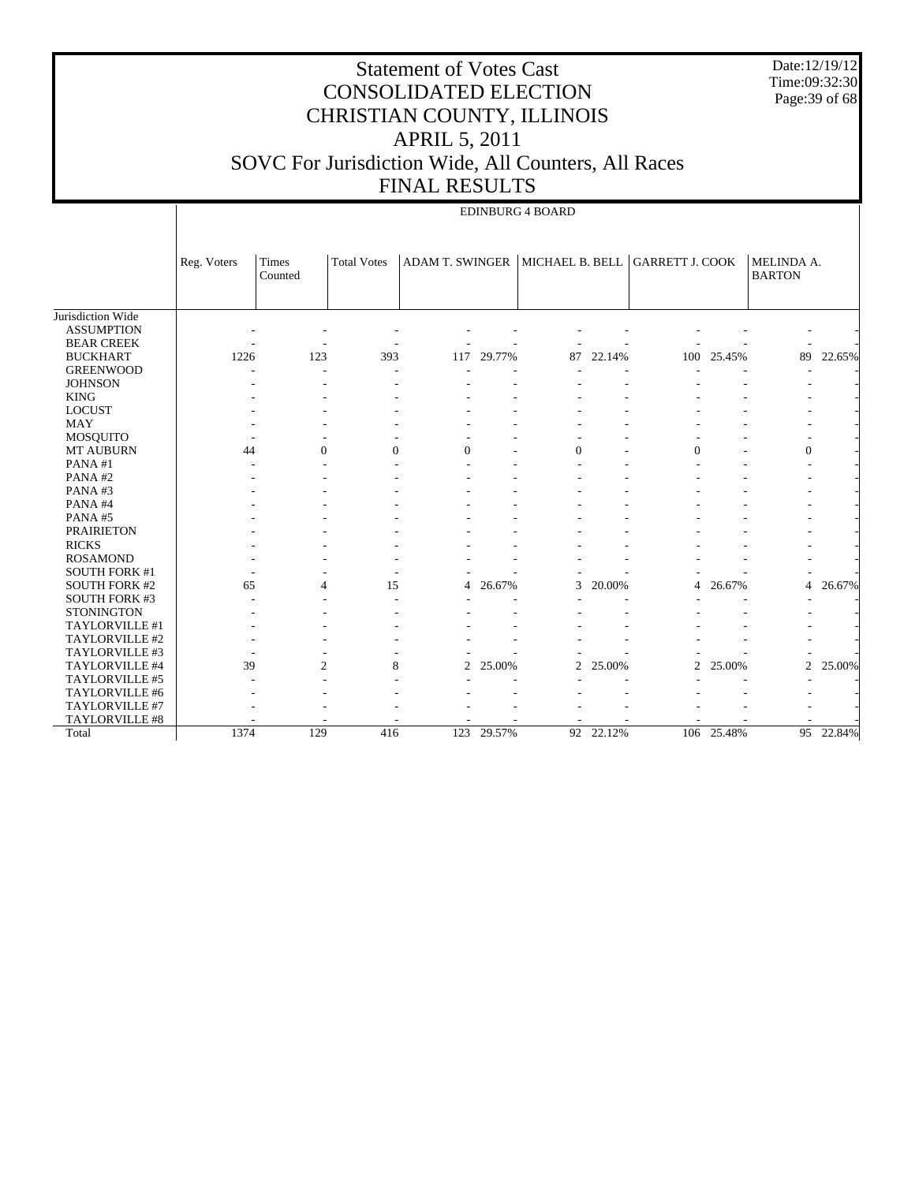# Statement of Votes Cast
# CONSOLIDATED ELECTION
# CHRISTIAN COUNTY, ILLINOIS
# APRIL 5, 2011
# SOVC For Jurisdiction Wide, All Counters, All Races
# FINAL RESULTS

Date:12/19/12
Time:09:32:30

EDINBURG 4 BOARD

| | Reg. Voters | Times Counted | Total Votes | ADAM T. SWINGER | | MICHAEL B. BELL | | GARRETT J. COOK | | MELINDA A. BARTON | |
|---|---|---|---|---|---|---|---|---|---|---|---|
| Jurisdiction Wide | | | | | | | | | | | |
| ASSUMPTION | - | - | - | - | - | - | - | - | - | - | - |
| BEAR CREEK | - | - | - | - | - | - | - | - | - | - | - |
| BUCKHART | 1226 | 123 | 393 | 117 | 29.77% | 87 | 22.14% | 100 | 25.45% | 89 | 22.65% |
| GREENWOOD | - | - | - | - | - | - | - | - | - | - | - |
| JOHNSON | - | - | - | - | - | - | - | - | - | - | - |
| KING | - | - | - | - | - | - | - | - | - | - | - |
| LOCUST | - | - | - | - | - | - | - | - | - | - | - |
| MAY | - | - | - | - | - | - | - | - | - | - | - |
| MOSQUITO | - | - | - | - | - | - | - | - | - | - | - |
| MT AUBURN | 44 | 0 | 0 | 0 | - | 0 | - | 0 | - | 0 | - |
| PANA #1 | - | - | - | - | - | - | - | - | - | - | - |
| PANA #2 | - | - | - | - | - | - | - | - | - | - | - |
| PANA #3 | - | - | - | - | - | - | - | - | - | - | - |
| PANA #4 | - | - | - | - | - | - | - | - | - | - | - |
| PANA #5 | - | - | - | - | - | - | - | - | - | - | - |
| PRAIRIETON | - | - | - | - | - | - | - | - | - | - | - |
| RICKS | - | - | - | - | - | - | - | - | - | - | - |
| ROSAMOND | - | - | - | - | - | - | - | - | - | - | - |
| SOUTH FORK #1 | - | - | - | - | - | - | - | - | - | - | - |
| SOUTH FORK #2 | 65 | 4 | 15 | 4 | 26.67% | 3 | 20.00% | 4 | 26.67% | 4 | 26.67% |
| SOUTH FORK #3 | - | - | - | - | - | - | - | - | - | - | - |
| STONINGTON | - | - | - | - | - | - | - | - | - | - | - |
| TAYLORVILLE #1 | - | - | - | - | - | - | - | - | - | - | - |
| TAYLORVILLE #2 | - | - | - | - | - | - | - | - | - | - | - |
| TAYLORVILLE #3 | - | - | - | - | - | - | - | - | - | - | - |
| TAYLORVILLE #4 | 39 | 2 | 8 | 2 | 25.00% | 2 | 25.00% | 2 | 25.00% | 2 | 25.00% |
| TAYLORVILLE #5 | - | - | - | - | - | - | - | - | - | - | - |
| TAYLORVILLE #6 | - | - | - | - | - | - | - | - | - | - | - |
| TAYLORVILLE #7 | - | - | - | - | - | - | - | - | - | - | - |
| TAYLORVILLE #8 | - | - | - | - | - | - | - | - | - | - | - |
| Total | 1374 | 129 | 416 | 123 | 29.57% | 92 | 22.12% | 106 | 25.48% | 95 | 22.84% |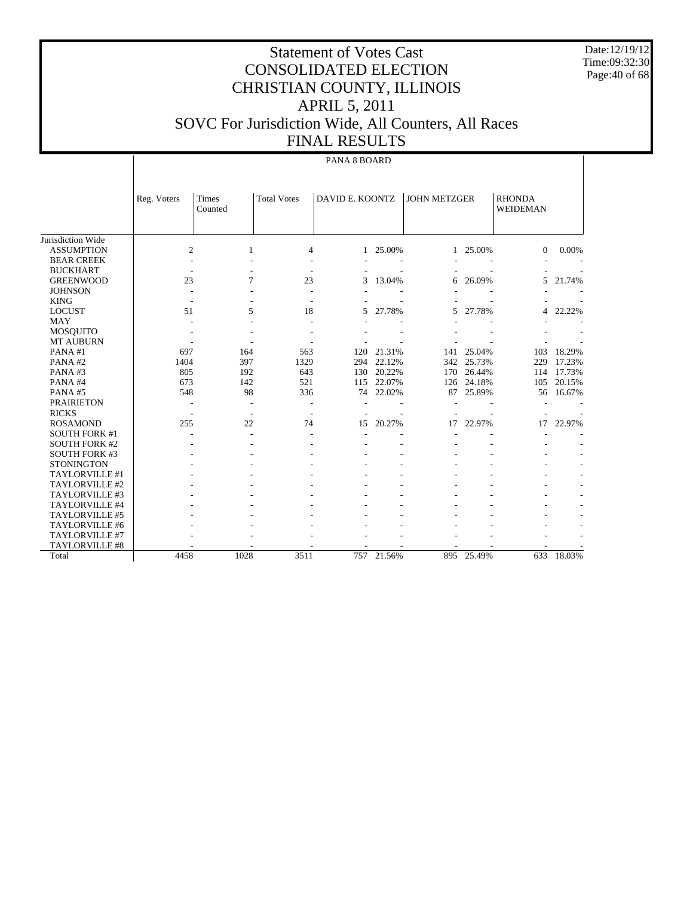# Statement of Votes Cast
# CONSOLIDATED ELECTION
# CHRISTIAN COUNTY, ILLINOIS
# APRIL 5, 2011
# SOVC For Jurisdiction Wide, All Counters, All Races
# FINAL RESULTS

Date:12/19/12
Time:09:32:30

PANA 8 BOARD

| | Reg. Voters | Times Counted | Total Votes | DAVID E. KOONTZ | | JOHN METZGER | | RHONDA WEIDEMAN | |
|---|---|---|---|---|---|---|---|---|---|
| Jurisdiction Wide | | | | | | | | | |
| ASSUMPTION | 2 | 1 | 4 | 1 | 25.00% | 1 | 25.00% | 0 | 0.00% |
| BEAR CREEK | - | - | - | - | - | - | - | - | - |
| BUCKHART | - | - | - | - | - | - | - | - | - |
| GREENWOOD | 23 | 7 | 23 | 3 | 13.04% | 6 | 26.09% | 5 | 21.74% |
| JOHNSON | - | - | - | - | - | - | - | - | - |
| KING | - | - | - | - | - | - | - | - | - |
| LOCUST | 51 | 5 | 18 | 5 | 27.78% | 5 | 27.78% | 4 | 22.22% |
| MAY | - | - | - | - | - | - | - | - | - |
| MOSQUITO | - | - | - | - | - | - | - | - | - |
| MT AUBURN | - | - | - | - | - | - | - | - | - |
| PANA #1 | 697 | 164 | 563 | 120 | 21.31% | 141 | 25.04% | 103 | 18.29% |
| PANA #2 | 1404 | 397 | 1329 | 294 | 22.12% | 342 | 25.73% | 229 | 17.23% |
| PANA #3 | 805 | 192 | 643 | 130 | 20.22% | 170 | 26.44% | 114 | 17.73% |
| PANA #4 | 673 | 142 | 521 | 115 | 22.07% | 126 | 24.18% | 105 | 20.15% |
| PANA #5 | 548 | 98 | 336 | 74 | 22.02% | 87 | 25.89% | 56 | 16.67% |
| PRAIRIETON | - | - | - | - | - | - | - | - | - |
| RICKS | - | - | - | - | - | - | - | - | - |
| ROSAMOND | 255 | 22 | 74 | 15 | 20.27% | 17 | 22.97% | 17 | 22.97% |
| SOUTH FORK #1 | - | - | - | - | - | - | - | - | - |
| SOUTH FORK #2 | - | - | - | - | - | - | - | - | - |
| SOUTH FORK #3 | - | - | - | - | - | - | - | - | - |
| STONINGTON | - | - | - | - | - | - | - | - | - |
| TAYLORVILLE #1 | - | - | - | - | - | - | - | - | - |
| TAYLORVILLE #2 | - | - | - | - | - | - | - | - | - |
| TAYLORVILLE #3 | - | - | - | - | - | - | - | - | - |
| TAYLORVILLE #4 | - | - | - | - | - | - | - | - | - |
| TAYLORVILLE #5 | - | - | - | - | - | - | - | - | - |
| TAYLORVILLE #6 | - | - | - | - | - | - | - | - | - |
| TAYLORVILLE #7 | - | - | - | - | - | - | - | - | - |
| TAYLORVILLE #8 | - | - | - | - | - | - | - | - | - |
| Total | 4458 | 1028 | 3511 | 757 | 21.56% | 895 | 25.49% | 633 | 18.03% |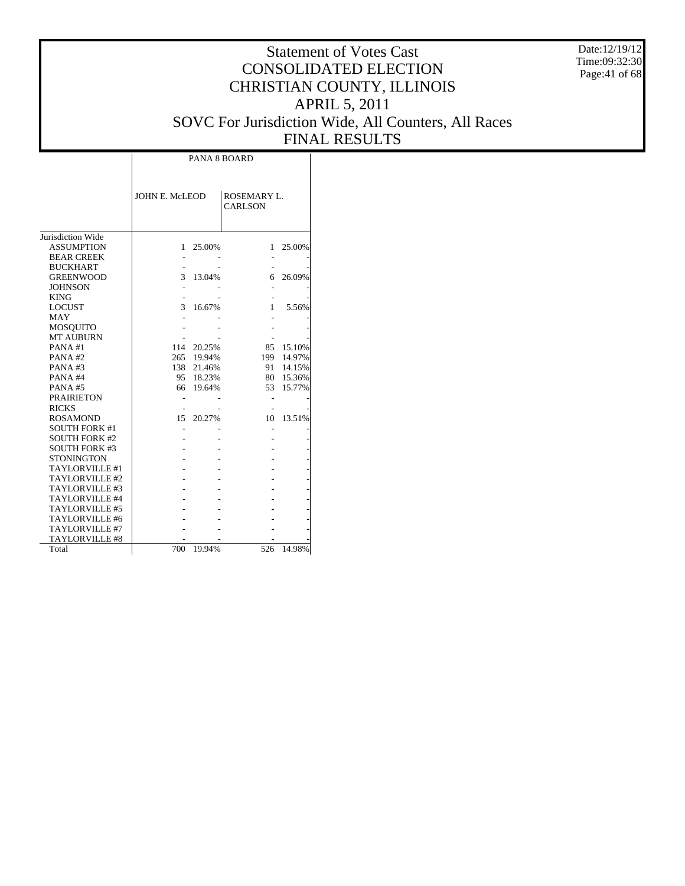# Statement of Votes Cast
# CONSOLIDATED ELECTION
# CHRISTIAN COUNTY, ILLINOIS
# APRIL 5, 2011
# SOVC For Jurisdiction Wide, All Counters, All Races
# FINAL RESULTS

Date:12/19/12
Time:09:32:30

| | PANA 8 BOARD | | | |
|---|---|---|---|---|
| | JOHN E. McLEOD | | ROSEMARY L. CARLSON | |
| Jurisdiction Wide | | | | |
| ASSUMPTION | 1 | 25.00% | 1 | 25.00% |
| BEAR CREEK | - | - | - | - |
| BUCKHART | - | - | - | - |
| GREENWOOD | 3 | 13.04% | 6 | 26.09% |
| JOHNSON | - | - | - | - |
| KING | - | - | - | - |
| LOCUST | 3 | 16.67% | 1 | 5.56% |
| MAY | - | - | - | - |
| MOSQUITO | - | - | - | - |
| MT AUBURN | - | - | - | - |
| PANA #1 | 114 | 20.25% | 85 | 15.10% |
| PANA #2 | 265 | 19.94% | 199 | 14.97% |
| PANA #3 | 138 | 21.46% | 91 | 14.15% |
| PANA #4 | 95 | 18.23% | 80 | 15.36% |
| PANA #5 | 66 | 19.64% | 53 | 15.77% |
| PRAIRIETON | - | - | - | - |
| RICKS | - | - | - | - |
| ROSAMOND | 15 | 20.27% | 10 | 13.51% |
| SOUTH FORK #1 | - | - | - | - |
| SOUTH FORK #2 | - | - | - | - |
| SOUTH FORK #3 | - | - | - | - |
| STONINGTON | - | - | - | - |
| TAYLORVILLE #1 | - | - | - | - |
| TAYLORVILLE #2 | - | - | - | - |
| TAYLORVILLE #3 | - | - | - | - |
| TAYLORVILLE #4 | - | - | - | - |
| TAYLORVILLE #5 | - | - | - | - |
| TAYLORVILLE #6 | - | - | - | - |
| TAYLORVILLE #7 | - | - | - | - |
| TAYLORVILLE #8 | - | - | - | - |
| Total | 700 | 19.94% | 526 | 14.98% |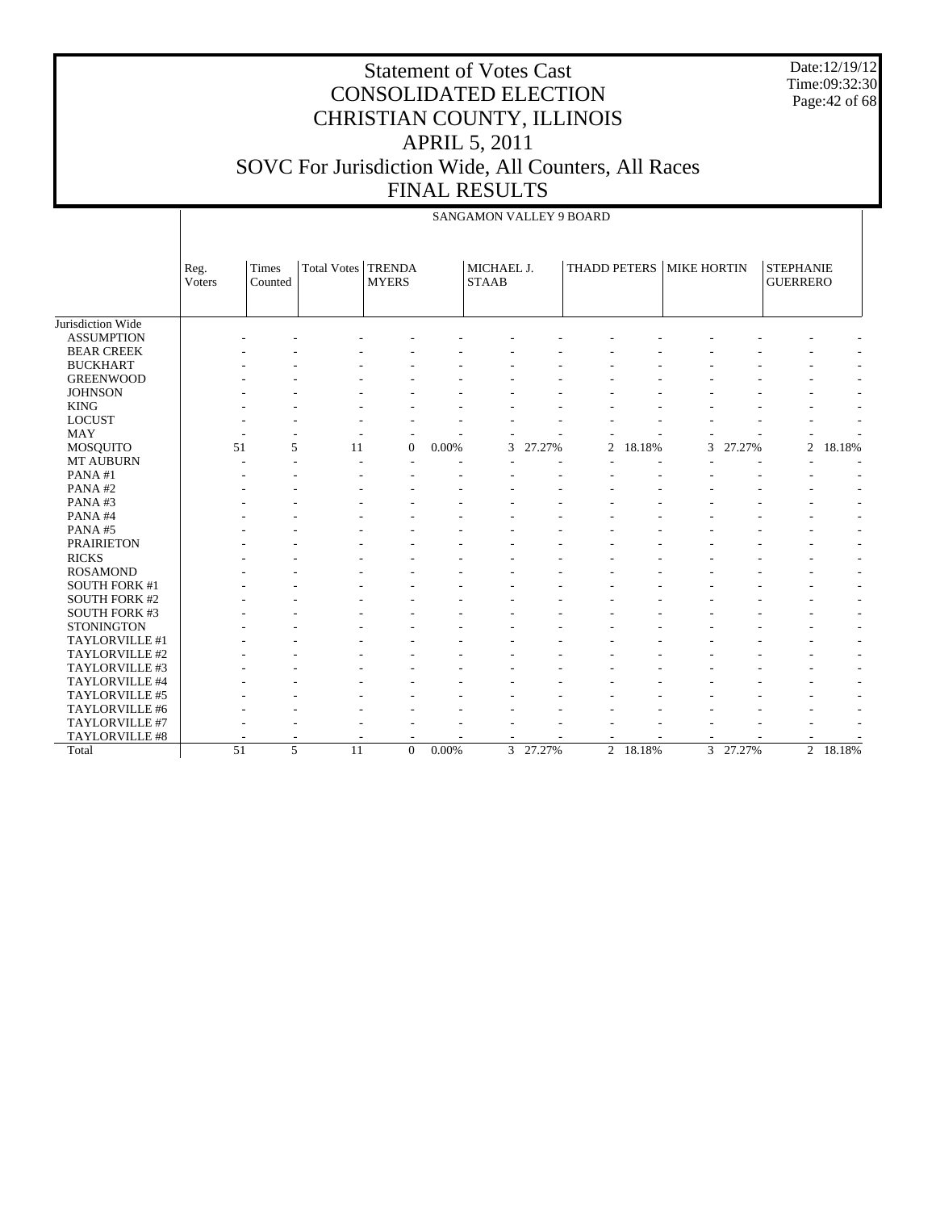# Statement of Votes Cast
# CONSOLIDATED ELECTION
# CHRISTIAN COUNTY, ILLINOIS
# APRIL 5, 2011
# SOVC For Jurisdiction Wide, All Counters, All Races
# FINAL RESULTS

Date:12/19/12
Time:09:32:30

SANGAMON VALLEY 9 BOARD

| | Reg. Voters | Times Counted | Total Votes | TRENDA MYERS | | MICHAEL J. STAAB | | THADD PETERS | | MIKE HORTIN | | STEPHANIE GUERRERO | |
|---|---|---|---|---|---|---|---|---|---|---|---|---|---|
| Jurisdiction Wide | | | | | | | | | | | | | |
| ASSUMPTION | - | - | - | - | - | - | - | - | - | - | - | - | - |
| BEAR CREEK | - | - | - | - | - | - | - | - | - | - | - | - | - |
| BUCKHART | - | - | - | - | - | - | - | - | - | - | - | - | - |
| GREENWOOD | - | - | - | - | - | - | - | - | - | - | - | - | - |
| JOHNSON | - | - | - | - | - | - | - | - | - | - | - | - | - |
| KING | - | - | - | - | - | - | - | - | - | - | - | - | - |
| LOCUST | - | - | - | - | - | - | - | - | - | - | - | - | - |
| MAY | - | - | - | - | - | - | - | - | - | - | - | - | - |
| MOSQUITO | 51 | 5 | 11 | 0 | 0.00% | 3 | 27.27% | 2 | 18.18% | 3 | 27.27% | 2 | 18.18% |
| MT AUBURN | - | - | - | - | - | - | - | - | - | - | - | - | - |
| PANA #1 | - | - | - | - | - | - | - | - | - | - | - | - | - |
| PANA #2 | - | - | - | - | - | - | - | - | - | - | - | - | - |
| PANA #3 | - | - | - | - | - | - | - | - | - | - | - | - | - |
| PANA #4 | - | - | - | - | - | - | - | - | - | - | - | - | - |
| PANA #5 | - | - | - | - | - | - | - | - | - | - | - | - | - |
| PRAIRIETON | - | - | - | - | - | - | - | - | - | - | - | - | - |
| RICKS | - | - | - | - | - | - | - | - | - | - | - | - | - |
| ROSAMOND | - | - | - | - | - | - | - | - | - | - | - | - | - |
| SOUTH FORK #1 | - | - | - | - | - | - | - | - | - | - | - | - | - |
| SOUTH FORK #2 | - | - | - | - | - | - | - | - | - | - | - | - | - |
| SOUTH FORK #3 | - | - | - | - | - | - | - | - | - | - | - | - | - |
| STONINGTON | - | - | - | - | - | - | - | - | - | - | - | - | - |
| TAYLORVILLE #1 | - | - | - | - | - | - | - | - | - | - | - | - | - |
| TAYLORVILLE #2 | - | - | - | - | - | - | - | - | - | - | - | - | - |
| TAYLORVILLE #3 | - | - | - | - | - | - | - | - | - | - | - | - | - |
| TAYLORVILLE #4 | - | - | - | - | - | - | - | - | - | - | - | - | - |
| TAYLORVILLE #5 | - | - | - | - | - | - | - | - | - | - | - | - | - |
| TAYLORVILLE #6 | - | - | - | - | - | - | - | - | - | - | - | - | - |
| TAYLORVILLE #7 | - | - | - | - | - | - | - | - | - | - | - | - | - |
| TAYLORVILLE #8 | - | - | - | - | - | - | - | - | - | - | - | - | - |
| Total | 51 | 5 | 11 | 0 | 0.00% | 3 | 27.27% | 2 | 18.18% | 3 | 27.27% | 2 | 18.18% |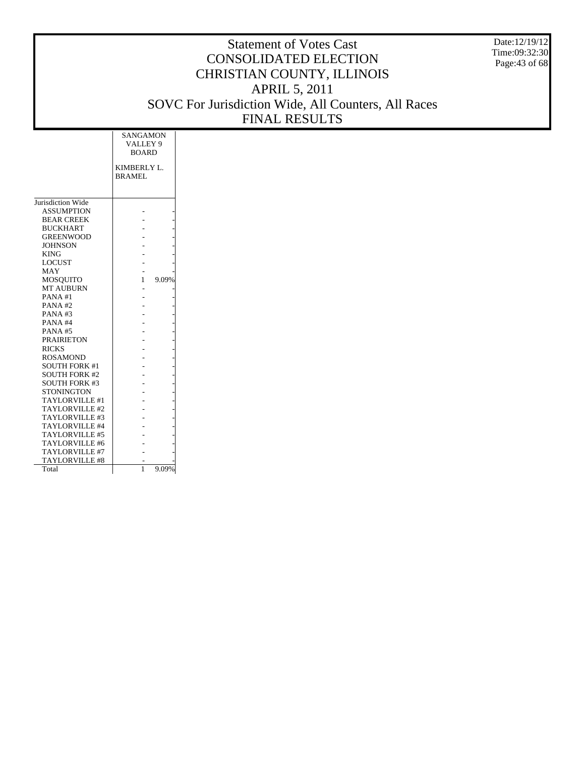# Statement of Votes Cast
# CONSOLIDATED ELECTION
# CHRISTIAN COUNTY, ILLINOIS
# APRIL 5, 2011
# SOVC For Jurisdiction Wide, All Counters, All Races
# FINAL RESULTS

Date:12/19/12
Time:09:32:30

| | SANGAMON VALLEY 9 BOARD | |
|---|---|---|
| | KIMBERLY L. BRAMEL | |
| Jurisdiction Wide | | |
| ASSUMPTION | - | - |
| BEAR CREEK | - | - |
| BUCKHART | - | - |
| GREENWOOD | - | - |
| JOHNSON | - | - |
| KING | - | - |
| LOCUST | - | - |
| MAY | - | - |
| MOSQUITO | 1 | 9.09% |
| MT AUBURN | - | - |
| PANA #1 | - | - |
| PANA #2 | - | - |
| PANA #3 | - | - |
| PANA #4 | - | - |
| PANA #5 | - | - |
| PRAIRIETON | - | - |
| RICKS | - | - |
| ROSAMOND | - | - |
| SOUTH FORK #1 | - | - |
| SOUTH FORK #2 | - | - |
| SOUTH FORK #3 | - | - |
| STONINGTON | - | - |
| TAYLORVILLE #1 | - | - |
| TAYLORVILLE #2 | - | - |
| TAYLORVILLE #3 | - | - |
| TAYLORVILLE #4 | - | - |
| TAYLORVILLE #5 | - | - |
| TAYLORVILLE #6 | - | - |
| TAYLORVILLE #7 | - | - |
| TAYLORVILLE #8 | - | - |
| Total | 1 | 9.09% |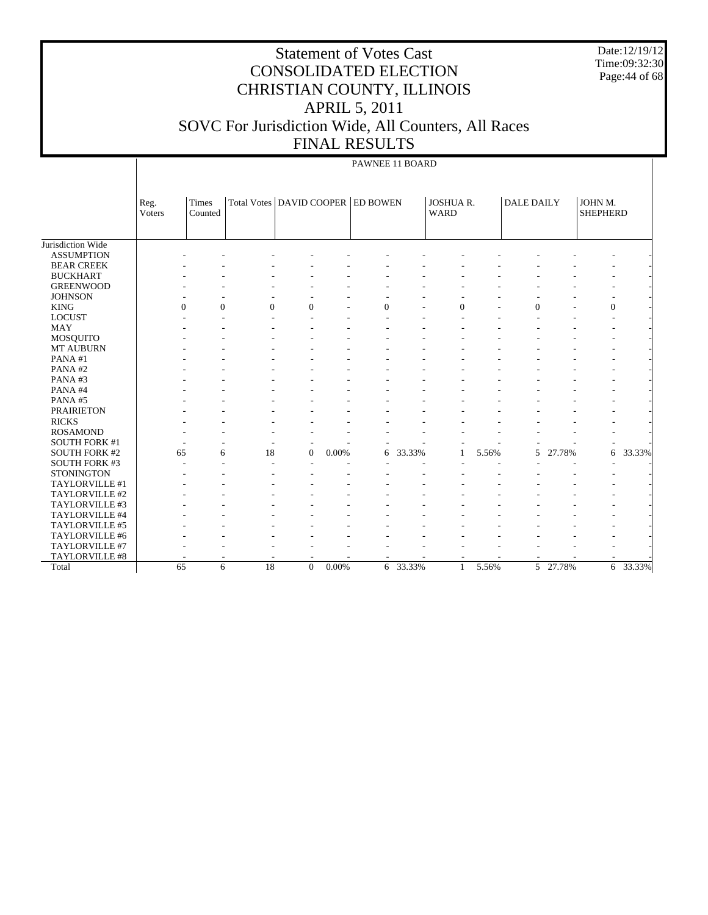# Statement of Votes Cast
# CONSOLIDATED ELECTION
# CHRISTIAN COUNTY, ILLINOIS
# APRIL 5, 2011
# SOVC For Jurisdiction Wide, All Counters, All Races
# FINAL RESULTS

Date:12/19/12
Time:09:32:30

| | PAWNEE 11 BOARD | | | | | | | | | | | | | |
|---|---|---|---|---|---|---|---|---|---|---|---|---|---|---|
| | Reg. Voters | Times Counted | Total Votes | DAVID COOPER | | ED BOWEN | | JOSHUA R. WARD | | DALE DAILY | | JOHN M. SHEPHERD | | |
| Jurisdiction Wide | | | | | | | | | | | | | | |
| ASSUMPTION | - | - | - | - | - | - | - | - | - | - | - | - | - | |
| BEAR CREEK | - | - | - | - | - | - | - | - | - | - | - | - | - | |
| BUCKHART | - | - | - | - | - | - | - | - | - | - | - | - | - | |
| GREENWOOD | - | - | - | - | - | - | - | - | - | - | - | - | - | |
| JOHNSON | - | - | - | - | - | - | - | - | - | - | - | - | - | |
| KING | 0 | 0 | 0 | 0 | - | 0 | - | 0 | - | 0 | - | 0 | - | |
| LOCUST | - | - | - | - | - | - | - | - | - | - | - | - | - | |
| MAY | - | - | - | - | - | - | - | - | - | - | - | - | - | |
| MOSQUITO | - | - | - | - | - | - | - | - | - | - | - | - | - | |
| MT AUBURN | - | - | - | - | - | - | - | - | - | - | - | - | - | |
| PANA #1 | - | - | - | - | - | - | - | - | - | - | - | - | - | |
| PANA #2 | - | - | - | - | - | - | - | - | - | - | - | - | - | |
| PANA #3 | - | - | - | - | - | - | - | - | - | - | - | - | - | |
| PANA #4 | - | - | - | - | - | - | - | - | - | - | - | - | - | |
| PANA #5 | - | - | - | - | - | - | - | - | - | - | - | - | - | |
| PRAIRIETON | - | - | - | - | - | - | - | - | - | - | - | - | - | |
| RICKS | - | - | - | - | - | - | - | - | - | - | - | - | - | |
| ROSAMOND | - | - | - | - | - | - | - | - | - | - | - | - | - | |
| SOUTH FORK #1 | - | - | - | - | - | - | - | - | - | - | - | - | - | |
| SOUTH FORK #2 | 65 | 6 | 18 | 0 | 0.00% | 6 | 33.33% | 1 | 5.56% | 5 | 27.78% | 6 | 33.33% | |
| SOUTH FORK #3 | - | - | - | - | - | - | - | - | - | - | - | - | - | |
| STONINGTON | - | - | - | - | - | - | - | - | - | - | - | - | - | |
| TAYLORVILLE #1 | - | - | - | - | - | - | - | - | - | - | - | - | - | |
| TAYLORVILLE #2 | - | - | - | - | - | - | - | - | - | - | - | - | - | |
| TAYLORVILLE #3 | - | - | - | - | - | - | - | - | - | - | - | - | - | |
| TAYLORVILLE #4 | - | - | - | - | - | - | - | - | - | - | - | - | - | |
| TAYLORVILLE #5 | - | - | - | - | - | - | - | - | - | - | - | - | - | |
| TAYLORVILLE #6 | - | - | - | - | - | - | - | - | - | - | - | - | - | |
| TAYLORVILLE #7 | - | - | - | - | - | - | - | - | - | - | - | - | - | |
| TAYLORVILLE #8 | - | - | - | - | - | - | - | - | - | - | - | - | - | |
| Total | 65 | 6 | 18 | 0 | 0.00% | 6 | 33.33% | 1 | 5.56% | 5 | 27.78% | 6 | 33.33% | |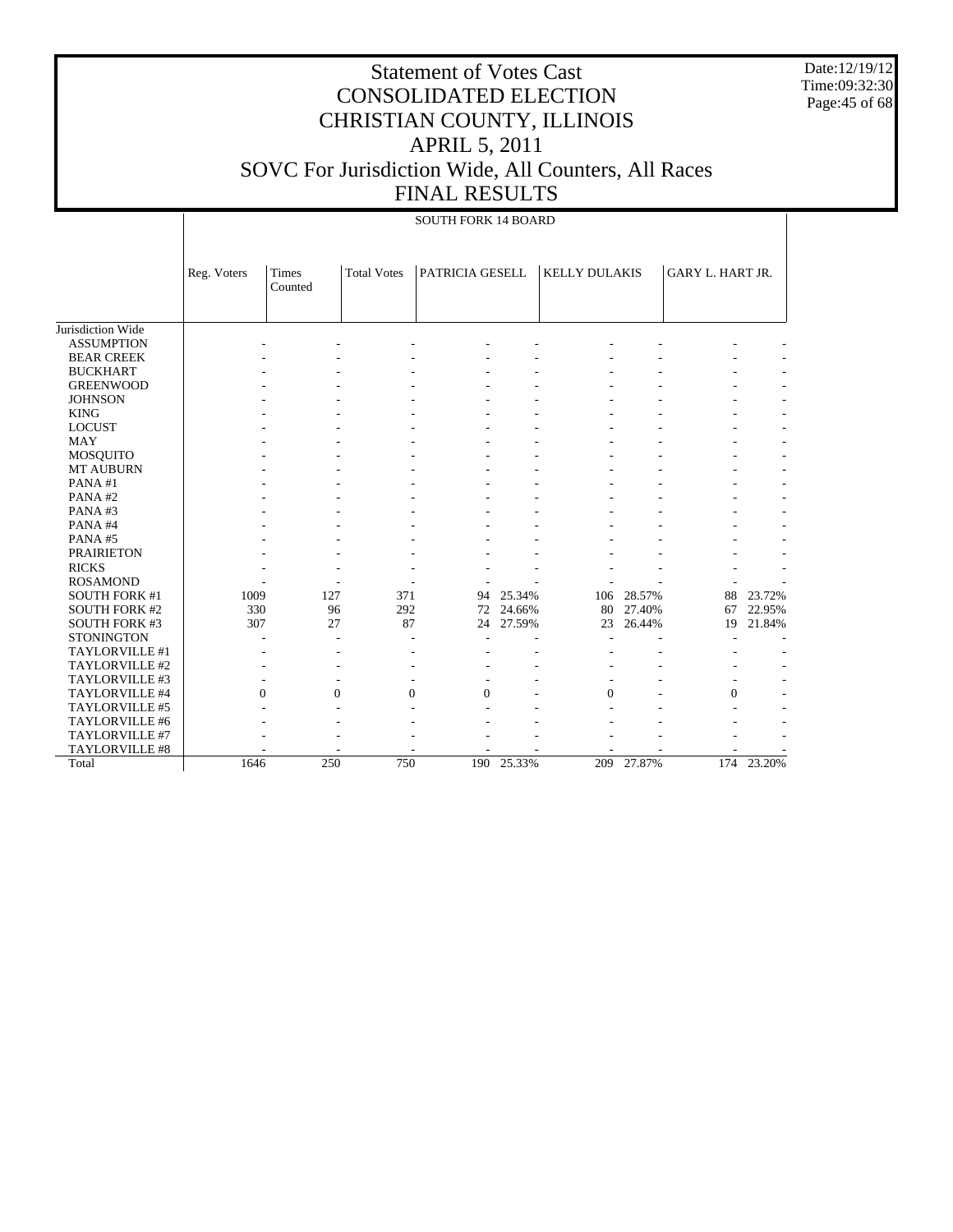# Statement of Votes Cast
# CONSOLIDATED ELECTION
# CHRISTIAN COUNTY, ILLINOIS
# APRIL 5, 2011
# SOVC For Jurisdiction Wide, All Counters, All Races
# FINAL RESULTS

Date:12/19/12
Time:09:32:30

| | SOUTH FORK 14 BOARD | | | | | | | | |
|---|---|---|---|---|---|---|---|---|---|
| | Reg. Voters | Times Counted | Total Votes | PATRICIA GESELL | | KELLY DULAKIS | | GARY L. HART JR. | |
| Jurisdiction Wide | | | | | | | | | |
| ASSUMPTION | - | - | - | - | - | - | - | - | - |
| BEAR CREEK | - | - | - | - | - | - | - | - | - |
| BUCKHART | - | - | - | - | - | - | - | - | - |
| GREENWOOD | - | - | - | - | - | - | - | - | - |
| JOHNSON | - | - | - | - | - | - | - | - | - |
| KING | - | - | - | - | - | - | - | - | - |
| LOCUST | - | - | - | - | - | - | - | - | - |
| MAY | - | - | - | - | - | - | - | - | - |
| MOSQUITO | - | - | - | - | - | - | - | - | - |
| MT AUBURN | - | - | - | - | - | - | - | - | - |
| PANA #1 | - | - | - | - | - | - | - | - | - |
| PANA #2 | - | - | - | - | - | - | - | - | - |
| PANA #3 | - | - | - | - | - | - | - | - | - |
| PANA #4 | - | - | - | - | - | - | - | - | - |
| PANA #5 | - | - | - | - | - | - | - | - | - |
| PRAIRIETON | - | - | - | - | - | - | - | - | - |
| RICKS | - | - | - | - | - | - | - | - | - |
| ROSAMOND | - | - | - | - | - | - | - | - | - |
| SOUTH FORK #1 | 1009 | 127 | 371 | 94 | 25.34% | 106 | 28.57% | 88 | 23.72% |
| SOUTH FORK #2 | 330 | 96 | 292 | 72 | 24.66% | 80 | 27.40% | 67 | 22.95% |
| SOUTH FORK #3 | 307 | 27 | 87 | 24 | 27.59% | 23 | 26.44% | 19 | 21.84% |
| STONINGTON | - | - | - | - | - | - | - | - | - |
| TAYLORVILLE #1 | - | - | - | - | - | - | - | - | - |
| TAYLORVILLE #2 | - | - | - | - | - | - | - | - | - |
| TAYLORVILLE #3 | - | - | - | - | - | - | - | - | - |
| TAYLORVILLE #4 | 0 | 0 | 0 | 0 | - | 0 | - | 0 | - |
| TAYLORVILLE #5 | - | - | - | - | - | - | - | - | - |
| TAYLORVILLE #6 | - | - | - | - | - | - | - | - | - |
| TAYLORVILLE #7 | - | - | - | - | - | - | - | - | - |
| TAYLORVILLE #8 | - | - | - | - | - | - | - | - | - |
| Total | 1646 | 250 | 750 | 190 | 25.33% | 209 | 27.87% | 174 | 23.20% |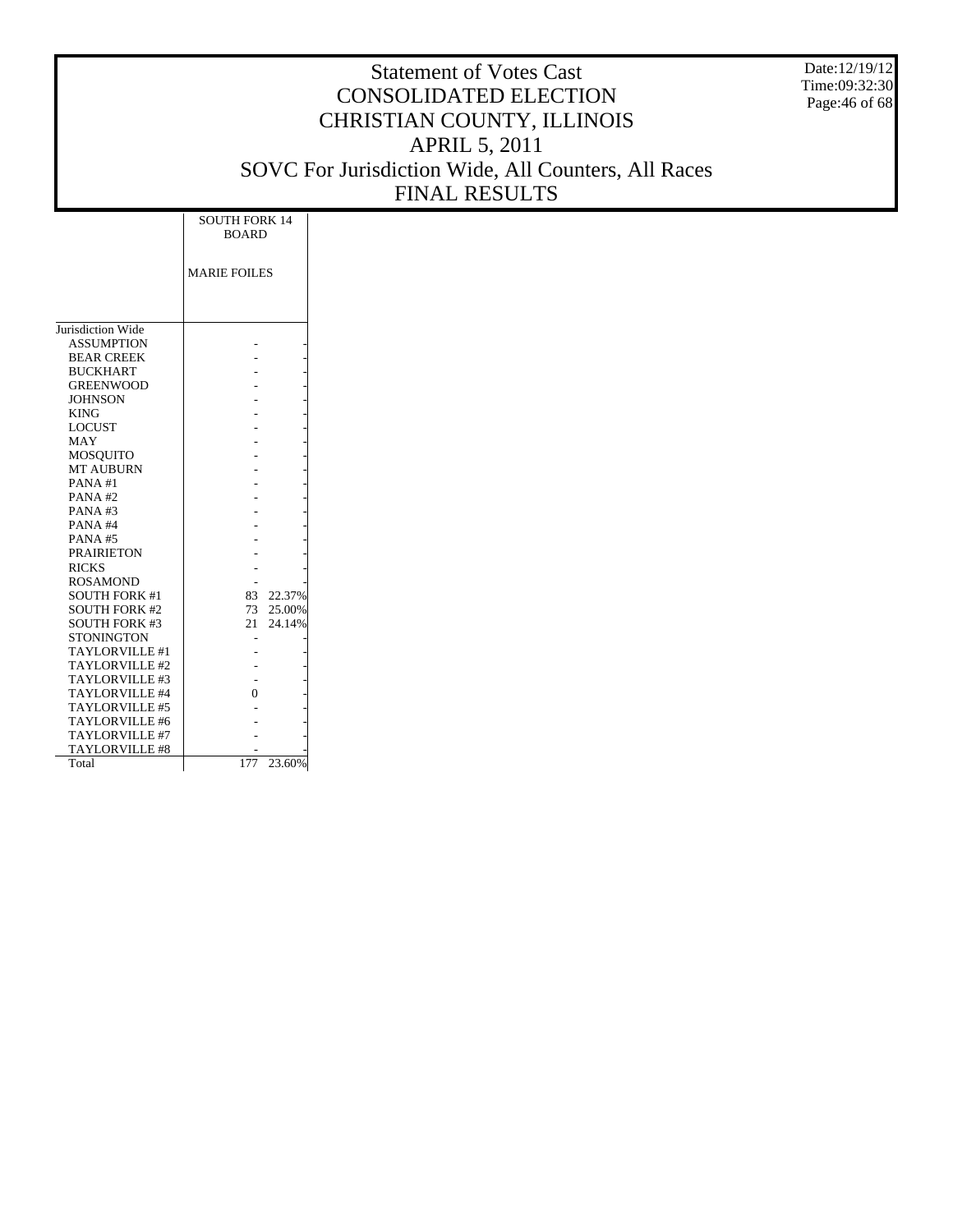# Statement of Votes Cast
# CONSOLIDATED ELECTION
# CHRISTIAN COUNTY, ILLINOIS
# APRIL 5, 2011
# SOVC For Jurisdiction Wide, All Counters, All Races
# FINAL RESULTS

Date:12/19/12
Time:09:32:30

| | SOUTH FORK 14 BOARD | |
|---|---|---|
| | MARIE FOILES | |
| Jurisdiction Wide | | |
| ASSUMPTION | - | - |
| BEAR CREEK | - | - |
| BUCKHART | - | - |
| GREENWOOD | - | - |
| JOHNSON | - | - |
| KING | - | - |
| LOCUST | - | - |
| MAY | - | - |
| MOSQUITO | - | - |
| MT AUBURN | - | - |
| PANA #1 | - | - |
| PANA #2 | - | - |
| PANA #3 | - | - |
| PANA #4 | - | - |
| PANA #5 | - | - |
| PRAIRIETON | - | - |
| RICKS | - | - |
| ROSAMOND | - | - |
| SOUTH FORK #1 | 83 | 22.37% |
| SOUTH FORK #2 | 73 | 25.00% |
| SOUTH FORK #3 | 21 | 24.14% |
| STONINGTON | - | - |
| TAYLORVILLE #1 | - | - |
| TAYLORVILLE #2 | - | - |
| TAYLORVILLE #3 | - | - |
| TAYLORVILLE #4 | 0 | - |
| TAYLORVILLE #5 | - | - |
| TAYLORVILLE #6 | - | - |
| TAYLORVILLE #7 | - | - |
| TAYLORVILLE #8 | - | - |
| Total | 177 | 23.60% |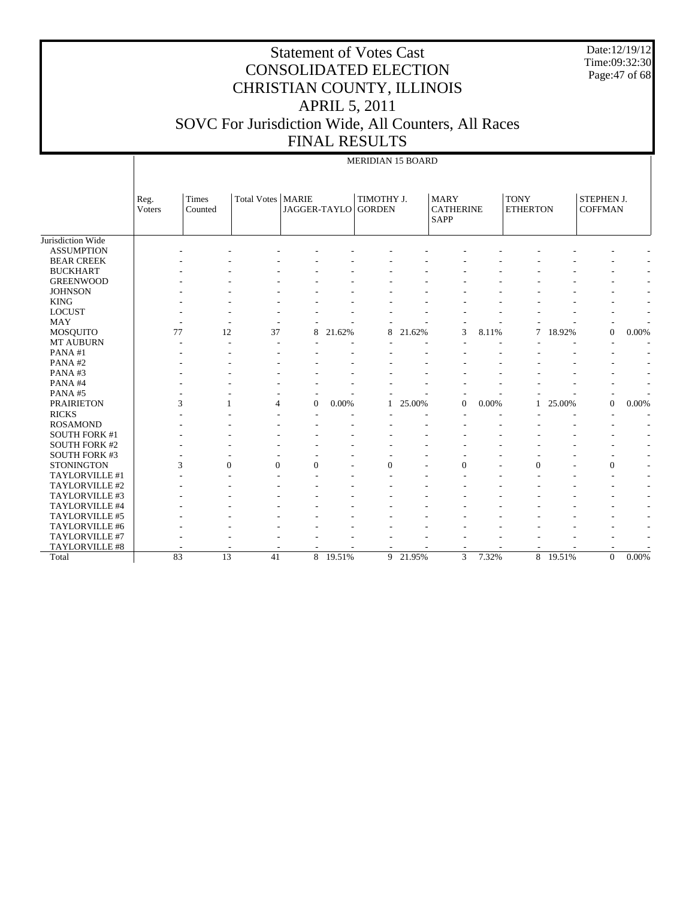# Statement of Votes Cast
## CONSOLIDATED ELECTION
## CHRISTIAN COUNTY, ILLINOIS
## APRIL 5, 2011
## SOVC For Jurisdiction Wide, All Counters, All Races
## FINAL RESULTS

Date:12/19/12
Time:09:32:30

MERIDIAN 15 BOARD

| | Reg. Voters | Times Counted | Total Votes | MARIE JAGGER-TAYLO | | TIMOTHY J. GORDEN | | MARY CATHERINE SAPP | | TONY ETHERTON | | STEPHEN J. COFFMAN | |
|---|---|---|---|---|---|---|---|---|---|---|---|---|---|
| Jurisdiction Wide | | | | | | | | | | | | | |
| ASSUMPTION | - | - | - | - | - | - | - | - | - | - | - | - | - |
| BEAR CREEK | - | - | - | - | - | - | - | - | - | - | - | - | - |
| BUCKHART | - | - | - | - | - | - | - | - | - | - | - | - | - |
| GREENWOOD | - | - | - | - | - | - | - | - | - | - | - | - | - |
| JOHNSON | - | - | - | - | - | - | - | - | - | - | - | - | - |
| KING | - | - | - | - | - | - | - | - | - | - | - | - | - |
| LOCUST | - | - | - | - | - | - | - | - | - | - | - | - | - |
| MAY | - | - | - | - | - | - | - | - | - | - | - | - | - |
| MOSQUITO | 77 | 12 | 37 | 8 | 21.62% | 8 | 21.62% | 3 | 8.11% | 7 | 18.92% | 0 | 0.00% |
| MT AUBURN | - | - | - | - | - | - | - | - | - | - | - | - | - |
| PANA #1 | - | - | - | - | - | - | - | - | - | - | - | - | - |
| PANA #2 | - | - | - | - | - | - | - | - | - | - | - | - | - |
| PANA #3 | - | - | - | - | - | - | - | - | - | - | - | - | - |
| PANA #4 | - | - | - | - | - | - | - | - | - | - | - | - | - |
| PANA #5 | - | - | - | - | - | - | - | - | - | - | - | - | - |
| PRAIRIETON | 3 | 1 | 4 | 0 | 0.00% | 1 | 25.00% | 0 | 0.00% | 1 | 25.00% | 0 | 0.00% |
| RICKS | - | - | - | - | - | - | - | - | - | - | - | - | - |
| ROSAMOND | - | - | - | - | - | - | - | - | - | - | - | - | - |
| SOUTH FORK #1 | - | - | - | - | - | - | - | - | - | - | - | - | - |
| SOUTH FORK #2 | - | - | - | - | - | - | - | - | - | - | - | - | - |
| SOUTH FORK #3 | - | - | - | - | - | - | - | - | - | - | - | - | - |
| STONINGTON | 3 | 0 | 0 | 0 | - | 0 | - | 0 | - | 0 | - | 0 | - |
| TAYLORVILLE #1 | - | - | - | - | - | - | - | - | - | - | - | - | - |
| TAYLORVILLE #2 | - | - | - | - | - | - | - | - | - | - | - | - | - |
| TAYLORVILLE #3 | - | - | - | - | - | - | - | - | - | - | - | - | - |
| TAYLORVILLE #4 | - | - | - | - | - | - | - | - | - | - | - | - | - |
| TAYLORVILLE #5 | - | - | - | - | - | - | - | - | - | - | - | - | - |
| TAYLORVILLE #6 | - | - | - | - | - | - | - | - | - | - | - | - | - |
| TAYLORVILLE #7 | - | - | - | - | - | - | - | - | - | - | - | - | - |
| TAYLORVILLE #8 | - | - | - | - | - | - | - | - | - | - | - | - | - |
| Total | 83 | 13 | 41 | 8 | 19.51% | 9 | 21.95% | 3 | 7.32% | 8 | 19.51% | 0 | 0.00% |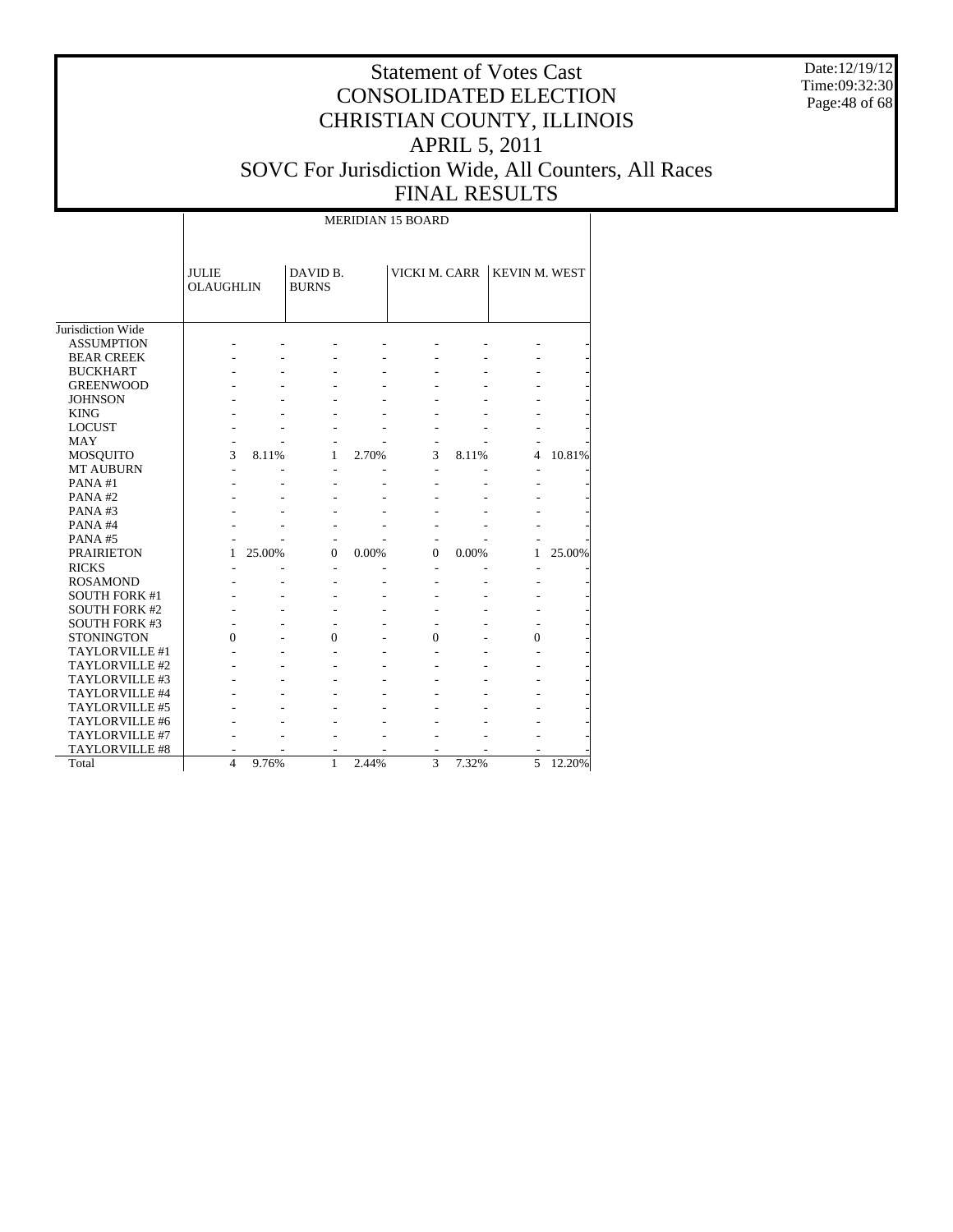# Statement of Votes Cast
# CONSOLIDATED ELECTION
# CHRISTIAN COUNTY, ILLINOIS
# APRIL 5, 2011
# SOVC For Jurisdiction Wide, All Counters, All Races
# FINAL RESULTS

| | MERIDIAN 15 BOARD | | | | | | | |
|---|---|---|---|---|---|---|---|---|
| | JULIE OLAUGHLIN | | DAVID B. BURNS | | VICKI M. CARR | | KEVIN M. WEST | |
| Jurisdiction Wide | | | | | | | | |
| ASSUMPTION | - | - | - | - | - | - | - | - |
| BEAR CREEK | - | - | - | - | - | - | - | - |
| BUCKHART | - | - | - | - | - | - | - | - |
| GREENWOOD | - | - | - | - | - | - | - | - |
| JOHNSON | - | - | - | - | - | - | - | - |
| KING | - | - | - | - | - | - | - | - |
| LOCUST | - | - | - | - | - | - | - | - |
| MAY | - | - | - | - | - | - | - | - |
| MOSQUITO | 3 | 8.11% | 1 | 2.70% | 3 | 8.11% | 4 | 10.81% |
| MT AUBURN | - | - | - | - | - | - | - | - |
| PANA #1 | - | - | - | - | - | - | - | - |
| PANA #2 | - | - | - | - | - | - | - | - |
| PANA #3 | - | - | - | - | - | - | - | - |
| PANA #4 | - | - | - | - | - | - | - | - |
| PANA #5 | - | - | - | - | - | - | - | - |
| PRAIRIETON | 1 | 25.00% | 0 | 0.00% | 0 | 0.00% | 1 | 25.00% |
| RICKS | - | - | - | - | - | - | - | - |
| ROSAMOND | - | - | - | - | - | - | - | - |
| SOUTH FORK #1 | - | - | - | - | - | - | - | - |
| SOUTH FORK #2 | - | - | - | - | - | - | - | - |
| SOUTH FORK #3 | - | - | - | - | - | - | - | - |
| STONINGTON | 0 | - | 0 | - | 0 | - | 0 | - |
| TAYLORVILLE #1 | - | - | - | - | - | - | - | - |
| TAYLORVILLE #2 | - | - | - | - | - | - | - | - |
| TAYLORVILLE #3 | - | - | - | - | - | - | - | - |
| TAYLORVILLE #4 | - | - | - | - | - | - | - | - |
| TAYLORVILLE #5 | - | - | - | - | - | - | - | - |
| TAYLORVILLE #6 | - | - | - | - | - | - | - | - |
| TAYLORVILLE #7 | - | - | - | - | - | - | - | - |
| TAYLORVILLE #8 | - | - | - | - | - | - | - | - |
| Total | 4 | 9.76% | 1 | 2.44% | 3 | 7.32% | 5 | 12.20% |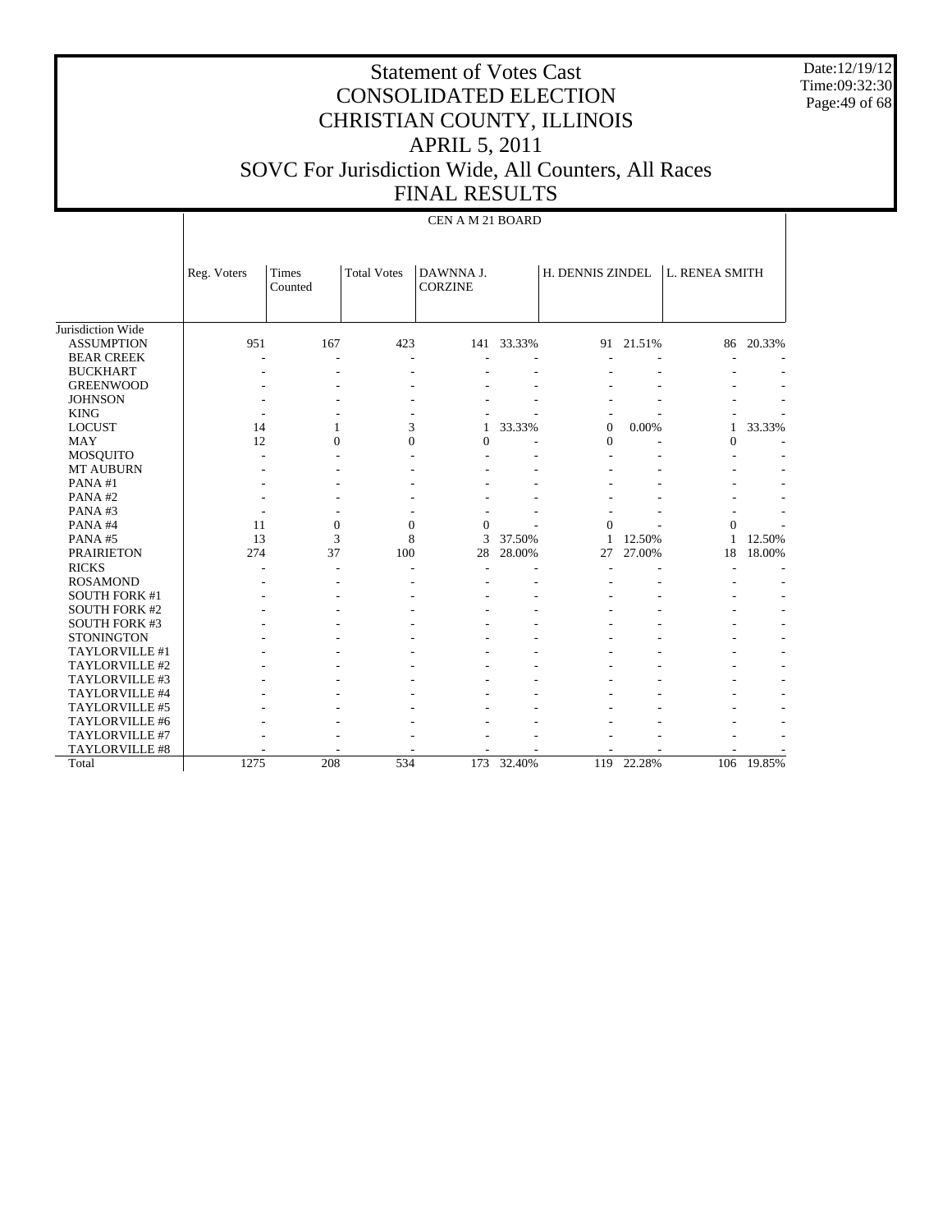# Statement of Votes Cast
# CONSOLIDATED ELECTION
# CHRISTIAN COUNTY, ILLINOIS
# APRIL 5, 2011
# SOVC For Jurisdiction Wide, All Counters, All Races
# FINAL RESULTS

Date:12/19/12
Time:09:32:30

CEN A M 21 BOARD

| | Reg. Voters | Times Counted | Total Votes | DAWNNA J. CORZINE | | H. DENNIS ZINDEL | | L. RENEA SMITH | |
|---|---|---|---|---|---|---|---|---|---|
| Jurisdiction Wide | | | | | | | | | |
| ASSUMPTION | 951 | 167 | 423 | 141 | 33.33% | 91 | 21.51% | 86 | 20.33% |
| BEAR CREEK | - | - | - | - | - | - | - | - | - |
| BUCKHART | - | - | - | - | - | - | - | - | - |
| GREENWOOD | - | - | - | - | - | - | - | - | - |
| JOHNSON | - | - | - | - | - | - | - | - | - |
| KING | - | - | - | - | - | - | - | - | - |
| LOCUST | 14 | 1 | 3 | 1 | 33.33% | 0 | 0.00% | 1 | 33.33% |
| MAY | 12 | 0 | 0 | 0 | - | 0 | - | 0 | - |
| MOSQUITO | - | - | - | - | - | - | - | - | - |
| MT AUBURN | - | - | - | - | - | - | - | - | - |
| PANA #1 | - | - | - | - | - | - | - | - | - |
| PANA #2 | - | - | - | - | - | - | - | - | - |
| PANA #3 | - | - | - | - | - | - | - | - | - |
| PANA #4 | 11 | 0 | 0 | 0 | - | 0 | - | 0 | - |
| PANA #5 | 13 | 3 | 8 | 3 | 37.50% | 1 | 12.50% | 1 | 12.50% |
| PRAIRIETON | 274 | 37 | 100 | 28 | 28.00% | 27 | 27.00% | 18 | 18.00% |
| RICKS | - | - | - | - | - | - | - | - | - |
| ROSAMOND | - | - | - | - | - | - | - | - | - |
| SOUTH FORK #1 | - | - | - | - | - | - | - | - | - |
| SOUTH FORK #2 | - | - | - | - | - | - | - | - | - |
| SOUTH FORK #3 | - | - | - | - | - | - | - | - | - |
| STONINGTON | - | - | - | - | - | - | - | - | - |
| TAYLORVILLE #1 | - | - | - | - | - | - | - | - | - |
| TAYLORVILLE #2 | - | - | - | - | - | - | - | - | - |
| TAYLORVILLE #3 | - | - | - | - | - | - | - | - | - |
| TAYLORVILLE #4 | - | - | - | - | - | - | - | - | - |
| TAYLORVILLE #5 | - | - | - | - | - | - | - | - | - |
| TAYLORVILLE #6 | - | - | - | - | - | - | - | - | - |
| TAYLORVILLE #7 | - | - | - | - | - | - | - | - | - |
| TAYLORVILLE #8 | - | - | - | - | - | - | - | - | - |
| Total | 1275 | 208 | 534 | 173 | 32.40% | 119 | 22.28% | 106 | 19.85% |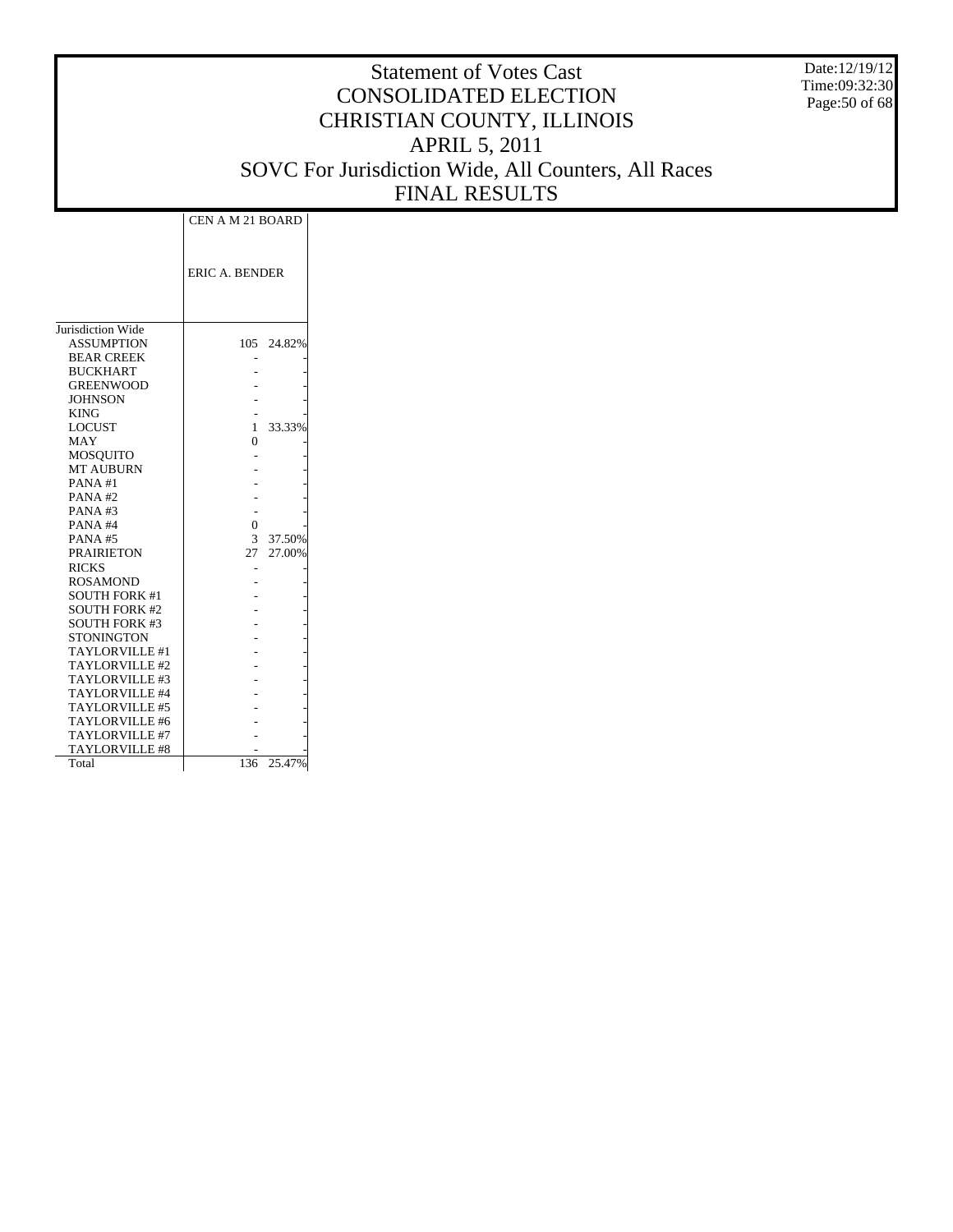# Statement of Votes Cast
# CONSOLIDATED ELECTION
# CHRISTIAN COUNTY, ILLINOIS
# APRIL 5, 2011
# SOVC For Jurisdiction Wide, All Counters, All Races
# FINAL RESULTS

Date:12/19/12
Time:09:32:30

| | CEN A M 21 BOARD | |
|---|---|---|
| | ERIC A. BENDER | |
| Jurisdiction Wide | | |
| ASSUMPTION | 105 | 24.82% |
| BEAR CREEK | - | - |
| BUCKHART | - | - |
| GREENWOOD | - | - |
| JOHNSON | - | - |
| KING | - | - |
| LOCUST | 1 | 33.33% |
| MAY | 0 | - |
| MOSQUITO | - | - |
| MT AUBURN | - | - |
| PANA #1 | - | - |
| PANA #2 | - | - |
| PANA #3 | - | - |
| PANA #4 | 0 | - |
| PANA #5 | 3 | 37.50% |
| PRAIRIETON | 27 | 27.00% |
| RICKS | - | - |
| ROSAMOND | - | - |
| SOUTH FORK #1 | - | - |
| SOUTH FORK #2 | - | - |
| SOUTH FORK #3 | - | - |
| STONINGTON | - | - |
| TAYLORVILLE #1 | - | - |
| TAYLORVILLE #2 | - | - |
| TAYLORVILLE #3 | - | - |
| TAYLORVILLE #4 | - | - |
| TAYLORVILLE #5 | - | - |
| TAYLORVILLE #6 | - | - |
| TAYLORVILLE #7 | - | - |
| TAYLORVILLE #8 | - | - |
| Total | 136 | 25.47% |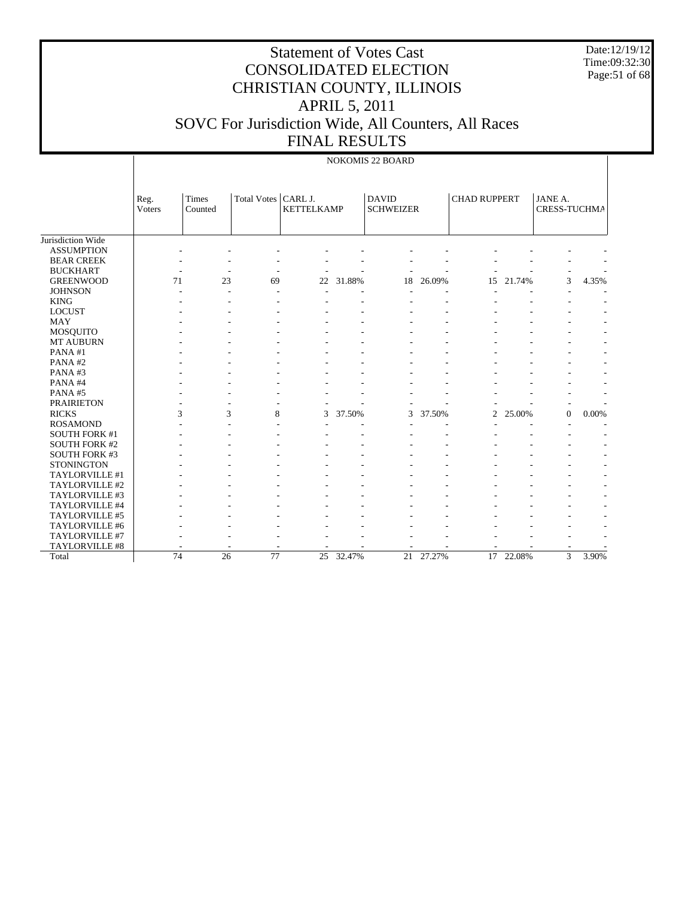# Statement of Votes Cast
# CONSOLIDATED ELECTION
# CHRISTIAN COUNTY, ILLINOIS
# APRIL 5, 2011
# SOVC For Jurisdiction Wide, All Counters, All Races
# FINAL RESULTS

Date:12/19/12
Time:09:32:30

## NOKOMIS 22 BOARD

| | Reg. Voters | Times Counted | Total Votes | CARL J. KETTELKAMP | | DAVID SCHWEIZER | | CHAD RUPPERT | | JANE A. CRESS-TUCHMA | |
|---|---|---|---|---|---|---|---|---|---|---|---|
| Jurisdiction Wide | | | | | | | | | | | |
| ASSUMPTION | - | - | - | - | - | - | - | - | - | - | - |
| BEAR CREEK | - | - | - | - | - | - | - | - | - | - | - |
| BUCKHART | - | - | - | - | - | - | - | - | - | - | - |
| GREENWOOD | 71 | 23 | 69 | 22 | 31.88% | 18 | 26.09% | 15 | 21.74% | 3 | 4.35% |
| JOHNSON | - | - | - | - | - | - | - | - | - | - | - |
| KING | - | - | - | - | - | - | - | - | - | - | - |
| LOCUST | - | - | - | - | - | - | - | - | - | - | - |
| MAY | - | - | - | - | - | - | - | - | - | - | - |
| MOSQUITO | - | - | - | - | - | - | - | - | - | - | - |
| MT AUBURN | - | - | - | - | - | - | - | - | - | - | - |
| PANA #1 | - | - | - | - | - | - | - | - | - | - | - |
| PANA #2 | - | - | - | - | - | - | - | - | - | - | - |
| PANA #3 | - | - | - | - | - | - | - | - | - | - | - |
| PANA #4 | - | - | - | - | - | - | - | - | - | - | - |
| PANA #5 | - | - | - | - | - | - | - | - | - | - | - |
| PRAIRIETON | - | - | - | - | - | - | - | - | - | - | - |
| RICKS | 3 | 3 | 8 | 3 | 37.50% | 3 | 37.50% | 2 | 25.00% | 0 | 0.00% |
| ROSAMOND | - | - | - | - | - | - | - | - | - | - | - |
| SOUTH FORK #1 | - | - | - | - | - | - | - | - | - | - | - |
| SOUTH FORK #2 | - | - | - | - | - | - | - | - | - | - | - |
| SOUTH FORK #3 | - | - | - | - | - | - | - | - | - | - | - |
| STONINGTON | - | - | - | - | - | - | - | - | - | - | - |
| TAYLORVILLE #1 | - | - | - | - | - | - | - | - | - | - | - |
| TAYLORVILLE #2 | - | - | - | - | - | - | - | - | - | - | - |
| TAYLORVILLE #3 | - | - | - | - | - | - | - | - | - | - | - |
| TAYLORVILLE #4 | - | - | - | - | - | - | - | - | - | - | - |
| TAYLORVILLE #5 | - | - | - | - | - | - | - | - | - | - | - |
| TAYLORVILLE #6 | - | - | - | - | - | - | - | - | - | - | - |
| TAYLORVILLE #7 | - | - | - | - | - | - | - | - | - | - | - |
| TAYLORVILLE #8 | - | - | - | - | - | - | - | - | - | - | - |
| Total | 74 | 26 | 77 | 25 | 32.47% | 21 | 27.27% | 17 | 22.08% | 3 | 3.90% |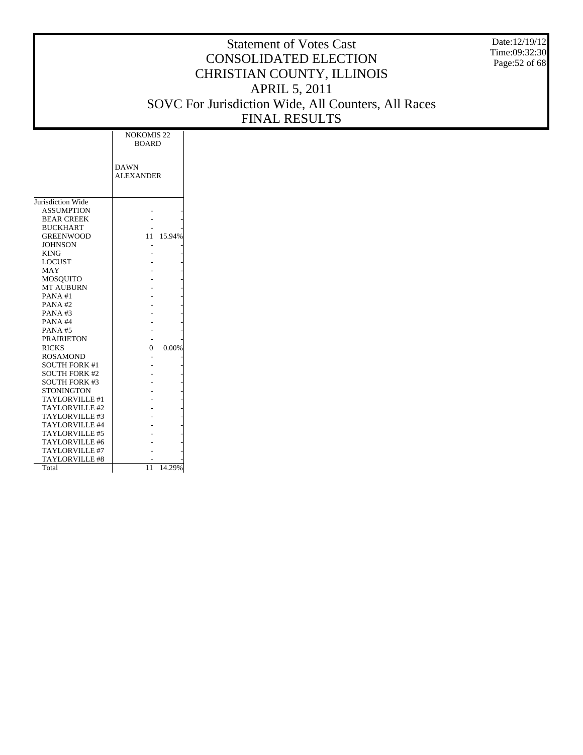# Statement of Votes Cast
# CONSOLIDATED ELECTION
# CHRISTIAN COUNTY, ILLINOIS
# APRIL 5, 2011
# SOVC For Jurisdiction Wide, All Counters, All Races
# FINAL RESULTS

Date:12/19/12
Time:09:32:30

| | NOKOMIS 22 BOARD | |
|---|---|---|
| | DAWN ALEXANDER | |
| Jurisdiction Wide | | |
| ASSUMPTION | - | - |
| BEAR CREEK | - | - |
| BUCKHART | - | - |
| GREENWOOD | 11 | 15.94% |
| JOHNSON | - | - |
| KING | - | - |
| LOCUST | - | - |
| MAY | - | - |
| MOSQUITO | - | - |
| MT AUBURN | - | - |
| PANA #1 | - | - |
| PANA #2 | - | - |
| PANA #3 | - | - |
| PANA #4 | - | - |
| PANA #5 | - | - |
| PRAIRIETON | - | - |
| RICKS | 0 | 0.00% |
| ROSAMOND | - | - |
| SOUTH FORK #1 | - | - |
| SOUTH FORK #2 | - | - |
| SOUTH FORK #3 | - | - |
| STONINGTON | - | - |
| TAYLORVILLE #1 | - | - |
| TAYLORVILLE #2 | - | - |
| TAYLORVILLE #3 | - | - |
| TAYLORVILLE #4 | - | - |
| TAYLORVILLE #5 | - | - |
| TAYLORVILLE #6 | - | - |
| TAYLORVILLE #7 | - | - |
| TAYLORVILLE #8 | - | - |
| Total | 11 | 14.29% |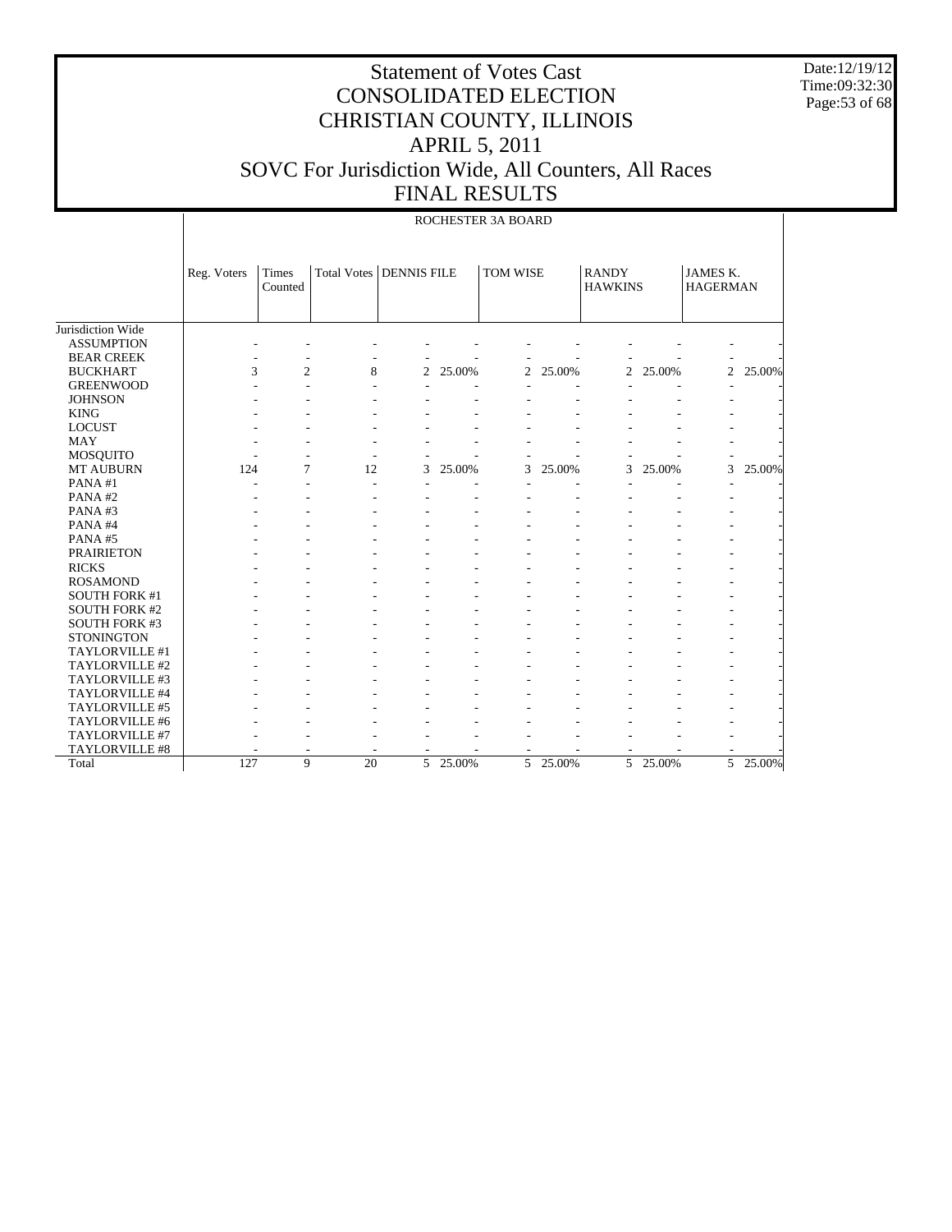# Statement of Votes Cast
# CONSOLIDATED ELECTION
# CHRISTIAN COUNTY, ILLINOIS
# APRIL 5, 2011
# SOVC For Jurisdiction Wide, All Counters, All Races
# FINAL RESULTS

Date:12/19/12
Time:09:32:30

ROCHESTER 3A BOARD

| | Reg. Voters | Times Counted | Total Votes | DENNIS FILE | | TOM WISE | | RANDY HAWKINS | | JAMES K. HAGERMAN | |
|---|---|---|---|---|---|---|---|---|---|---|---|
| Jurisdiction Wide | | | | | | | | | | | |
| ASSUMPTION | - | - | - | - | - | - | - | - | - | - | - |
| BEAR CREEK | - | - | - | - | - | - | - | - | - | - | - |
| BUCKHART | 3 | 2 | 8 | 2 | 25.00% | 2 | 25.00% | 2 | 25.00% | 2 | 25.00% |
| GREENWOOD | - | - | - | - | - | - | - | - | - | - | - |
| JOHNSON | - | - | - | - | - | - | - | - | - | - | - |
| KING | - | - | - | - | - | - | - | - | - | - | - |
| LOCUST | - | - | - | - | - | - | - | - | - | - | - |
| MAY | - | - | - | - | - | - | - | - | - | - | - |
| MOSQUITO | - | - | - | - | - | - | - | - | - | - | - |
| MT AUBURN | 124 | 7 | 12 | 3 | 25.00% | 3 | 25.00% | 3 | 25.00% | 3 | 25.00% |
| PANA #1 | - | - | - | - | - | - | - | - | - | - | - |
| PANA #2 | - | - | - | - | - | - | - | - | - | - | - |
| PANA #3 | - | - | - | - | - | - | - | - | - | - | - |
| PANA #4 | - | - | - | - | - | - | - | - | - | - | - |
| PANA #5 | - | - | - | - | - | - | - | - | - | - | - |
| PRAIRIETON | - | - | - | - | - | - | - | - | - | - | - |
| RICKS | - | - | - | - | - | - | - | - | - | - | - |
| ROSAMOND | - | - | - | - | - | - | - | - | - | - | - |
| SOUTH FORK #1 | - | - | - | - | - | - | - | - | - | - | - |
| SOUTH FORK #2 | - | - | - | - | - | - | - | - | - | - | - |
| SOUTH FORK #3 | - | - | - | - | - | - | - | - | - | - | - |
| STONINGTON | - | - | - | - | - | - | - | - | - | - | - |
| TAYLORVILLE #1 | - | - | - | - | - | - | - | - | - | - | - |
| TAYLORVILLE #2 | - | - | - | - | - | - | - | - | - | - | - |
| TAYLORVILLE #3 | - | - | - | - | - | - | - | - | - | - | - |
| TAYLORVILLE #4 | - | - | - | - | - | - | - | - | - | - | - |
| TAYLORVILLE #5 | - | - | - | - | - | - | - | - | - | - | - |
| TAYLORVILLE #6 | - | - | - | - | - | - | - | - | - | - | - |
| TAYLORVILLE #7 | - | - | - | - | - | - | - | - | - | - | - |
| TAYLORVILLE #8 | - | - | - | - | - | - | - | - | - | - | - |
| Total | 127 | 9 | 20 | 5 | 25.00% | 5 | 25.00% | 5 | 25.00% | 5 | 25.00% |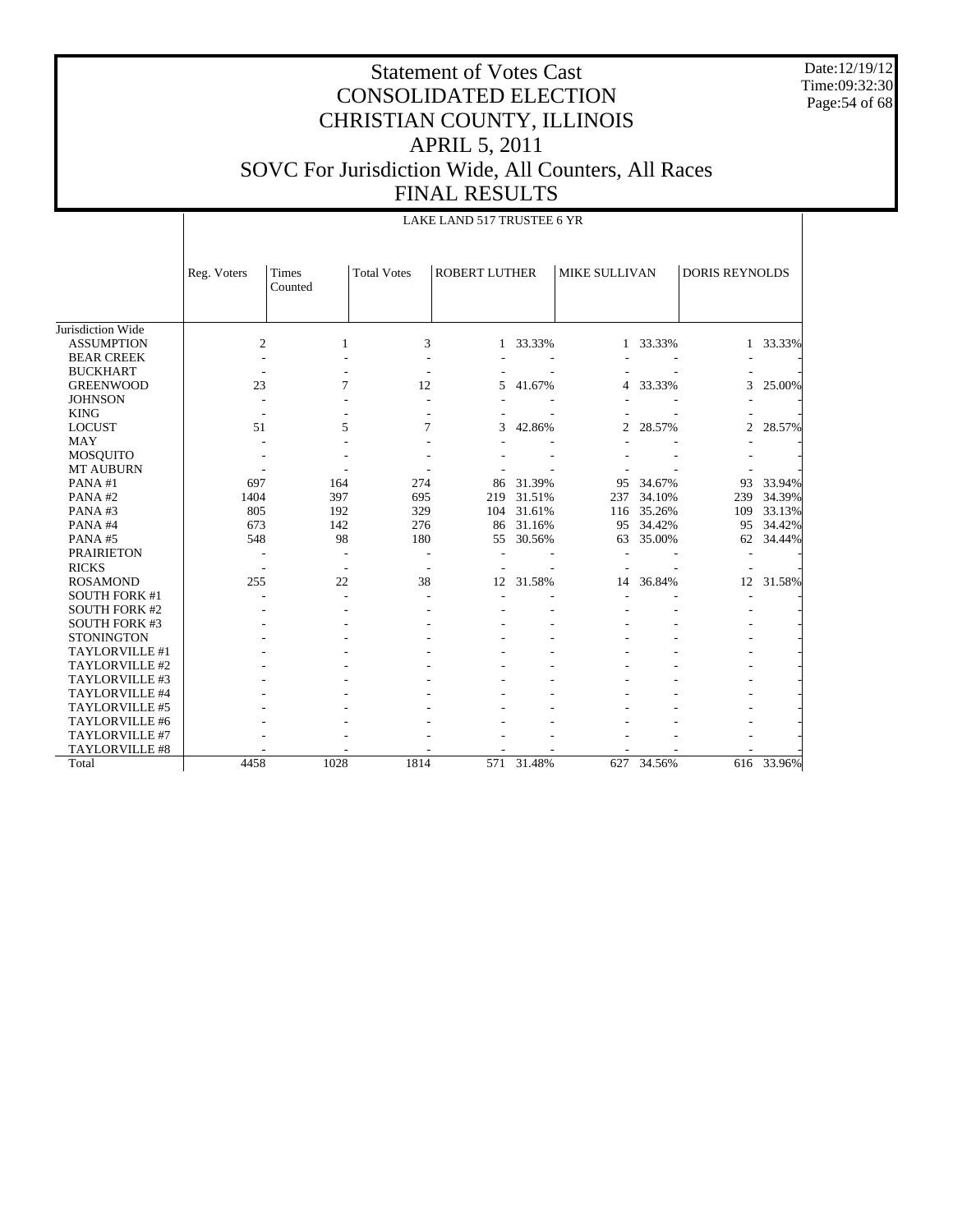# Statement of Votes Cast
# CONSOLIDATED ELECTION
# CHRISTIAN COUNTY, ILLINOIS
# APRIL 5, 2011
# SOVC For Jurisdiction Wide, All Counters, All Races
# FINAL RESULTS

Date:12/19/12
Time:09:32:30

LAKE LAND 517 TRUSTEE 6 YR

| | Reg. Voters | Times Counted | Total Votes | ROBERT LUTHER | | MIKE SULLIVAN | | DORIS REYNOLDS | |
|---|---|---|---|---|---|---|---|---|---|
| Jurisdiction Wide | | | | | | | | | |
| ASSUMPTION | 2 | 1 | 3 | 1 | 33.33% | 1 | 33.33% | 1 | 33.33% |
| BEAR CREEK | - | - | - | - | - | - | - | - | - |
| BUCKHART | - | - | - | - | - | - | - | - | - |
| GREENWOOD | 23 | 7 | 12 | 5 | 41.67% | 4 | 33.33% | 3 | 25.00% |
| JOHNSON | - | - | - | - | - | - | - | - | - |
| KING | - | - | - | - | - | - | - | - | - |
| LOCUST | 51 | 5 | 7 | 3 | 42.86% | 2 | 28.57% | 2 | 28.57% |
| MAY | - | - | - | - | - | - | - | - | - |
| MOSQUITO | - | - | - | - | - | - | - | - | - |
| MT AUBURN | - | - | - | - | - | - | - | - | - |
| PANA #1 | 697 | 164 | 274 | 86 | 31.39% | 95 | 34.67% | 93 | 33.94% |
| PANA #2 | 1404 | 397 | 695 | 219 | 31.51% | 237 | 34.10% | 239 | 34.39% |
| PANA #3 | 805 | 192 | 329 | 104 | 31.61% | 116 | 35.26% | 109 | 33.13% |
| PANA #4 | 673 | 142 | 276 | 86 | 31.16% | 95 | 34.42% | 95 | 34.42% |
| PANA #5 | 548 | 98 | 180 | 55 | 30.56% | 63 | 35.00% | 62 | 34.44% |
| PRAIRIETON | - | - | - | - | - | - | - | - | - |
| RICKS | - | - | - | - | - | - | - | - | - |
| ROSAMOND | 255 | 22 | 38 | 12 | 31.58% | 14 | 36.84% | 12 | 31.58% |
| SOUTH FORK #1 | - | - | - | - | - | - | - | - | - |
| SOUTH FORK #2 | - | - | - | - | - | - | - | - | - |
| SOUTH FORK #3 | - | - | - | - | - | - | - | - | - |
| STONINGTON | - | - | - | - | - | - | - | - | - |
| TAYLORVILLE #1 | - | - | - | - | - | - | - | - | - |
| TAYLORVILLE #2 | - | - | - | - | - | - | - | - | - |
| TAYLORVILLE #3 | - | - | - | - | - | - | - | - | - |
| TAYLORVILLE #4 | - | - | - | - | - | - | - | - | - |
| TAYLORVILLE #5 | - | - | - | - | - | - | - | - | - |
| TAYLORVILLE #6 | - | - | - | - | - | - | - | - | - |
| TAYLORVILLE #7 | - | - | - | - | - | - | - | - | - |
| TAYLORVILLE #8 | - | - | - | - | - | - | - | - | - |
| Total | 4458 | 1028 | 1814 | 571 | 31.48% | 627 | 34.56% | 616 | 33.96% |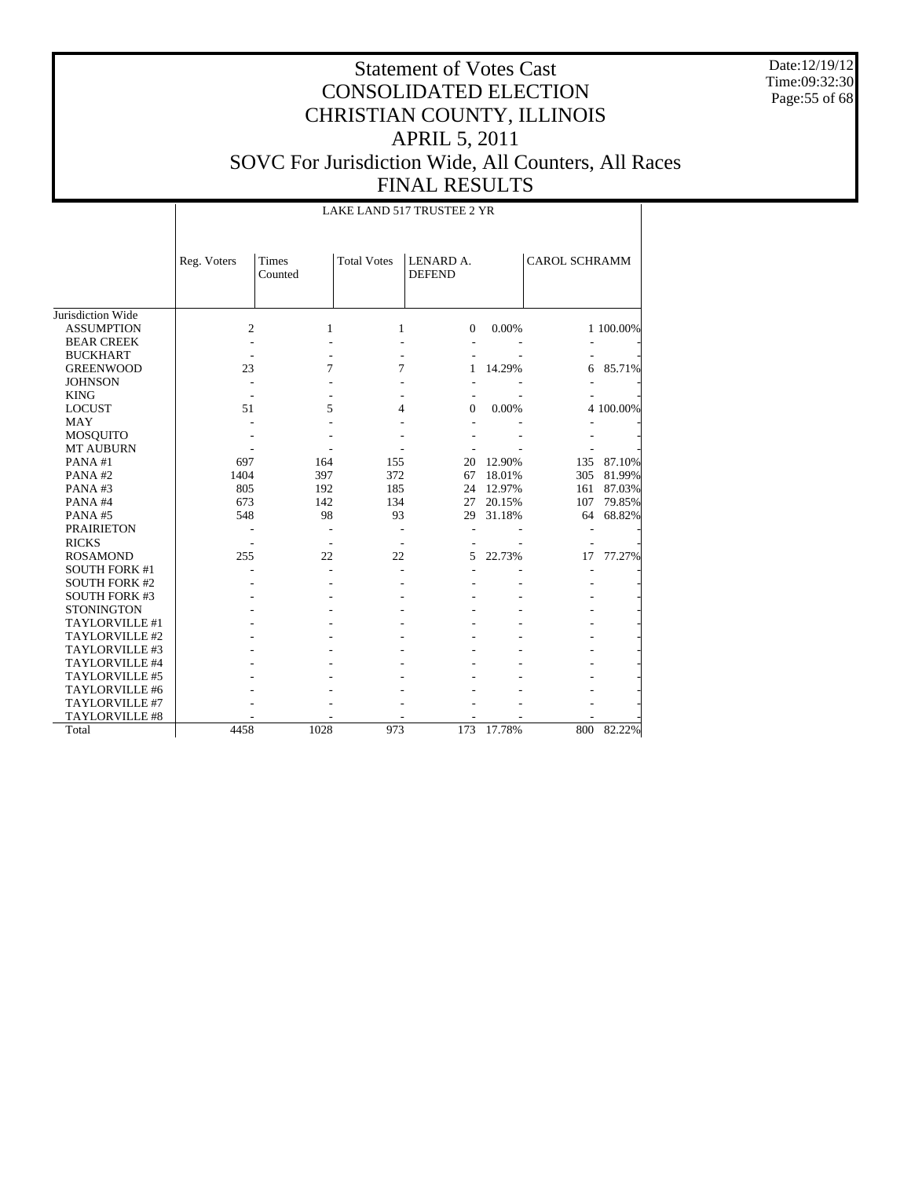# Statement of Votes Cast
# CONSOLIDATED ELECTION
# CHRISTIAN COUNTY, ILLINOIS
# APRIL 5, 2011
# SOVC For Jurisdiction Wide, All Counters, All Races
# FINAL RESULTS

Date:12/19/12
Time:09:32:30

| | LAKE LAND 517 TRUSTEE 2 YR | | | | | | |
|---|---|---|---|---|---|---|---|
| | Reg. Voters | Times Counted | Total Votes | LENARD A. DEFEND | | CAROL SCHRAMM | |
| Jurisdiction Wide | | | | | | | |
| ASSUMPTION | 2 | 1 | 1 | 0 | 0.00% | 1 | 100.00% |
| BEAR CREEK | - | - | - | - | - | - | - |
| BUCKHART | - | - | - | - | - | - | - |
| GREENWOOD | 23 | 7 | 7 | 1 | 14.29% | 6 | 85.71% |
| JOHNSON | - | - | - | - | - | - | - |
| KING | - | - | - | - | - | - | - |
| LOCUST | 51 | 5 | 4 | 0 | 0.00% | 4 | 100.00% |
| MAY | - | - | - | - | - | - | - |
| MOSQUITO | - | - | - | - | - | - | - |
| MT AUBURN | - | - | - | - | - | - | - |
| PANA #1 | 697 | 164 | 155 | 20 | 12.90% | 135 | 87.10% |
| PANA #2 | 1404 | 397 | 372 | 67 | 18.01% | 305 | 81.99% |
| PANA #3 | 805 | 192 | 185 | 24 | 12.97% | 161 | 87.03% |
| PANA #4 | 673 | 142 | 134 | 27 | 20.15% | 107 | 79.85% |
| PANA #5 | 548 | 98 | 93 | 29 | 31.18% | 64 | 68.82% |
| PRAIRIETON | - | - | - | - | - | - | - |
| RICKS | - | - | - | - | - | - | - |
| ROSAMOND | 255 | 22 | 22 | 5 | 22.73% | 17 | 77.27% |
| SOUTH FORK #1 | - | - | - | - | - | - | - |
| SOUTH FORK #2 | - | - | - | - | - | - | - |
| SOUTH FORK #3 | - | - | - | - | - | - | - |
| STONINGTON | - | - | - | - | - | - | - |
| TAYLORVILLE #1 | - | - | - | - | - | - | - |
| TAYLORVILLE #2 | - | - | - | - | - | - | - |
| TAYLORVILLE #3 | - | - | - | - | - | - | - |
| TAYLORVILLE #4 | - | - | - | - | - | - | - |
| TAYLORVILLE #5 | - | - | - | - | - | - | - |
| TAYLORVILLE #6 | - | - | - | - | - | - | - |
| TAYLORVILLE #7 | - | - | - | - | - | - | - |
| TAYLORVILLE #8 | - | - | - | - | - | - | - |
| Total | 4458 | 1028 | 973 | 173 | 17.78% | 800 | 82.22% |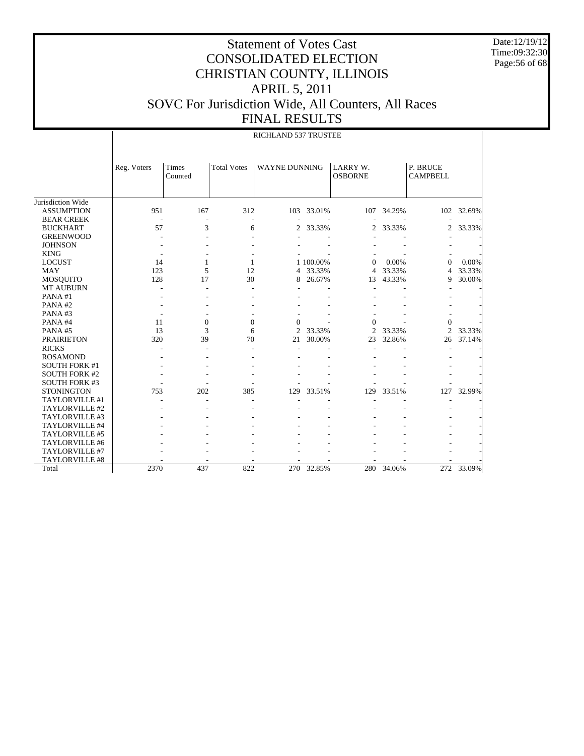# Statement of Votes Cast
# CONSOLIDATED ELECTION
# CHRISTIAN COUNTY, ILLINOIS
# APRIL 5, 2011
# SOVC For Jurisdiction Wide, All Counters, All Races
# FINAL RESULTS

Date:12/19/12
Time:09:32:30

RICHLAND 537 TRUSTEE

| | Reg. Voters | Times Counted | Total Votes | WAYNE DUNNING | | LARRY W. OSBORNE | | P. BRUCE CAMPBELL | |
|---|---|---|---|---|---|---|---|---|---|
| Jurisdiction Wide | | | | | | | | | |
| ASSUMPTION | 951 | 167 | 312 | 103 | 33.01% | 107 | 34.29% | 102 | 32.69% |
| BEAR CREEK | - | - | - | - | - | - | - | - | - |
| BUCKHART | 57 | 3 | 6 | 2 | 33.33% | 2 | 33.33% | 2 | 33.33% |
| GREENWOOD | - | - | - | - | - | - | - | - | - |
| JOHNSON | - | - | - | - | - | - | - | - | - |
| KING | - | - | - | - | - | - | - | - | - |
| LOCUST | 14 | 1 | 1 | 1 | 100.00% | 0 | 0.00% | 0 | 0.00% |
| MAY | 123 | 5 | 12 | 4 | 33.33% | 4 | 33.33% | 4 | 33.33% |
| MOSQUITO | 128 | 17 | 30 | 8 | 26.67% | 13 | 43.33% | 9 | 30.00% |
| MT AUBURN | - | - | - | - | - | - | - | - | - |
| PANA #1 | - | - | - | - | - | - | - | - | - |
| PANA #2 | - | - | - | - | - | - | - | - | - |
| PANA #3 | - | - | - | - | - | - | - | - | - |
| PANA #4 | 11 | 0 | 0 | 0 | - | 0 | - | 0 | - |
| PANA #5 | 13 | 3 | 6 | 2 | 33.33% | 2 | 33.33% | 2 | 33.33% |
| PRAIRIETON | 320 | 39 | 70 | 21 | 30.00% | 23 | 32.86% | 26 | 37.14% |
| RICKS | - | - | - | - | - | - | - | - | - |
| ROSAMOND | - | - | - | - | - | - | - | - | - |
| SOUTH FORK #1 | - | - | - | - | - | - | - | - | - |
| SOUTH FORK #2 | - | - | - | - | - | - | - | - | - |
| SOUTH FORK #3 | - | - | - | - | - | - | - | - | - |
| STONINGTON | 753 | 202 | 385 | 129 | 33.51% | 129 | 33.51% | 127 | 32.99% |
| TAYLORVILLE #1 | - | - | - | - | - | - | - | - | - |
| TAYLORVILLE #2 | - | - | - | - | - | - | - | - | - |
| TAYLORVILLE #3 | - | - | - | - | - | - | - | - | - |
| TAYLORVILLE #4 | - | - | - | - | - | - | - | - | - |
| TAYLORVILLE #5 | - | - | - | - | - | - | - | - | - |
| TAYLORVILLE #6 | - | - | - | - | - | - | - | - | - |
| TAYLORVILLE #7 | - | - | - | - | - | - | - | - | - |
| TAYLORVILLE #8 | - | - | - | - | - | - | - | - | - |
| Total | 2370 | 437 | 822 | 270 | 32.85% | 280 | 34.06% | 272 | 33.09% |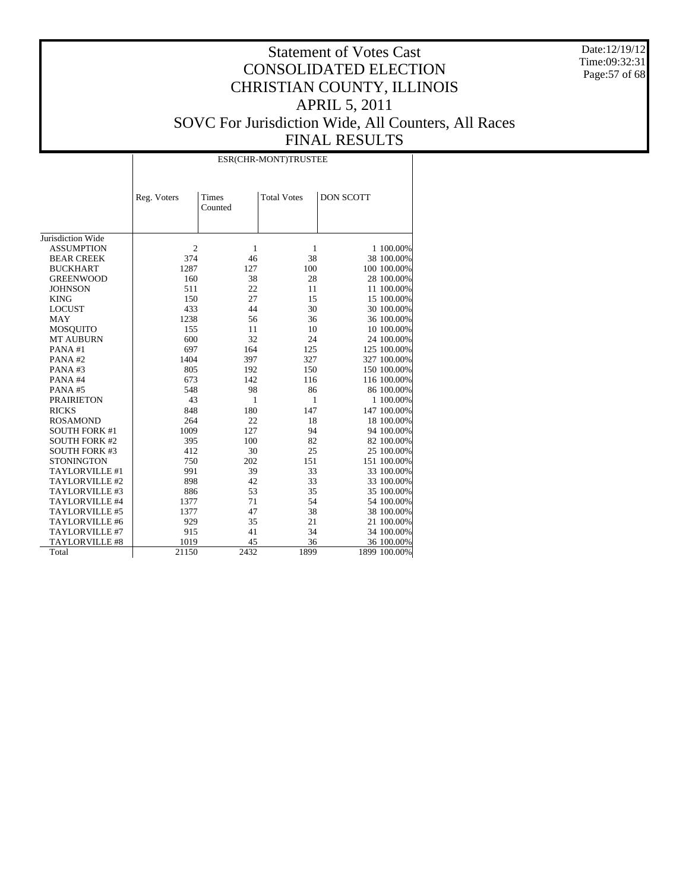# Statement of Votes Cast
# CONSOLIDATED ELECTION
# CHRISTIAN COUNTY, ILLINOIS
# APRIL 5, 2011
# SOVC For Jurisdiction Wide, All Counters, All Races
# FINAL RESULTS

Date:12/19/12
Time:09:32:31

| | ESR(CHR-MONT)TRUSTEE | | | | |
|---|---|---|---|---|---|
| | Reg. Voters | Times Counted | Total Votes | DON SCOTT | |
| Jurisdiction Wide | | | | | |
| ASSUMPTION | 2 | 1 | 1 | 1 | 100.00% |
| BEAR CREEK | 374 | 46 | 38 | 38 | 100.00% |
| BUCKHART | 1287 | 127 | 100 | 100 | 100.00% |
| GREENWOOD | 160 | 38 | 28 | 28 | 100.00% |
| JOHNSON | 511 | 22 | 11 | 11 | 100.00% |
| KING | 150 | 27 | 15 | 15 | 100.00% |
| LOCUST | 433 | 44 | 30 | 30 | 100.00% |
| MAY | 1238 | 56 | 36 | 36 | 100.00% |
| MOSQUITO | 155 | 11 | 10 | 10 | 100.00% |
| MT AUBURN | 600 | 32 | 24 | 24 | 100.00% |
| PANA #1 | 697 | 164 | 125 | 125 | 100.00% |
| PANA #2 | 1404 | 397 | 327 | 327 | 100.00% |
| PANA #3 | 805 | 192 | 150 | 150 | 100.00% |
| PANA #4 | 673 | 142 | 116 | 116 | 100.00% |
| PANA #5 | 548 | 98 | 86 | 86 | 100.00% |
| PRAIRIETON | 43 | 1 | 1 | 1 | 100.00% |
| RICKS | 848 | 180 | 147 | 147 | 100.00% |
| ROSAMOND | 264 | 22 | 18 | 18 | 100.00% |
| SOUTH FORK #1 | 1009 | 127 | 94 | 94 | 100.00% |
| SOUTH FORK #2 | 395 | 100 | 82 | 82 | 100.00% |
| SOUTH FORK #3 | 412 | 30 | 25 | 25 | 100.00% |
| STONINGTON | 750 | 202 | 151 | 151 | 100.00% |
| TAYLORVILLE #1 | 991 | 39 | 33 | 33 | 100.00% |
| TAYLORVILLE #2 | 898 | 42 | 33 | 33 | 100.00% |
| TAYLORVILLE #3 | 886 | 53 | 35 | 35 | 100.00% |
| TAYLORVILLE #4 | 1377 | 71 | 54 | 54 | 100.00% |
| TAYLORVILLE #5 | 1377 | 47 | 38 | 38 | 100.00% |
| TAYLORVILLE #6 | 929 | 35 | 21 | 21 | 100.00% |
| TAYLORVILLE #7 | 915 | 41 | 34 | 34 | 100.00% |
| TAYLORVILLE #8 | 1019 | 45 | 36 | 36 | 100.00% |
| Total | 21150 | 2432 | 1899 | 1899 | 100.00% |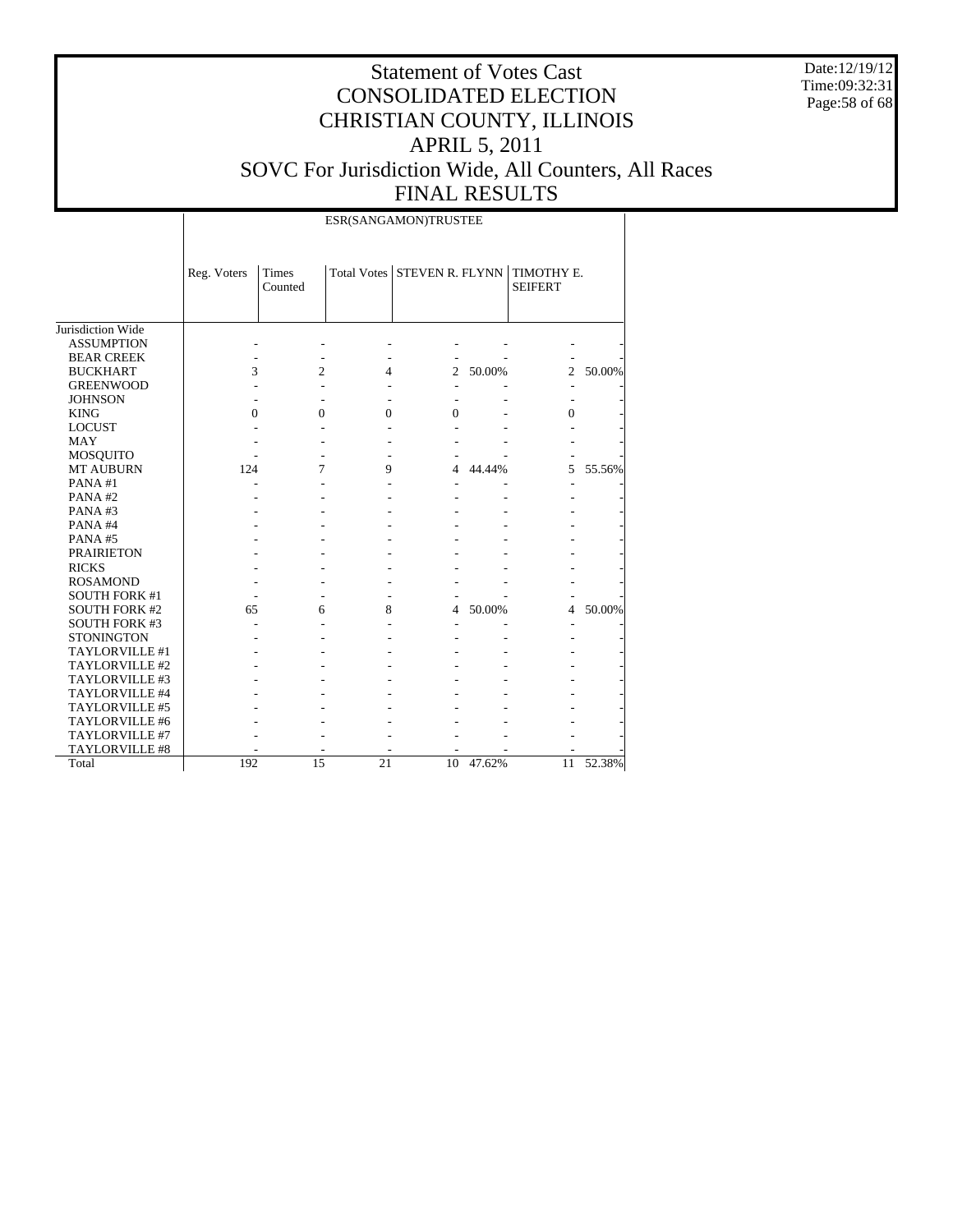# Statement of Votes Cast
# CONSOLIDATED ELECTION
# CHRISTIAN COUNTY, ILLINOIS
# APRIL 5, 2011
# SOVC For Jurisdiction Wide, All Counters, All Races
# FINAL RESULTS

Date:12/19/12
Time:09:32:31

| | ESR(SANGAMON)TRUSTEE | | | | | | |
|---|---|---|---|---|---|---|---|
| | Reg. Voters | Times Counted | Total Votes | STEVEN R. FLYNN | | TIMOTHY E. SEIFERT | |
| Jurisdiction Wide | | | | | | | |
| ASSUMPTION | - | - | - | - | - | - | - |
| BEAR CREEK | - | - | - | - | - | - | - |
| BUCKHART | 3 | 2 | 4 | 2 | 50.00% | 2 | 50.00% |
| GREENWOOD | - | - | - | - | - | - | - |
| JOHNSON | - | - | - | - | - | - | - |
| KING | 0 | 0 | 0 | 0 | - | 0 | - |
| LOCUST | - | - | - | - | - | - | - |
| MAY | - | - | - | - | - | - | - |
| MOSQUITO | - | - | - | - | - | - | - |
| MT AUBURN | 124 | 7 | 9 | 4 | 44.44% | 5 | 55.56% |
| PANA #1 | - | - | - | - | - | - | - |
| PANA #2 | - | - | - | - | - | - | - |
| PANA #3 | - | - | - | - | - | - | - |
| PANA #4 | - | - | - | - | - | - | - |
| PANA #5 | - | - | - | - | - | - | - |
| PRAIRIETON | - | - | - | - | - | - | - |
| RICKS | - | - | - | - | - | - | - |
| ROSAMOND | - | - | - | - | - | - | - |
| SOUTH FORK #1 | - | - | - | - | - | - | - |
| SOUTH FORK #2 | 65 | 6 | 8 | 4 | 50.00% | 4 | 50.00% |
| SOUTH FORK #3 | - | - | - | - | - | - | - |
| STONINGTON | - | - | - | - | - | - | - |
| TAYLORVILLE #1 | - | - | - | - | - | - | - |
| TAYLORVILLE #2 | - | - | - | - | - | - | - |
| TAYLORVILLE #3 | - | - | - | - | - | - | - |
| TAYLORVILLE #4 | - | - | - | - | - | - | - |
| TAYLORVILLE #5 | - | - | - | - | - | - | - |
| TAYLORVILLE #6 | - | - | - | - | - | - | - |
| TAYLORVILLE #7 | - | - | - | - | - | - | - |
| TAYLORVILLE #8 | - | - | - | - | - | - | - |
| Total | 192 | 15 | 21 | 10 | 47.62% | 11 | 52.38% |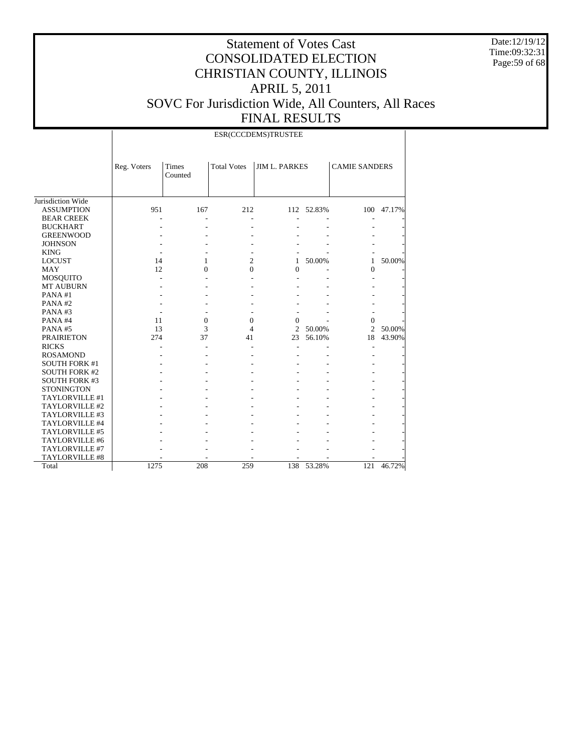# Statement of Votes Cast
# CONSOLIDATED ELECTION
# CHRISTIAN COUNTY, ILLINOIS
# APRIL 5, 2011
# SOVC For Jurisdiction Wide, All Counters, All Races
# FINAL RESULTS

Date:12/19/12
Time:09:32:31

ESR(CCCDEMS)TRUSTEE

| | Reg. Voters | Times Counted | Total Votes | JIM L. PARKES | | CAMIE SANDERS | |
|---|---|---|---|---|---|---|---|
| Jurisdiction Wide | | | | | | | |
| ASSUMPTION | 951 | 167 | 212 | 112 | 52.83% | 100 | 47.17% |
| BEAR CREEK | - | - | - | - | - | - | - |
| BUCKHART | - | - | - | - | - | - | - |
| GREENWOOD | - | - | - | - | - | - | - |
| JOHNSON | - | - | - | - | - | - | - |
| KING | - | - | - | - | - | - | - |
| LOCUST | 14 | 1 | 2 | 1 | 50.00% | 1 | 50.00% |
| MAY | 12 | 0 | 0 | 0 | - | 0 | - |
| MOSQUITO | - | - | - | - | - | - | - |
| MT AUBURN | - | - | - | - | - | - | - |
| PANA #1 | - | - | - | - | - | - | - |
| PANA #2 | - | - | - | - | - | - | - |
| PANA #3 | - | - | - | - | - | - | - |
| PANA #4 | 11 | 0 | 0 | 0 | - | 0 | - |
| PANA #5 | 13 | 3 | 4 | 2 | 50.00% | 2 | 50.00% |
| PRAIRIETON | 274 | 37 | 41 | 23 | 56.10% | 18 | 43.90% |
| RICKS | - | - | - | - | - | - | - |
| ROSAMOND | - | - | - | - | - | - | - |
| SOUTH FORK #1 | - | - | - | - | - | - | - |
| SOUTH FORK #2 | - | - | - | - | - | - | - |
| SOUTH FORK #3 | - | - | - | - | - | - | - |
| STONINGTON | - | - | - | - | - | - | - |
| TAYLORVILLE #1 | - | - | - | - | - | - | - |
| TAYLORVILLE #2 | - | - | - | - | - | - | - |
| TAYLORVILLE #3 | - | - | - | - | - | - | - |
| TAYLORVILLE #4 | - | - | - | - | - | - | - |
| TAYLORVILLE #5 | - | - | - | - | - | - | - |
| TAYLORVILLE #6 | - | - | - | - | - | - | - |
| TAYLORVILLE #7 | - | - | - | - | - | - | - |
| TAYLORVILLE #8 | - | - | - | - | - | - | - |
| Total | 1275 | 208 | 259 | 138 | 53.28% | 121 | 46.72% |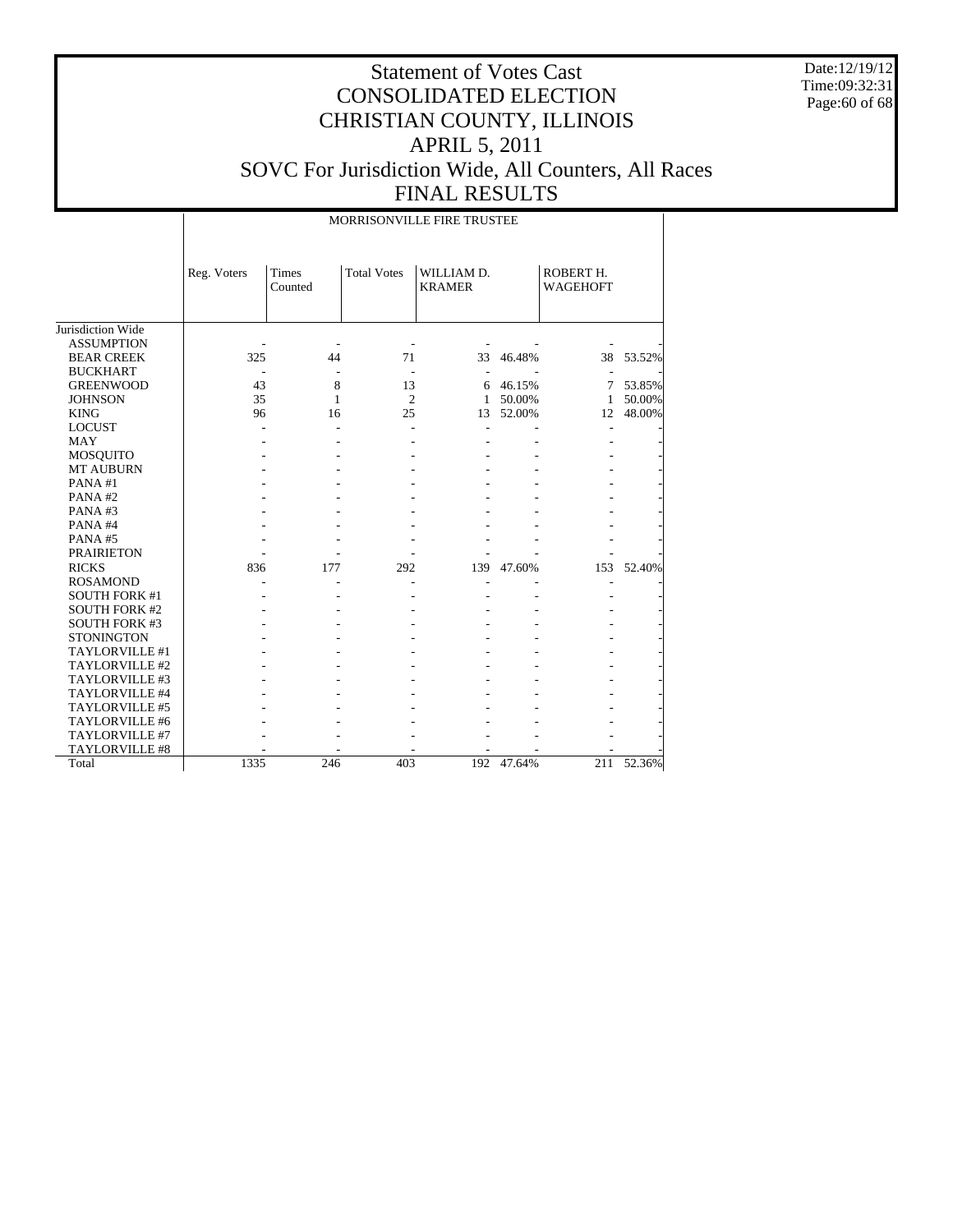# Statement of Votes Cast
# CONSOLIDATED ELECTION
# CHRISTIAN COUNTY, ILLINOIS
# APRIL 5, 2011
# SOVC For Jurisdiction Wide, All Counters, All Races
# FINAL RESULTS

Date:12/19/12
Time:09:32:31

| | MORRISONVILLE FIRE TRUSTEE | | | | | | |
|---|---|---|---|---|---|---|---|
| | Reg. Voters | Times Counted | Total Votes | WILLIAM D. KRAMER | | ROBERT H. WAGEHOFT | |
| Jurisdiction Wide | | | | | | | |
| ASSUMPTION | - | - | - | - | - | - | - |
| BEAR CREEK | 325 | 44 | 71 | 33 | 46.48% | 38 | 53.52% |
| BUCKHART | - | - | - | - | - | - | - |
| GREENWOOD | 43 | 8 | 13 | 6 | 46.15% | 7 | 53.85% |
| JOHNSON | 35 | 1 | 2 | 1 | 50.00% | 1 | 50.00% |
| KING | 96 | 16 | 25 | 13 | 52.00% | 12 | 48.00% |
| LOCUST | - | - | - | - | - | - | - |
| MAY | - | - | - | - | - | - | - |
| MOSQUITO | - | - | - | - | - | - | - |
| MT AUBURN | - | - | - | - | - | - | - |
| PANA #1 | - | - | - | - | - | - | - |
| PANA #2 | - | - | - | - | - | - | - |
| PANA #3 | - | - | - | - | - | - | - |
| PANA #4 | - | - | - | - | - | - | - |
| PANA #5 | - | - | - | - | - | - | - |
| PRAIRIETON | - | - | - | - | - | - | - |
| RICKS | 836 | 177 | 292 | 139 | 47.60% | 153 | 52.40% |
| ROSAMOND | - | - | - | - | - | - | - |
| SOUTH FORK #1 | - | - | - | - | - | - | - |
| SOUTH FORK #2 | - | - | - | - | - | - | - |
| SOUTH FORK #3 | - | - | - | - | - | - | - |
| STONINGTON | - | - | - | - | - | - | - |
| TAYLORVILLE #1 | - | - | - | - | - | - | - |
| TAYLORVILLE #2 | - | - | - | - | - | - | - |
| TAYLORVILLE #3 | - | - | - | - | - | - | - |
| TAYLORVILLE #4 | - | - | - | - | - | - | - |
| TAYLORVILLE #5 | - | - | - | - | - | - | - |
| TAYLORVILLE #6 | - | - | - | - | - | - | - |
| TAYLORVILLE #7 | - | - | - | - | - | - | - |
| TAYLORVILLE #8 | - | - | - | - | - | - | - |
| Total | 1335 | 246 | 403 | 192 | 47.64% | 211 | 52.36% |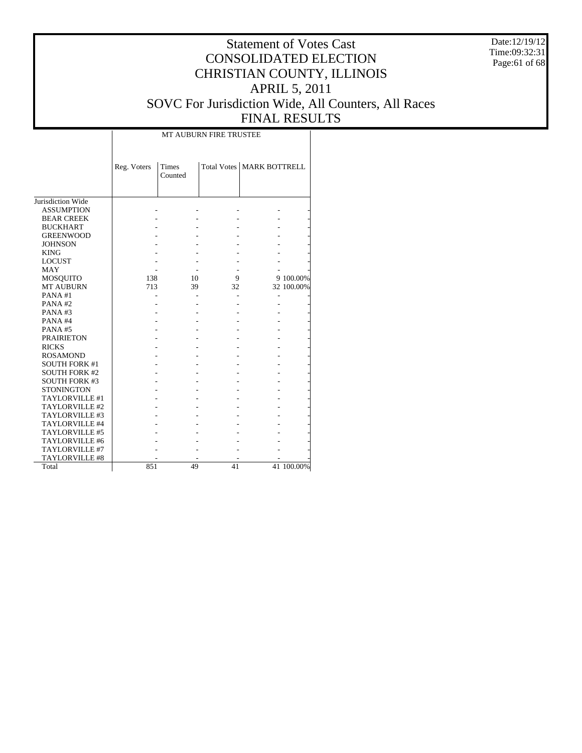# Statement of Votes Cast
# CONSOLIDATED ELECTION
# CHRISTIAN COUNTY, ILLINOIS
# APRIL 5, 2011
# SOVC For Jurisdiction Wide, All Counters, All Races
# FINAL RESULTS

Date:12/19/12
Time:09:32:31

| | MT AUBURN FIRE TRUSTEE | | | | |
|---|---|---|---|---|---|
| | Reg. Voters | Times Counted | Total Votes | MARK BOTTRELL | |
| Jurisdiction Wide | | | | | |
| ASSUMPTION | - | - | - | - | - |
| BEAR CREEK | - | - | - | - | - |
| BUCKHART | - | - | - | - | - |
| GREENWOOD | - | - | - | - | - |
| JOHNSON | - | - | - | - | - |
| KING | - | - | - | - | - |
| LOCUST | - | - | - | - | - |
| MAY | - | - | - | - | - |
| MOSQUITO | 138 | 10 | 9 | 9 | 100.00% |
| MT AUBURN | 713 | 39 | 32 | 32 | 100.00% |
| PANA #1 | - | - | - | - | - |
| PANA #2 | - | - | - | - | - |
| PANA #3 | - | - | - | - | - |
| PANA #4 | - | - | - | - | - |
| PANA #5 | - | - | - | - | - |
| PRAIRIETON | - | - | - | - | - |
| RICKS | - | - | - | - | - |
| ROSAMOND | - | - | - | - | - |
| SOUTH FORK #1 | - | - | - | - | - |
| SOUTH FORK #2 | - | - | - | - | - |
| SOUTH FORK #3 | - | - | - | - | - |
| STONINGTON | - | - | - | - | - |
| TAYLORVILLE #1 | - | - | - | - | - |
| TAYLORVILLE #2 | - | - | - | - | - |
| TAYLORVILLE #3 | - | - | - | - | - |
| TAYLORVILLE #4 | - | - | - | - | - |
| TAYLORVILLE #5 | - | - | - | - | - |
| TAYLORVILLE #6 | - | - | - | - | - |
| TAYLORVILLE #7 | - | - | - | - | - |
| TAYLORVILLE #8 | - | - | - | - | - |
| Total | 851 | 49 | 41 | 41 | 100.00% |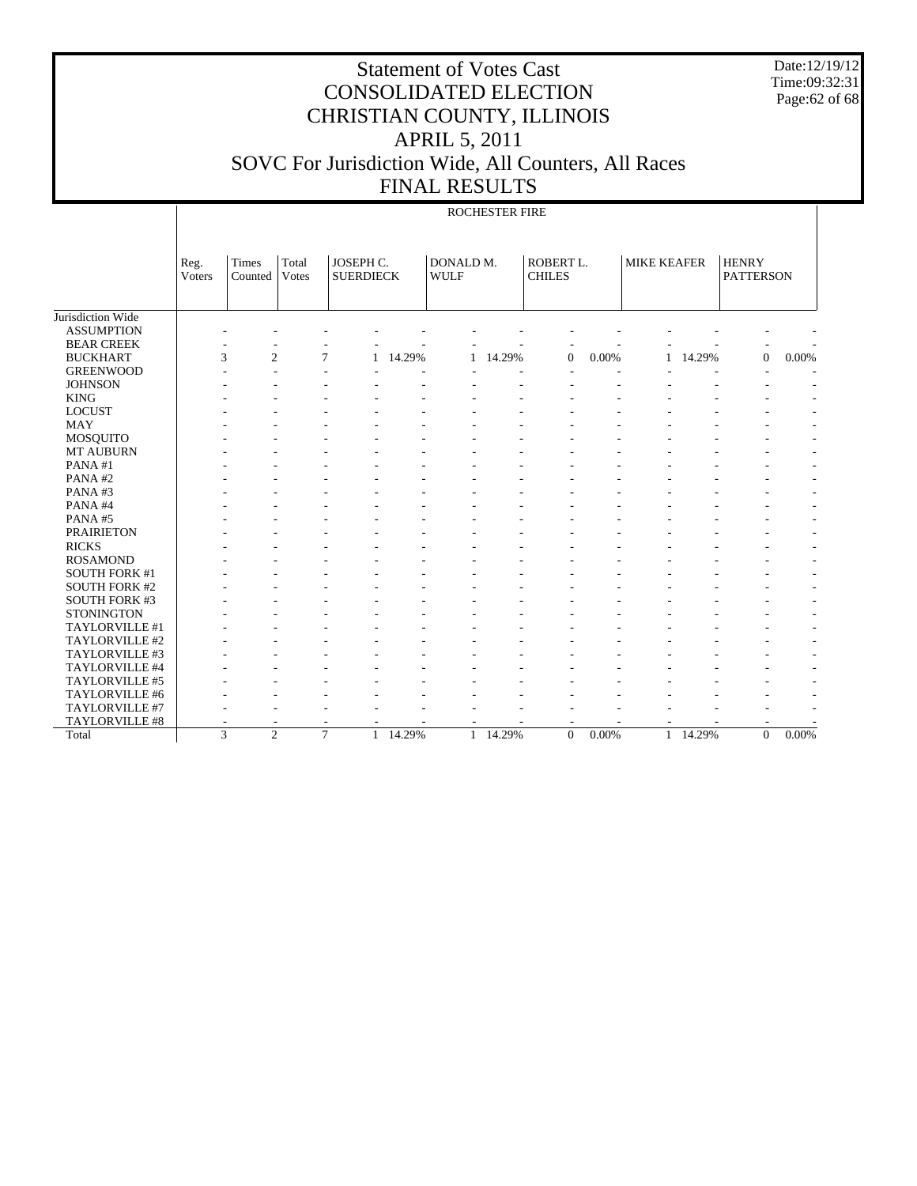# Statement of Votes Cast
# CONSOLIDATED ELECTION
# CHRISTIAN COUNTY, ILLINOIS
# APRIL 5, 2011
# SOVC For Jurisdiction Wide, All Counters, All Races
# FINAL RESULTS

Date:12/19/12
Time:09:32:31

ROCHESTER FIRE

| | Reg. Voters | Times Counted | Total Votes | JOSEPH C. SUERDIECK | | DONALD M. WULF | | ROBERT L. CHILES | | MIKE KEAFER | | HENRY PATTERSON | |
|---|---|---|---|---|---|---|---|---|---|---|---|---|---|
| Jurisdiction Wide | | | | | | | | | | | | | |
| ASSUMPTION | - | - | - | - | - | - | - | - | - | - | - | - | - |
| BEAR CREEK | - | - | - | - | - | - | - | - | - | - | - | - | - |
| BUCKHART | 3 | 2 | 7 | 1 | 14.29% | 1 | 14.29% | 0 | 0.00% | 1 | 14.29% | 0 | 0.00% |
| GREENWOOD | - | - | - | - | - | - | - | - | - | - | - | - | - |
| JOHNSON | - | - | - | - | - | - | - | - | - | - | - | - | - |
| KING | - | - | - | - | - | - | - | - | - | - | - | - | - |
| LOCUST | - | - | - | - | - | - | - | - | - | - | - | - | - |
| MAY | - | - | - | - | - | - | - | - | - | - | - | - | - |
| MOSQUITO | - | - | - | - | - | - | - | - | - | - | - | - | - |
| MT AUBURN | - | - | - | - | - | - | - | - | - | - | - | - | - |
| PANA #1 | - | - | - | - | - | - | - | - | - | - | - | - | - |
| PANA #2 | - | - | - | - | - | - | - | - | - | - | - | - | - |
| PANA #3 | - | - | - | - | - | - | - | - | - | - | - | - | - |
| PANA #4 | - | - | - | - | - | - | - | - | - | - | - | - | - |
| PANA #5 | - | - | - | - | - | - | - | - | - | - | - | - | - |
| PRAIRIETON | - | - | - | - | - | - | - | - | - | - | - | - | - |
| RICKS | - | - | - | - | - | - | - | - | - | - | - | - | - |
| ROSAMOND | - | - | - | - | - | - | - | - | - | - | - | - | - |
| SOUTH FORK #1 | - | - | - | - | - | - | - | - | - | - | - | - | - |
| SOUTH FORK #2 | - | - | - | - | - | - | - | - | - | - | - | - | - |
| SOUTH FORK #3 | - | - | - | - | - | - | - | - | - | - | - | - | - |
| STONINGTON | - | - | - | - | - | - | - | - | - | - | - | - | - |
| TAYLORVILLE #1 | - | - | - | - | - | - | - | - | - | - | - | - | - |
| TAYLORVILLE #2 | - | - | - | - | - | - | - | - | - | - | - | - | - |
| TAYLORVILLE #3 | - | - | - | - | - | - | - | - | - | - | - | - | - |
| TAYLORVILLE #4 | - | - | - | - | - | - | - | - | - | - | - | - | - |
| TAYLORVILLE #5 | - | - | - | - | - | - | - | - | - | - | - | - | - |
| TAYLORVILLE #6 | - | - | - | - | - | - | - | - | - | - | - | - | - |
| TAYLORVILLE #7 | - | - | - | - | - | - | - | - | - | - | - | - | - |
| TAYLORVILLE #8 | - | - | - | - | - | - | - | - | - | - | - | - | - |
| Total | 3 | 2 | 7 | 1 | 14.29% | 1 | 14.29% | 0 | 0.00% | 1 | 14.29% | 0 | 0.00% |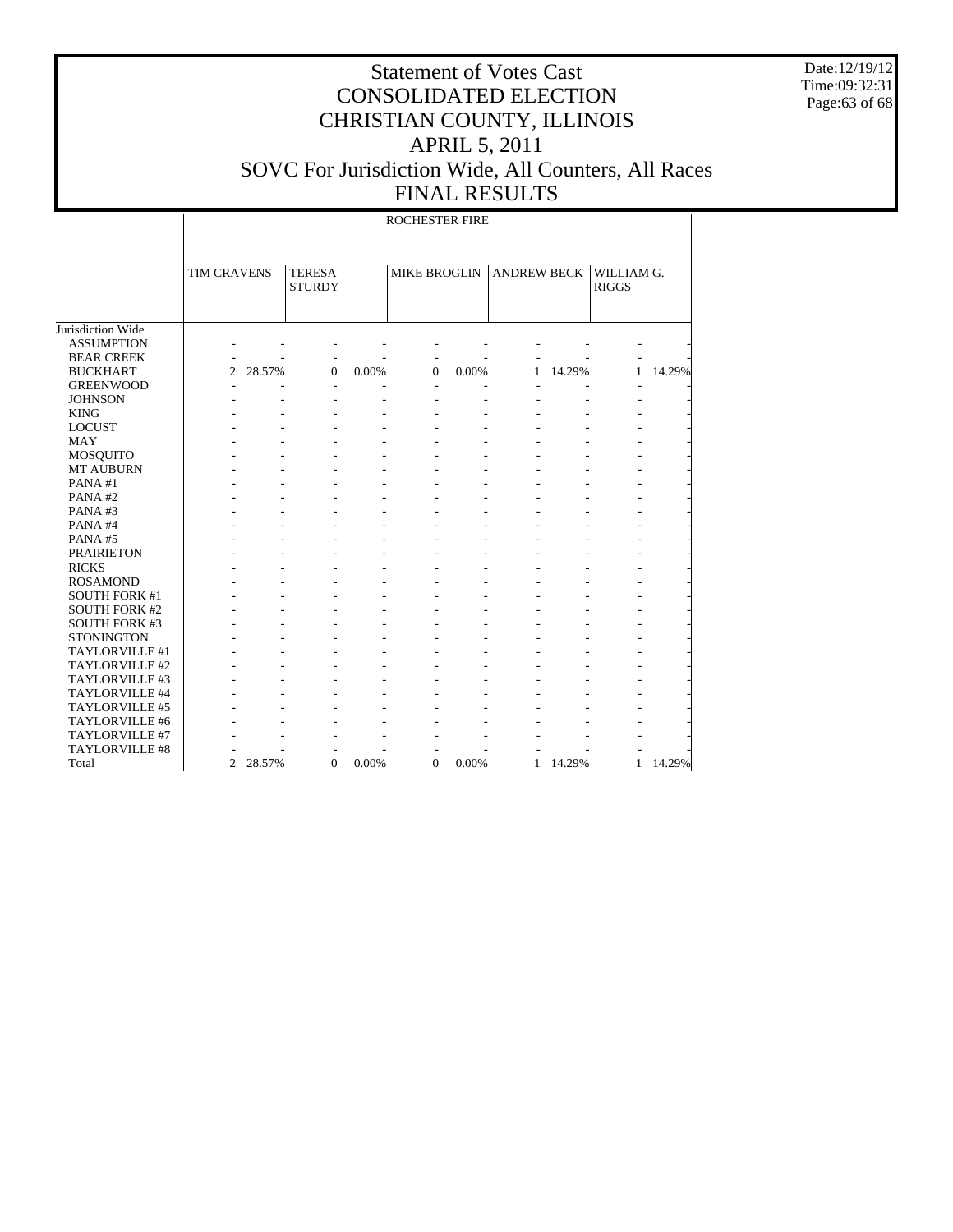# Statement of Votes Cast
# CONSOLIDATED ELECTION
# CHRISTIAN COUNTY, ILLINOIS
# APRIL 5, 2011
# SOVC For Jurisdiction Wide, All Counters, All Races
# FINAL RESULTS

Date:12/19/12
Time:09:32:31

| | ROCHESTER FIRE | | | | | | | | | |
|---|---|---|---|---|---|---|---|---|---|---|
| | TIM CRAVENS | | TERESA STURDY | | MIKE BROGLIN | | ANDREW BECK | | WILLIAM G. RIGGS | |
| Jurisdiction Wide | | | | | | | | | | |
| ASSUMPTION | - | - | - | - | - | - | - | - | - | - |
| BEAR CREEK | - | - | - | - | - | - | - | - | - | - |
| BUCKHART | 2 | 28.57% | 0 | 0.00% | 0 | 0.00% | 1 | 14.29% | 1 | 14.29% |
| GREENWOOD | - | - | - | - | - | - | - | - | - | - |
| JOHNSON | - | - | - | - | - | - | - | - | - | - |
| KING | - | - | - | - | - | - | - | - | - | - |
| LOCUST | - | - | - | - | - | - | - | - | - | - |
| MAY | - | - | - | - | - | - | - | - | - | - |
| MOSQUITO | - | - | - | - | - | - | - | - | - | - |
| MT AUBURN | - | - | - | - | - | - | - | - | - | - |
| PANA #1 | - | - | - | - | - | - | - | - | - | - |
| PANA #2 | - | - | - | - | - | - | - | - | - | - |
| PANA #3 | - | - | - | - | - | - | - | - | - | - |
| PANA #4 | - | - | - | - | - | - | - | - | - | - |
| PANA #5 | - | - | - | - | - | - | - | - | - | - |
| PRAIRIETON | - | - | - | - | - | - | - | - | - | - |
| RICKS | - | - | - | - | - | - | - | - | - | - |
| ROSAMOND | - | - | - | - | - | - | - | - | - | - |
| SOUTH FORK #1 | - | - | - | - | - | - | - | - | - | - |
| SOUTH FORK #2 | - | - | - | - | - | - | - | - | - | - |
| SOUTH FORK #3 | - | - | - | - | - | - | - | - | - | - |
| STONINGTON | - | - | - | - | - | - | - | - | - | - |
| TAYLORVILLE #1 | - | - | - | - | - | - | - | - | - | - |
| TAYLORVILLE #2 | - | - | - | - | - | - | - | - | - | - |
| TAYLORVILLE #3 | - | - | - | - | - | - | - | - | - | - |
| TAYLORVILLE #4 | - | - | - | - | - | - | - | - | - | - |
| TAYLORVILLE #5 | - | - | - | - | - | - | - | - | - | - |
| TAYLORVILLE #6 | - | - | - | - | - | - | - | - | - | - |
| TAYLORVILLE #7 | - | - | - | - | - | - | - | - | - | - |
| TAYLORVILLE #8 | - | - | - | - | - | - | - | - | - | - |
| Total | 2 | 28.57% | 0 | 0.00% | 0 | 0.00% | 1 | 14.29% | 1 | 14.29% |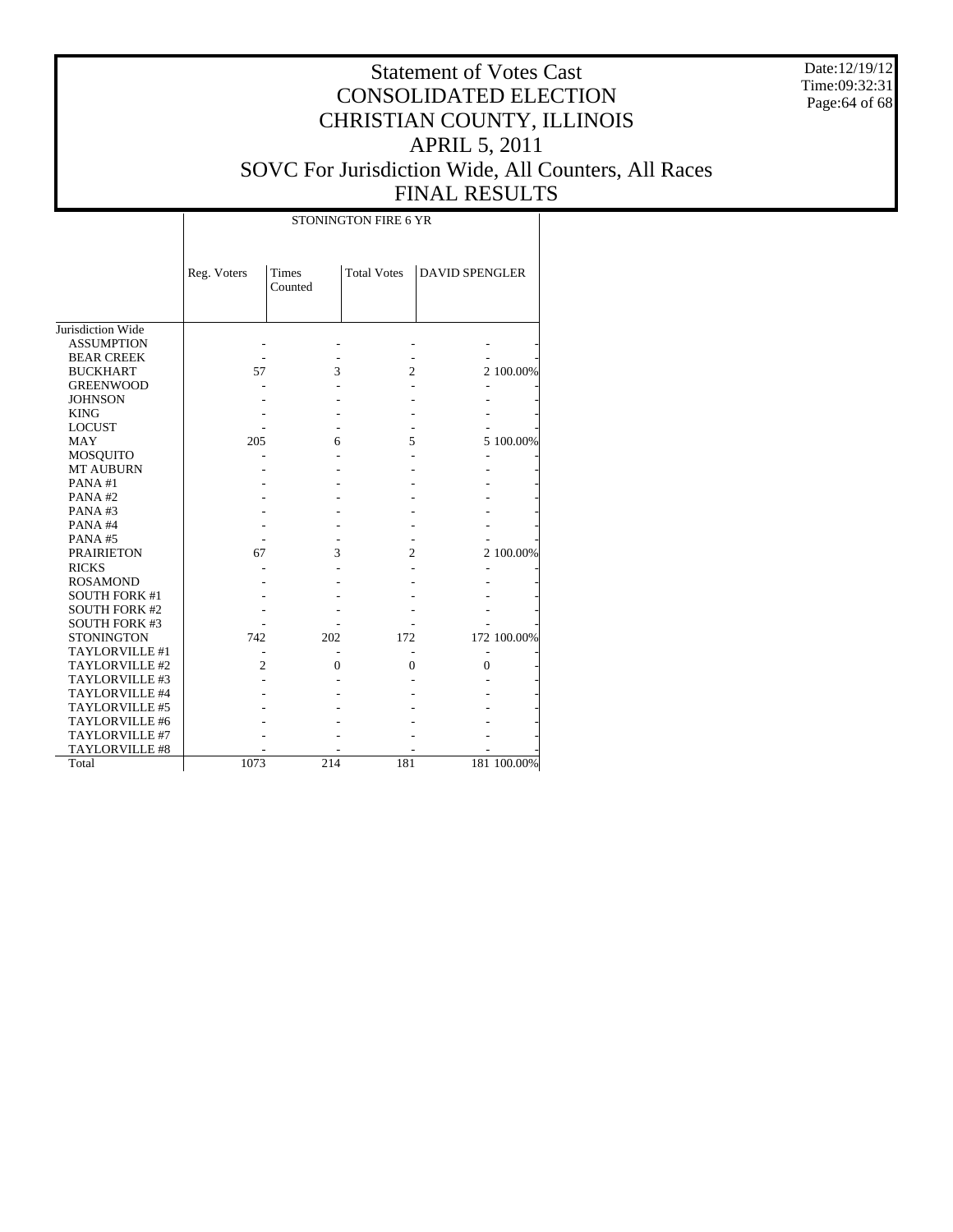# Statement of Votes Cast
# CONSOLIDATED ELECTION
# CHRISTIAN COUNTY, ILLINOIS
# APRIL 5, 2011
# SOVC For Jurisdiction Wide, All Counters, All Races
# FINAL RESULTS

Date:12/19/12
Time:09:32:31

| | STONINGTON FIRE 6 YR | | | | |
|---|---|---|---|---|---|
| | Reg. Voters | Times Counted | Total Votes | DAVID SPENGLER | |
| Jurisdiction Wide | | | | | |
| ASSUMPTION | - | - | - | - | - |
| BEAR CREEK | - | - | - | - | - |
| BUCKHART | 57 | 3 | 2 | 2 | 100.00% |
| GREENWOOD | - | - | - | - | - |
| JOHNSON | - | - | - | - | - |
| KING | - | - | - | - | - |
| LOCUST | - | - | - | - | - |
| MAY | 205 | 6 | 5 | 5 | 100.00% |
| MOSQUITO | - | - | - | - | - |
| MT AUBURN | - | - | - | - | - |
| PANA #1 | - | - | - | - | - |
| PANA #2 | - | - | - | - | - |
| PANA #3 | - | - | - | - | - |
| PANA #4 | - | - | - | - | - |
| PANA #5 | - | - | - | - | - |
| PRAIRIETON | 67 | 3 | 2 | 2 | 100.00% |
| RICKS | - | - | - | - | - |
| ROSAMOND | - | - | - | - | - |
| SOUTH FORK #1 | - | - | - | - | - |
| SOUTH FORK #2 | - | - | - | - | - |
| SOUTH FORK #3 | - | - | - | - | - |
| STONINGTON | 742 | 202 | 172 | 172 | 100.00% |
| TAYLORVILLE #1 | - | - | - | - | - |
| TAYLORVILLE #2 | 2 | 0 | 0 | 0 | - |
| TAYLORVILLE #3 | - | - | - | - | - |
| TAYLORVILLE #4 | - | - | - | - | - |
| TAYLORVILLE #5 | - | - | - | - | - |
| TAYLORVILLE #6 | - | - | - | - | - |
| TAYLORVILLE #7 | - | - | - | - | - |
| TAYLORVILLE #8 | - | - | - | - | - |
| Total | 1073 | 214 | 181 | 181 | 100.00% |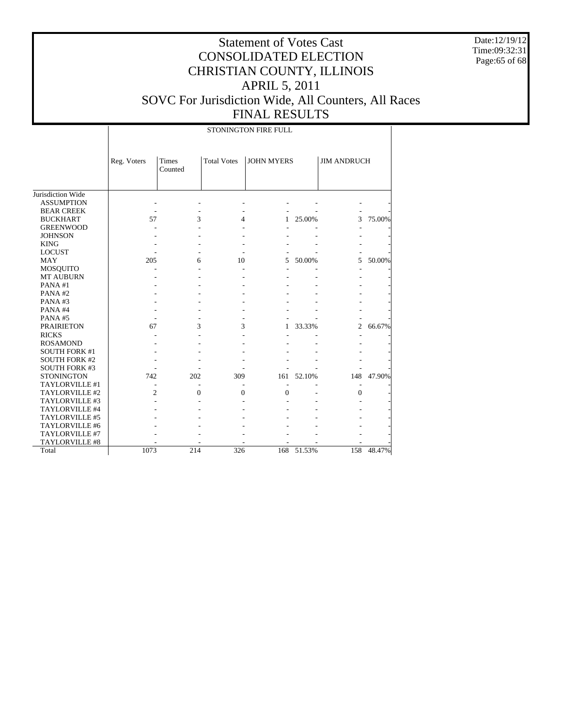# Statement of Votes Cast
# CONSOLIDATED ELECTION
# CHRISTIAN COUNTY, ILLINOIS
# APRIL 5, 2011
# SOVC For Jurisdiction Wide, All Counters, All Races
# FINAL RESULTS

Date:12/19/12
Time:09:32:31

| | STONINGTON FIRE FULL | | | | | | |
|---|---|---|---|---|---|---|---|
| | Reg. Voters | Times Counted | Total Votes | JOHN MYERS | | JIM ANDRUCH | |
| Jurisdiction Wide | | | | | | | |
| ASSUMPTION | - | - | - | - | - | - | - |
| BEAR CREEK | - | - | - | - | - | - | - |
| BUCKHART | 57 | 3 | 4 | 1 | 25.00% | 3 | 75.00% |
| GREENWOOD | - | - | - | - | - | - | - |
| JOHNSON | - | - | - | - | - | - | - |
| KING | - | - | - | - | - | - | - |
| LOCUST | - | - | - | - | - | - | - |
| MAY | 205 | 6 | 10 | 5 | 50.00% | 5 | 50.00% |
| MOSQUITO | - | - | - | - | - | - | - |
| MT AUBURN | - | - | - | - | - | - | - |
| PANA #1 | - | - | - | - | - | - | - |
| PANA #2 | - | - | - | - | - | - | - |
| PANA #3 | - | - | - | - | - | - | - |
| PANA #4 | - | - | - | - | - | - | - |
| PANA #5 | - | - | - | - | - | - | - |
| PRAIRIETON | 67 | 3 | 3 | 1 | 33.33% | 2 | 66.67% |
| RICKS | - | - | - | - | - | - | - |
| ROSAMOND | - | - | - | - | - | - | - |
| SOUTH FORK #1 | - | - | - | - | - | - | - |
| SOUTH FORK #2 | - | - | - | - | - | - | - |
| SOUTH FORK #3 | - | - | - | - | - | - | - |
| STONINGTON | 742 | 202 | 309 | 161 | 52.10% | 148 | 47.90% |
| TAYLORVILLE #1 | - | - | - | - | - | - | - |
| TAYLORVILLE #2 | 2 | 0 | 0 | 0 | - | 0 | - |
| TAYLORVILLE #3 | - | - | - | - | - | - | - |
| TAYLORVILLE #4 | - | - | - | - | - | - | - |
| TAYLORVILLE #5 | - | - | - | - | - | - | - |
| TAYLORVILLE #6 | - | - | - | - | - | - | - |
| TAYLORVILLE #7 | - | - | - | - | - | - | - |
| TAYLORVILLE #8 | - | - | - | - | - | - | - |
| Total | 1073 | 214 | 326 | 168 | 51.53% | 158 | 48.47% |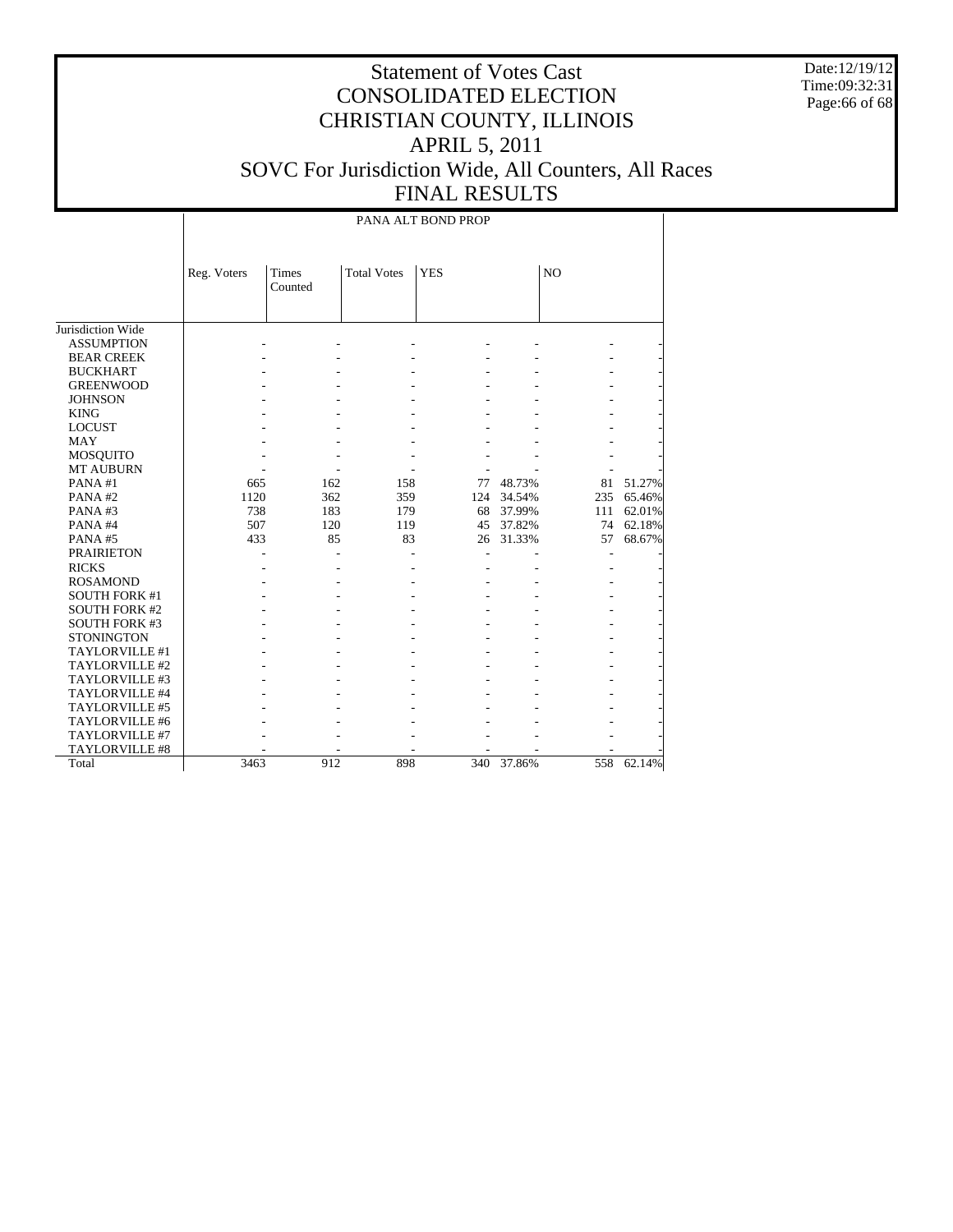# Statement of Votes Cast
# CONSOLIDATED ELECTION
# CHRISTIAN COUNTY, ILLINOIS
# APRIL 5, 2011
# SOVC For Jurisdiction Wide, All Counters, All Races
# FINAL RESULTS

Date:12/19/12
Time:09:32:31

| | PANA ALT BOND PROP | | | | | | |
|---|---|---|---|---|---|---|---|
| | Reg. Voters | Times Counted | Total Votes | YES | | NO | |
| Jurisdiction Wide | | | | | | | |
| ASSUMPTION | - | - | - | - | - | - | - |
| BEAR CREEK | - | - | - | - | - | - | - |
| BUCKHART | - | - | - | - | - | - | - |
| GREENWOOD | - | - | - | - | - | - | - |
| JOHNSON | - | - | - | - | - | - | - |
| KING | - | - | - | - | - | - | - |
| LOCUST | - | - | - | - | - | - | - |
| MAY | - | - | - | - | - | - | - |
| MOSQUITO | - | - | - | - | - | - | - |
| MT AUBURN | - | - | - | - | - | - | - |
| PANA #1 | 665 | 162 | 158 | 77 | 48.73% | 81 | 51.27% |
| PANA #2 | 1120 | 362 | 359 | 124 | 34.54% | 235 | 65.46% |
| PANA #3 | 738 | 183 | 179 | 68 | 37.99% | 111 | 62.01% |
| PANA #4 | 507 | 120 | 119 | 45 | 37.82% | 74 | 62.18% |
| PANA #5 | 433 | 85 | 83 | 26 | 31.33% | 57 | 68.67% |
| PRAIRIETON | - | - | - | - | - | - | - |
| RICKS | - | - | - | - | - | - | - |
| ROSAMOND | - | - | - | - | - | - | - |
| SOUTH FORK #1 | - | - | - | - | - | - | - |
| SOUTH FORK #2 | - | - | - | - | - | - | - |
| SOUTH FORK #3 | - | - | - | - | - | - | - |
| STONINGTON | - | - | - | - | - | - | - |
| TAYLORVILLE #1 | - | - | - | - | - | - | - |
| TAYLORVILLE #2 | - | - | - | - | - | - | - |
| TAYLORVILLE #3 | - | - | - | - | - | - | - |
| TAYLORVILLE #4 | - | - | - | - | - | - | - |
| TAYLORVILLE #5 | - | - | - | - | - | - | - |
| TAYLORVILLE #6 | - | - | - | - | - | - | - |
| TAYLORVILLE #7 | - | - | - | - | - | - | - |
| TAYLORVILLE #8 | - | - | - | - | - | - | - |
| Total | 3463 | 912 | 898 | 340 | 37.86% | 558 | 62.14% |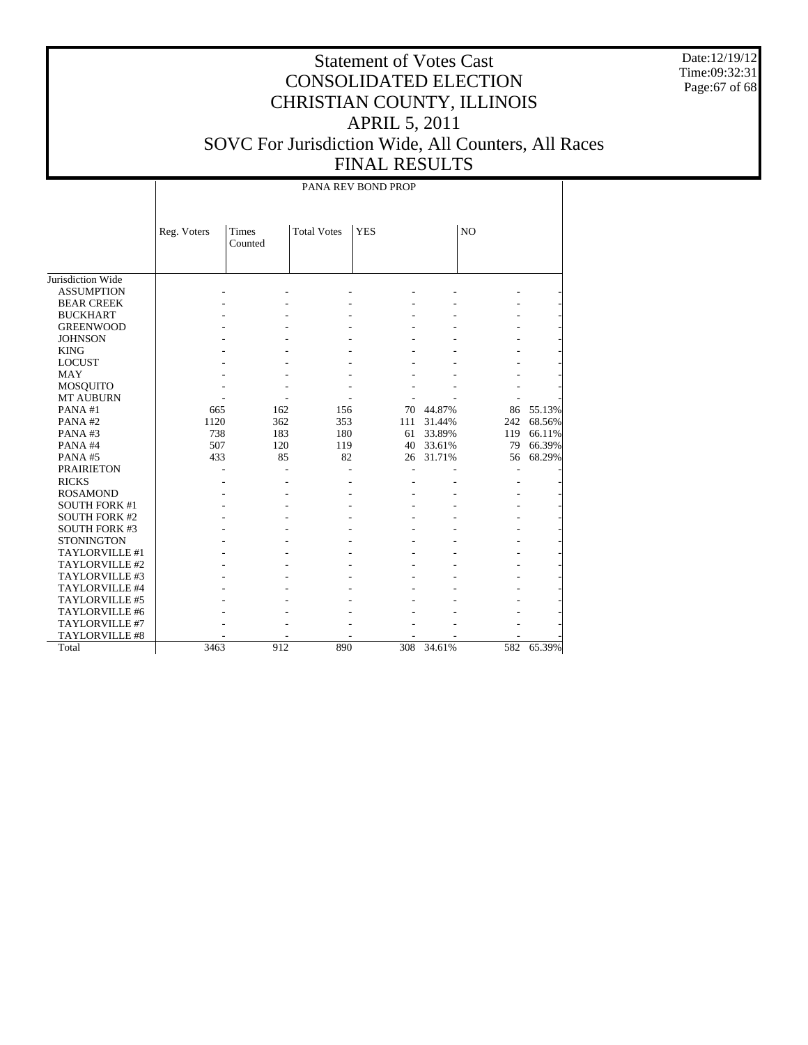# Statement of Votes Cast
# CONSOLIDATED ELECTION
# CHRISTIAN COUNTY, ILLINOIS
# APRIL 5, 2011
# SOVC For Jurisdiction Wide, All Counters, All Races
# FINAL RESULTS

Date:12/19/12
Time:09:32:31

| | PANA REV BOND PROP | | | | | | |
|---|---|---|---|---|---|---|---|
| | Reg. Voters | Times Counted | Total Votes | YES | | NO | |
| Jurisdiction Wide | | | | | | | |
| ASSUMPTION | - | - | - | - | - | - | - |
| BEAR CREEK | - | - | - | - | - | - | - |
| BUCKHART | - | - | - | - | - | - | - |
| GREENWOOD | - | - | - | - | - | - | - |
| JOHNSON | - | - | - | - | - | - | - |
| KING | - | - | - | - | - | - | - |
| LOCUST | - | - | - | - | - | - | - |
| MAY | - | - | - | - | - | - | - |
| MOSQUITO | - | - | - | - | - | - | - |
| MT AUBURN | - | - | - | - | - | - | - |
| PANA #1 | 665 | 162 | 156 | 70 | 44.87% | 86 | 55.13% |
| PANA #2 | 1120 | 362 | 353 | 111 | 31.44% | 242 | 68.56% |
| PANA #3 | 738 | 183 | 180 | 61 | 33.89% | 119 | 66.11% |
| PANA #4 | 507 | 120 | 119 | 40 | 33.61% | 79 | 66.39% |
| PANA #5 | 433 | 85 | 82 | 26 | 31.71% | 56 | 68.29% |
| PRAIRIETON | - | - | - | - | - | - | - |
| RICKS | - | - | - | - | - | - | - |
| ROSAMOND | - | - | - | - | - | - | - |
| SOUTH FORK #1 | - | - | - | - | - | - | - |
| SOUTH FORK #2 | - | - | - | - | - | - | - |
| SOUTH FORK #3 | - | - | - | - | - | - | - |
| STONINGTON | - | - | - | - | - | - | - |
| TAYLORVILLE #1 | - | - | - | - | - | - | - |
| TAYLORVILLE #2 | - | - | - | - | - | - | - |
| TAYLORVILLE #3 | - | - | - | - | - | - | - |
| TAYLORVILLE #4 | - | - | - | - | - | - | - |
| TAYLORVILLE #5 | - | - | - | - | - | - | - |
| TAYLORVILLE #6 | - | - | - | - | - | - | - |
| TAYLORVILLE #7 | - | - | - | - | - | - | - |
| TAYLORVILLE #8 | - | - | - | - | - | - | - |
| Total | 3463 | 912 | 890 | 308 | 34.61% | 582 | 65.39% |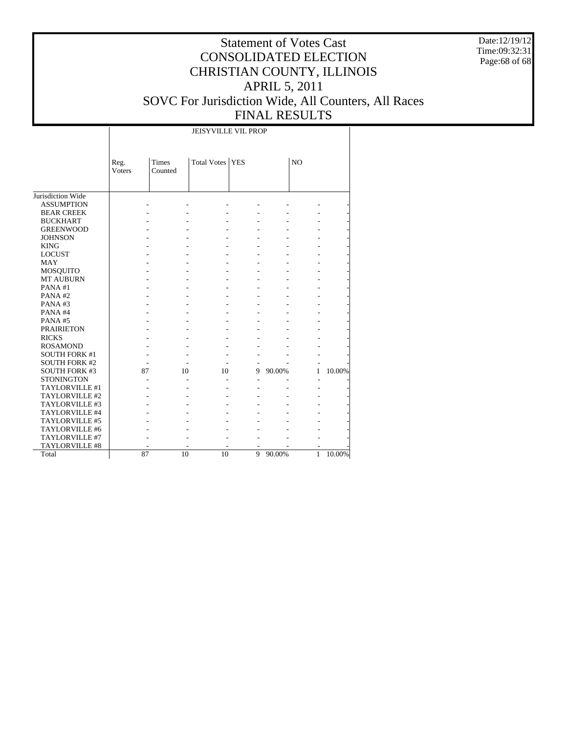# Statement of Votes Cast
# CONSOLIDATED ELECTION
# CHRISTIAN COUNTY, ILLINOIS
# APRIL 5, 2011
# SOVC For Jurisdiction Wide, All Counters, All Races
# FINAL RESULTS

Date:12/19/12
Time:09:32:31

| | JEISYVILLE VIL PROP | | | | | | |
|---|---|---|---|---|---|---|---|
| | Reg. Voters | Times Counted | Total Votes | YES | | NO | |
| Jurisdiction Wide | | | | | | | |
| ASSUMPTION | - | - | - | - | - | - | - |
| BEAR CREEK | - | - | - | - | - | - | - |
| BUCKHART | - | - | - | - | - | - | - |
| GREENWOOD | - | - | - | - | - | - | - |
| JOHNSON | - | - | - | - | - | - | - |
| KING | - | - | - | - | - | - | - |
| LOCUST | - | - | - | - | - | - | - |
| MAY | - | - | - | - | - | - | - |
| MOSQUITO | - | - | - | - | - | - | - |
| MT AUBURN | - | - | - | - | - | - | - |
| PANA #1 | - | - | - | - | - | - | - |
| PANA #2 | - | - | - | - | - | - | - |
| PANA #3 | - | - | - | - | - | - | - |
| PANA #4 | - | - | - | - | - | - | - |
| PANA #5 | - | - | - | - | - | - | - |
| PRAIRIETON | - | - | - | - | - | - | - |
| RICKS | - | - | - | - | - | - | - |
| ROSAMOND | - | - | - | - | - | - | - |
| SOUTH FORK #1 | - | - | - | - | - | - | - |
| SOUTH FORK #2 | - | - | - | - | - | - | - |
| SOUTH FORK #3 | 87 | 10 | 10 | 9 | 90.00% | 1 | 10.00% |
| STONINGTON | - | - | - | - | - | - | - |
| TAYLORVILLE #1 | - | - | - | - | - | - | - |
| TAYLORVILLE #2 | - | - | - | - | - | - | - |
| TAYLORVILLE #3 | - | - | - | - | - | - | - |
| TAYLORVILLE #4 | - | - | - | - | - | - | - |
| TAYLORVILLE #5 | - | - | - | - | - | - | - |
| TAYLORVILLE #6 | - | - | - | - | - | - | - |
| TAYLORVILLE #7 | - | - | - | - | - | - | - |
| TAYLORVILLE #8 | - | - | - | - | - | - | - |
| Total | 87 | 10 | 10 | 9 | 90.00% | 1 | 10.00% |